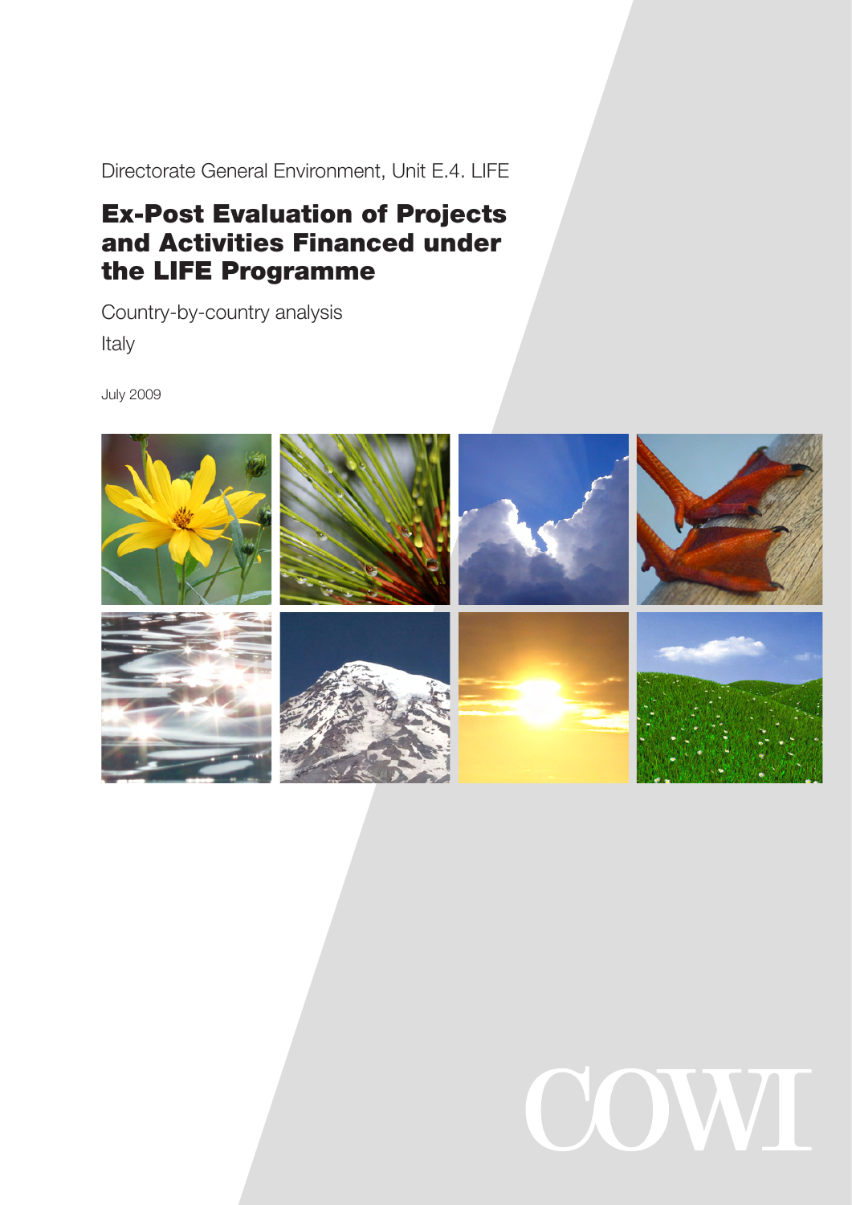Directorate General Environment, Unit E.4. LIFE

# Ex-Post Evaluation of Projects and Activities Financed under the LIFE Programme

Country-by-country analysis

Italy

July 2009

COWI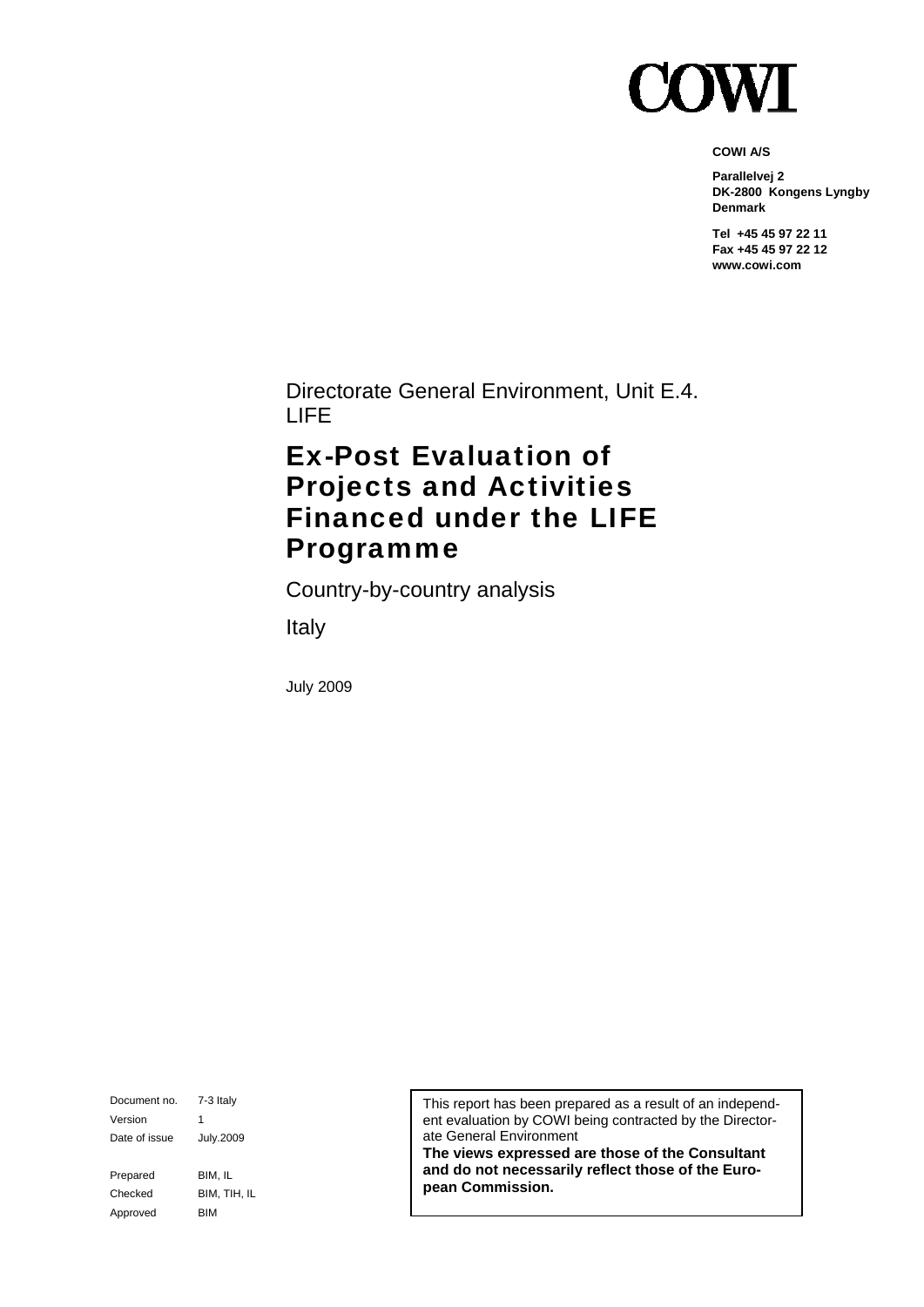# COWI

**COWI A/S**

**Parallelvej 2**
**DK-2800 Kongens Lyngby**
**Denmark**

**Tel +45 45 97 22 11**
**Fax +45 45 97 22 12**
**www.cowi.com**

Directorate General Environment, Unit E.4. LIFE

# Ex-Post Evaluation of Projects and Activities Financed under the LIFE Programme

Country-by-country analysis

Italy

July 2009

| | |
|---|---|
| Document no. | 7-3 Italy |
| Version | 1 |
| Date of issue | July.2009 |
| Prepared | BIM, IL |
| Checked | BIM, TIH, IL |
| Approved | BIM |

This report has been prepared as a result of an independent evaluation by COWI being contracted by the Directorate General Environment
**The views expressed are those of the Consultant and do not necessarily reflect those of the European Commission.**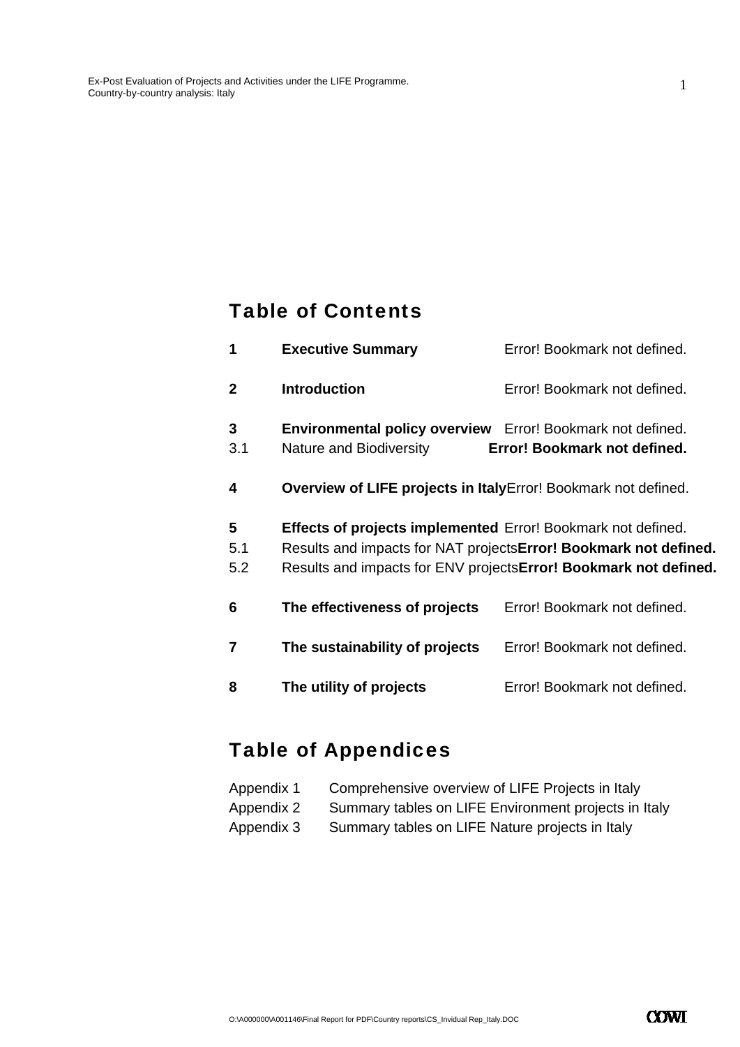## Table of Contents

| | | |
|---|---|---|
| **1** | **Executive Summary** | Error! Bookmark not defined. |
| **2** | **Introduction** | Error! Bookmark not defined. |
| **3** | **Environmental policy overview** | Error! Bookmark not defined. |
| 3.1 | Nature and Biodiversity | **Error! Bookmark not defined.** |
| **4** | **Overview of LIFE projects in Italy** | Error! Bookmark not defined. |
| **5** | **Effects of projects implemented** | Error! Bookmark not defined. |
| 5.1 | Results and impacts for NAT projects | **Error! Bookmark not defined.** |
| 5.2 | Results and impacts for ENV projects | **Error! Bookmark not defined.** |
| **6** | **The effectiveness of projects** | Error! Bookmark not defined. |
| **7** | **The sustainability of projects** | Error! Bookmark not defined. |
| **8** | **The utility of projects** | Error! Bookmark not defined. |

## Table of Appendices

| | |
|---|---|
| Appendix 1 | Comprehensive overview of LIFE Projects in Italy |
| Appendix 2 | Summary tables on LIFE Environment projects in Italy |
| Appendix 3 | Summary tables on LIFE Nature projects in Italy |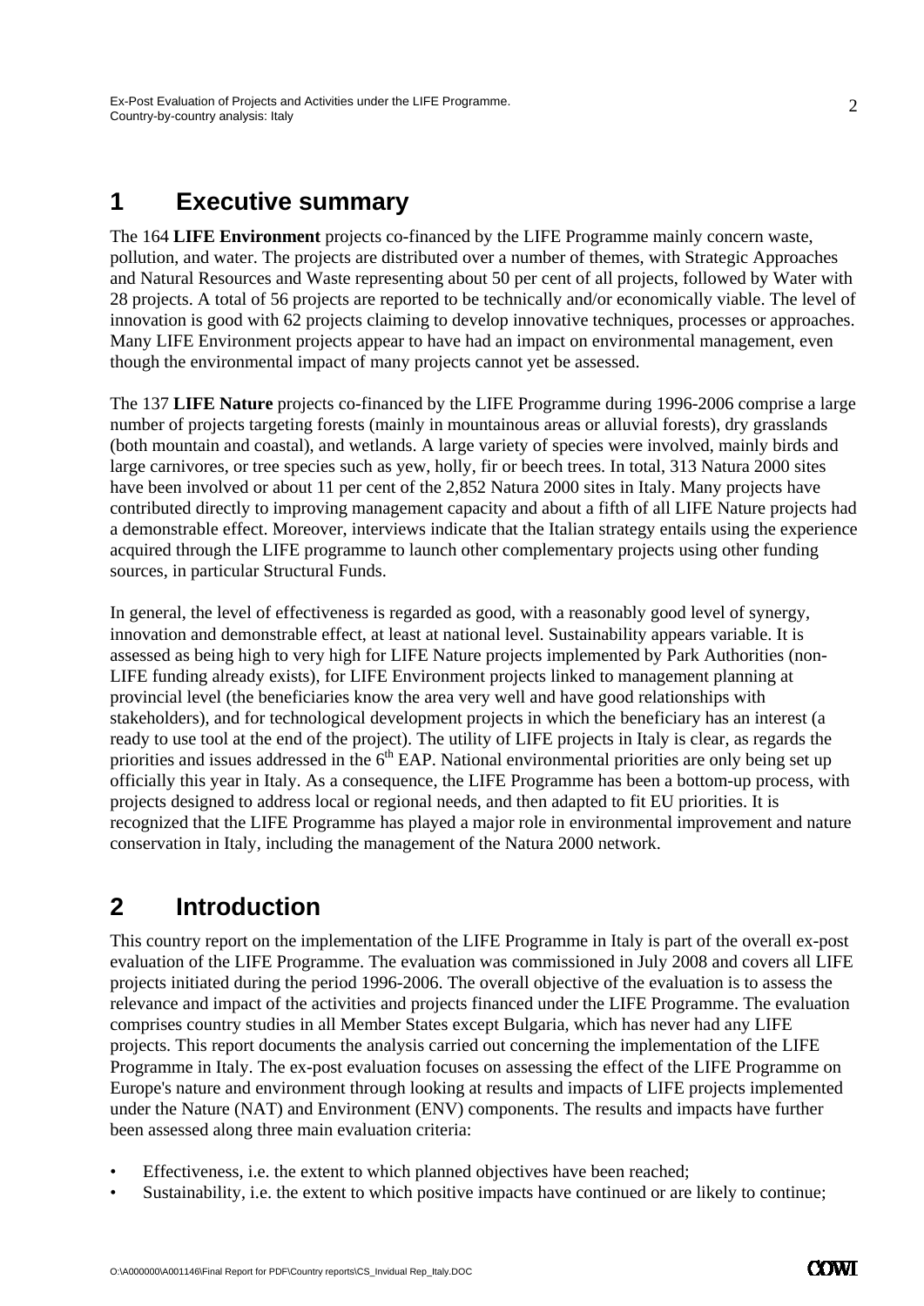# 1 Executive summary

The 164 **LIFE Environment** projects co-financed by the LIFE Programme mainly concern waste, pollution, and water. The projects are distributed over a number of themes, with Strategic Approaches and Natural Resources and Waste representing about 50 per cent of all projects, followed by Water with 28 projects. A total of 56 projects are reported to be technically and/or economically viable. The level of innovation is good with 62 projects claiming to develop innovative techniques, processes or approaches. Many LIFE Environment projects appear to have had an impact on environmental management, even though the environmental impact of many projects cannot yet be assessed.

The 137 **LIFE Nature** projects co-financed by the LIFE Programme during 1996-2006 comprise a large number of projects targeting forests (mainly in mountainous areas or alluvial forests), dry grasslands (both mountain and coastal), and wetlands. A large variety of species were involved, mainly birds and large carnivores, or tree species such as yew, holly, fir or beech trees. In total, 313 Natura 2000 sites have been involved or about 11 per cent of the 2,852 Natura 2000 sites in Italy. Many projects have contributed directly to improving management capacity and about a fifth of all LIFE Nature projects had a demonstrable effect. Moreover, interviews indicate that the Italian strategy entails using the experience acquired through the LIFE programme to launch other complementary projects using other funding sources, in particular Structural Funds.

In general, the level of effectiveness is regarded as good, with a reasonably good level of synergy, innovation and demonstrable effect, at least at national level. Sustainability appears variable. It is assessed as being high to very high for LIFE Nature projects implemented by Park Authorities (non-LIFE funding already exists), for LIFE Environment projects linked to management planning at provincial level (the beneficiaries know the area very well and have good relationships with stakeholders), and for technological development projects in which the beneficiary has an interest (a ready to use tool at the end of the project). The utility of LIFE projects in Italy is clear, as regards the priorities and issues addressed in the 6th EAP. National environmental priorities are only being set up officially this year in Italy. As a consequence, the LIFE Programme has been a bottom-up process, with projects designed to address local or regional needs, and then adapted to fit EU priorities. It is recognized that the LIFE Programme has played a major role in environmental improvement and nature conservation in Italy, including the management of the Natura 2000 network.

# 2 Introduction

This country report on the implementation of the LIFE Programme in Italy is part of the overall ex-post evaluation of the LIFE Programme. The evaluation was commissioned in July 2008 and covers all LIFE projects initiated during the period 1996-2006. The overall objective of the evaluation is to assess the relevance and impact of the activities and projects financed under the LIFE Programme. The evaluation comprises country studies in all Member States except Bulgaria, which has never had any LIFE projects. This report documents the analysis carried out concerning the implementation of the LIFE Programme in Italy. The ex-post evaluation focuses on assessing the effect of the LIFE Programme on Europe's nature and environment through looking at results and impacts of LIFE projects implemented under the Nature (NAT) and Environment (ENV) components. The results and impacts have further been assessed along three main evaluation criteria:

- Effectiveness, i.e. the extent to which planned objectives have been reached;
- Sustainability, i.e. the extent to which positive impacts have continued or are likely to continue;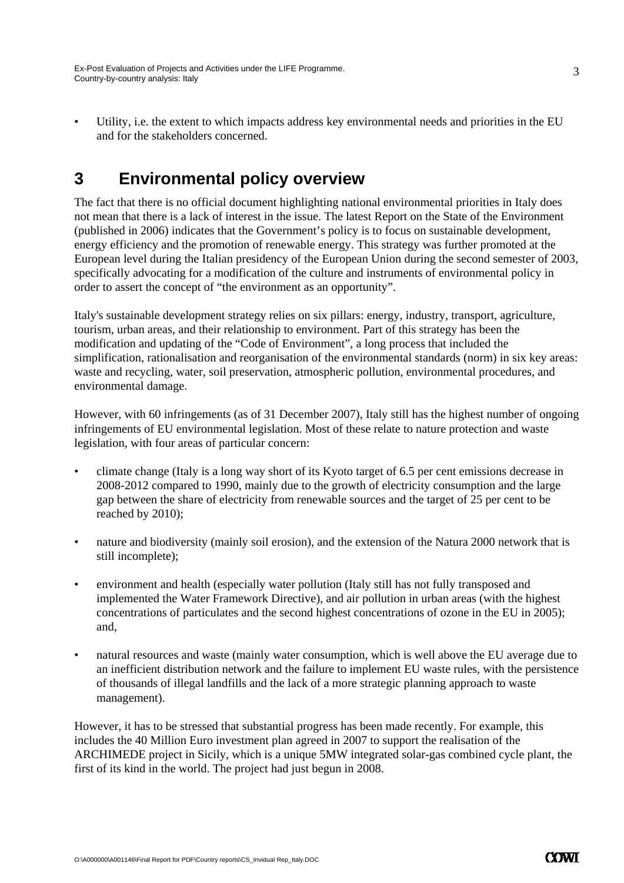- Utility, i.e. the extent to which impacts address key environmental needs and priorities in the EU and for the stakeholders concerned.

# 3 Environmental policy overview

The fact that there is no official document highlighting national environmental priorities in Italy does not mean that there is a lack of interest in the issue. The latest Report on the State of the Environment (published in 2006) indicates that the Government's policy is to focus on sustainable development, energy efficiency and the promotion of renewable energy. This strategy was further promoted at the European level during the Italian presidency of the European Union during the second semester of 2003, specifically advocating for a modification of the culture and instruments of environmental policy in order to assert the concept of "the environment as an opportunity".

Italy's sustainable development strategy relies on six pillars: energy, industry, transport, agriculture, tourism, urban areas, and their relationship to environment. Part of this strategy has been the modification and updating of the "Code of Environment", a long process that included the simplification, rationalisation and reorganisation of the environmental standards (norm) in six key areas: waste and recycling, water, soil preservation, atmospheric pollution, environmental procedures, and environmental damage.

However, with 60 infringements (as of 31 December 2007), Italy still has the highest number of ongoing infringements of EU environmental legislation. Most of these relate to nature protection and waste legislation, with four areas of particular concern:

- climate change (Italy is a long way short of its Kyoto target of 6.5 per cent emissions decrease in 2008-2012 compared to 1990, mainly due to the growth of electricity consumption and the large gap between the share of electricity from renewable sources and the target of 25 per cent to be reached by 2010);

- nature and biodiversity (mainly soil erosion), and the extension of the Natura 2000 network that is still incomplete);

- environment and health (especially water pollution (Italy still has not fully transposed and implemented the Water Framework Directive), and air pollution in urban areas (with the highest concentrations of particulates and the second highest concentrations of ozone in the EU in 2005); and,

- natural resources and waste (mainly water consumption, which is well above the EU average due to an inefficient distribution network and the failure to implement EU waste rules, with the persistence of thousands of illegal landfills and the lack of a more strategic planning approach to waste management).

However, it has to be stressed that substantial progress has been made recently. For example, this includes the 40 Million Euro investment plan agreed in 2007 to support the realisation of the ARCHIMEDE project in Sicily, which is a unique 5MW integrated solar-gas combined cycle plant, the first of its kind in the world. The project had just begun in 2008.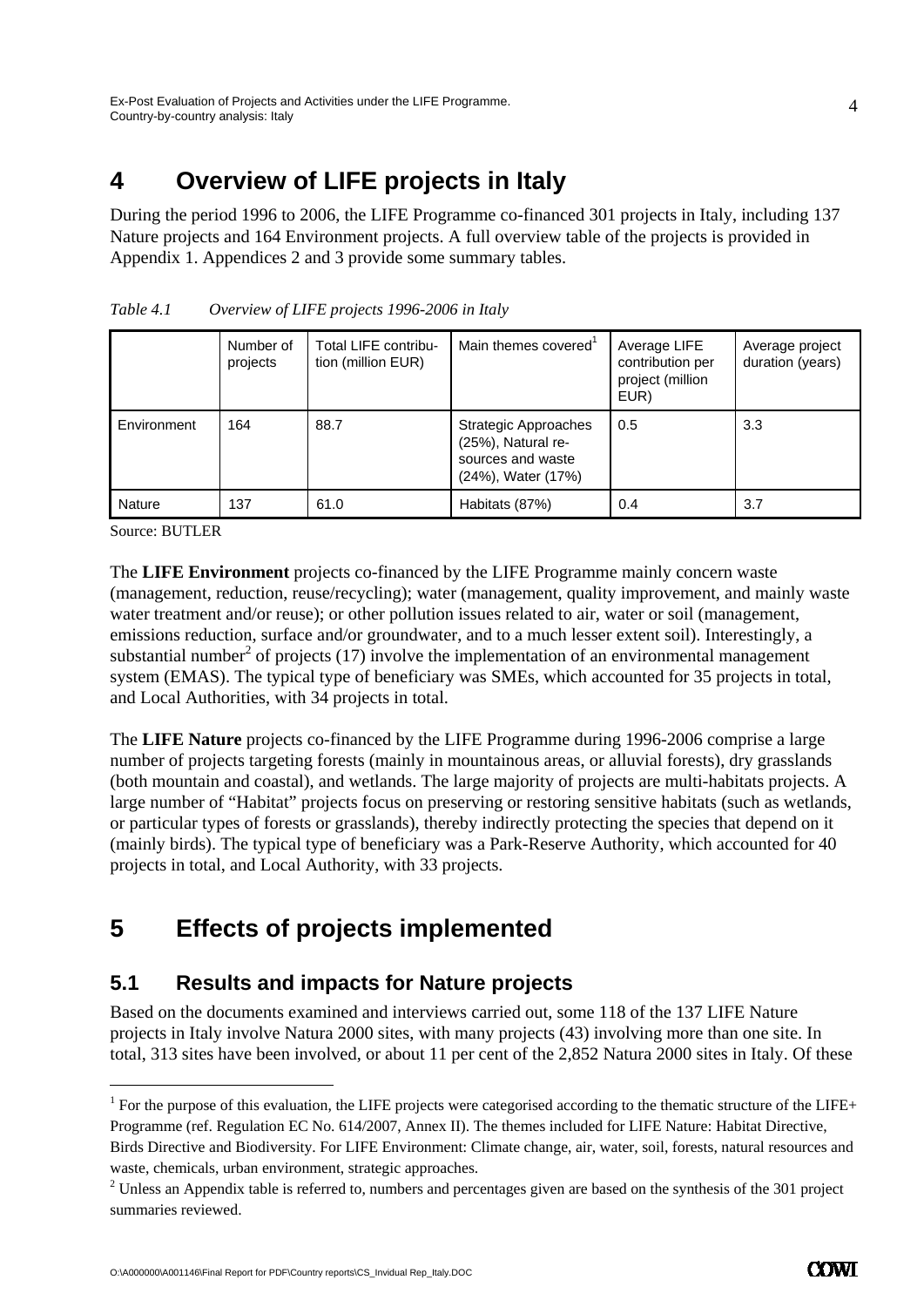# 4 Overview of LIFE projects in Italy

During the period 1996 to 2006, the LIFE Programme co-financed 301 projects in Italy, including 137 Nature projects and 164 Environment projects. A full overview table of the projects is provided in Appendix 1. Appendices 2 and 3 provide some summary tables.

*Table 4.1 Overview of LIFE projects 1996-2006 in Italy*

| | Number of projects | Total LIFE contribution (million EUR) | Main themes covered[1] | Average LIFE contribution per project (million EUR) | Average project duration (years) |
|---|---|---|---|---|---|
| Environment | 164 | 88.7 | Strategic Approaches (25%), Natural resources and waste (24%), Water (17%) | 0.5 | 3.3 |
| Nature | 137 | 61.0 | Habitats (87%) | 0.4 | 3.7 |

Source: BUTLER

The **LIFE Environment** projects co-financed by the LIFE Programme mainly concern waste (management, reduction, reuse/recycling); water (management, quality improvement, and mainly waste water treatment and/or reuse); or other pollution issues related to air, water or soil (management, emissions reduction, surface and/or groundwater, and to a much lesser extent soil). Interestingly, a substantial number[2] of projects (17) involve the implementation of an environmental management system (EMAS). The typical type of beneficiary was SMEs, which accounted for 35 projects in total, and Local Authorities, with 34 projects in total.

The **LIFE Nature** projects co-financed by the LIFE Programme during 1996-2006 comprise a large number of projects targeting forests (mainly in mountainous areas, or alluvial forests), dry grasslands (both mountain and coastal), and wetlands. The large majority of projects are multi-habitats projects. A large number of "Habitat" projects focus on preserving or restoring sensitive habitats (such as wetlands, or particular types of forests or grasslands), thereby indirectly protecting the species that depend on it (mainly birds). The typical type of beneficiary was a Park-Reserve Authority, which accounted for 40 projects in total, and Local Authority, with 33 projects.

# 5 Effects of projects implemented

## 5.1 Results and impacts for Nature projects

Based on the documents examined and interviews carried out, some 118 of the 137 LIFE Nature projects in Italy involve Natura 2000 sites, with many projects (43) involving more than one site. In total, 313 sites have been involved, or about 11 per cent of the 2,852 Natura 2000 sites in Italy. Of these

---

[1] For the purpose of this evaluation, the LIFE projects were categorised according to the thematic structure of the LIFE+ Programme (ref. Regulation EC No. 614/2007, Annex II). The themes included for LIFE Nature: Habitat Directive, Birds Directive and Biodiversity. For LIFE Environment: Climate change, air, water, soil, forests, natural resources and waste, chemicals, urban environment, strategic approaches.

[2] Unless an Appendix table is referred to, numbers and percentages given are based on the synthesis of the 301 project summaries reviewed.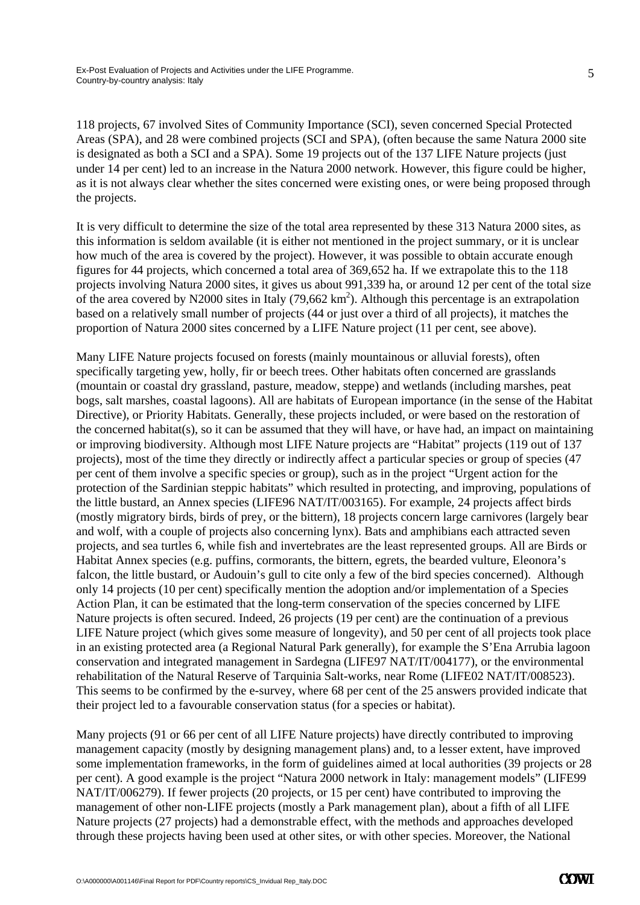118 projects, 67 involved Sites of Community Importance (SCI), seven concerned Special Protected Areas (SPA), and 28 were combined projects (SCI and SPA), (often because the same Natura 2000 site is designated as both a SCI and a SPA). Some 19 projects out of the 137 LIFE Nature projects (just under 14 per cent) led to an increase in the Natura 2000 network. However, this figure could be higher, as it is not always clear whether the sites concerned were existing ones, or were being proposed through the projects.

It is very difficult to determine the size of the total area represented by these 313 Natura 2000 sites, as this information is seldom available (it is either not mentioned in the project summary, or it is unclear how much of the area is covered by the project). However, it was possible to obtain accurate enough figures for 44 projects, which concerned a total area of 369,652 ha. If we extrapolate this to the 118 projects involving Natura 2000 sites, it gives us about 991,339 ha, or around 12 per cent of the total size of the area covered by N2000 sites in Italy (79,662 $km^2$). Although this percentage is an extrapolation based on a relatively small number of projects (44 or just over a third of all projects), it matches the proportion of Natura 2000 sites concerned by a LIFE Nature project (11 per cent, see above).

Many LIFE Nature projects focused on forests (mainly mountainous or alluvial forests), often specifically targeting yew, holly, fir or beech trees. Other habitats often concerned are grasslands (mountain or coastal dry grassland, pasture, meadow, steppe) and wetlands (including marshes, peat bogs, salt marshes, coastal lagoons). All are habitats of European importance (in the sense of the Habitat Directive), or Priority Habitats. Generally, these projects included, or were based on the restoration of the concerned habitat(s), so it can be assumed that they will have, or have had, an impact on maintaining or improving biodiversity. Although most LIFE Nature projects are "Habitat" projects (119 out of 137 projects), most of the time they directly or indirectly affect a particular species or group of species (47 per cent of them involve a specific species or group), such as in the project "Urgent action for the protection of the Sardinian steppic habitats" which resulted in protecting, and improving, populations of the little bustard, an Annex species (LIFE96 NAT/IT/003165). For example, 24 projects affect birds (mostly migratory birds, birds of prey, or the bittern), 18 projects concern large carnivores (largely bear and wolf, with a couple of projects also concerning lynx). Bats and amphibians each attracted seven projects, and sea turtles 6, while fish and invertebrates are the least represented groups. All are Birds or Habitat Annex species (e.g. puffins, cormorants, the bittern, egrets, the bearded vulture, Eleonora's falcon, the little bustard, or Audouin's gull to cite only a few of the bird species concerned). Although only 14 projects (10 per cent) specifically mention the adoption and/or implementation of a Species Action Plan, it can be estimated that the long-term conservation of the species concerned by LIFE Nature projects is often secured. Indeed, 26 projects (19 per cent) are the continuation of a previous LIFE Nature project (which gives some measure of longevity), and 50 per cent of all projects took place in an existing protected area (a Regional Natural Park generally), for example the S'Ena Arrubia lagoon conservation and integrated management in Sardegna (LIFE97 NAT/IT/004177), or the environmental rehabilitation of the Natural Reserve of Tarquinia Salt-works, near Rome (LIFE02 NAT/IT/008523). This seems to be confirmed by the e-survey, where 68 per cent of the 25 answers provided indicate that their project led to a favourable conservation status (for a species or habitat).

Many projects (91 or 66 per cent of all LIFE Nature projects) have directly contributed to improving management capacity (mostly by designing management plans) and, to a lesser extent, have improved some implementation frameworks, in the form of guidelines aimed at local authorities (39 projects or 28 per cent). A good example is the project "Natura 2000 network in Italy: management models" (LIFE99 NAT/IT/006279). If fewer projects (20 projects, or 15 per cent) have contributed to improving the management of other non-LIFE projects (mostly a Park management plan), about a fifth of all LIFE Nature projects (27 projects) had a demonstrable effect, with the methods and approaches developed through these projects having been used at other sites, or with other species. Moreover, the National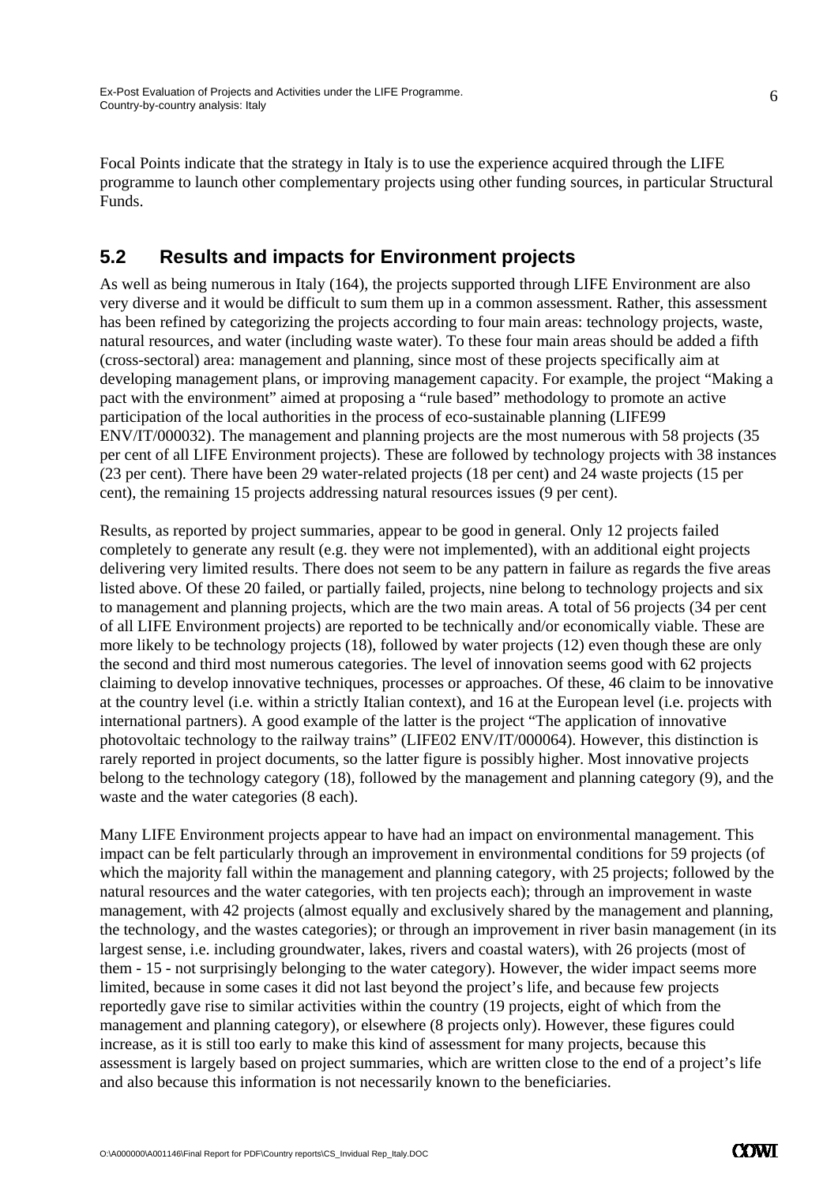Focal Points indicate that the strategy in Italy is to use the experience acquired through the LIFE programme to launch other complementary projects using other funding sources, in particular Structural Funds.

## 5.2 Results and impacts for Environment projects

As well as being numerous in Italy (164), the projects supported through LIFE Environment are also very diverse and it would be difficult to sum them up in a common assessment. Rather, this assessment has been refined by categorizing the projects according to four main areas: technology projects, waste, natural resources, and water (including waste water). To these four main areas should be added a fifth (cross-sectoral) area: management and planning, since most of these projects specifically aim at developing management plans, or improving management capacity. For example, the project "Making a pact with the environment" aimed at proposing a "rule based" methodology to promote an active participation of the local authorities in the process of eco-sustainable planning (LIFE99 ENV/IT/000032). The management and planning projects are the most numerous with 58 projects (35 per cent of all LIFE Environment projects). These are followed by technology projects with 38 instances (23 per cent). There have been 29 water-related projects (18 per cent) and 24 waste projects (15 per cent), the remaining 15 projects addressing natural resources issues (9 per cent).

Results, as reported by project summaries, appear to be good in general. Only 12 projects failed completely to generate any result (e.g. they were not implemented), with an additional eight projects delivering very limited results. There does not seem to be any pattern in failure as regards the five areas listed above. Of these 20 failed, or partially failed, projects, nine belong to technology projects and six to management and planning projects, which are the two main areas. A total of 56 projects (34 per cent of all LIFE Environment projects) are reported to be technically and/or economically viable. These are more likely to be technology projects (18), followed by water projects (12) even though these are only the second and third most numerous categories. The level of innovation seems good with 62 projects claiming to develop innovative techniques, processes or approaches. Of these, 46 claim to be innovative at the country level (i.e. within a strictly Italian context), and 16 at the European level (i.e. projects with international partners). A good example of the latter is the project "The application of innovative photovoltaic technology to the railway trains" (LIFE02 ENV/IT/000064). However, this distinction is rarely reported in project documents, so the latter figure is possibly higher. Most innovative projects belong to the technology category (18), followed by the management and planning category (9), and the waste and the water categories (8 each).

Many LIFE Environment projects appear to have had an impact on environmental management. This impact can be felt particularly through an improvement in environmental conditions for 59 projects (of which the majority fall within the management and planning category, with 25 projects; followed by the natural resources and the water categories, with ten projects each); through an improvement in waste management, with 42 projects (almost equally and exclusively shared by the management and planning, the technology, and the wastes categories); or through an improvement in river basin management (in its largest sense, i.e. including groundwater, lakes, rivers and coastal waters), with 26 projects (most of them - 15 - not surprisingly belonging to the water category). However, the wider impact seems more limited, because in some cases it did not last beyond the project's life, and because few projects reportedly gave rise to similar activities within the country (19 projects, eight of which from the management and planning category), or elsewhere (8 projects only). However, these figures could increase, as it is still too early to make this kind of assessment for many projects, because this assessment is largely based on project summaries, which are written close to the end of a project's life and also because this information is not necessarily known to the beneficiaries.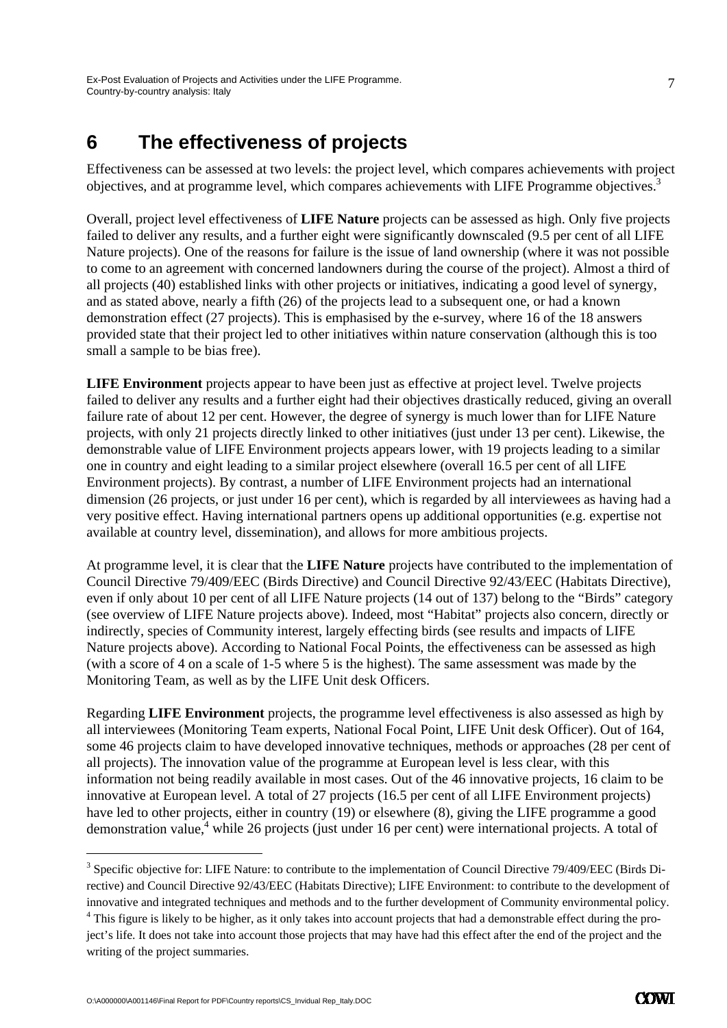# 6 The effectiveness of projects

Effectiveness can be assessed at two levels: the project level, which compares achievements with project objectives, and at programme level, which compares achievements with LIFE Programme objectives.[3]

Overall, project level effectiveness of **LIFE Nature** projects can be assessed as high. Only five projects failed to deliver any results, and a further eight were significantly downscaled (9.5 per cent of all LIFE Nature projects). One of the reasons for failure is the issue of land ownership (where it was not possible to come to an agreement with concerned landowners during the course of the project). Almost a third of all projects (40) established links with other projects or initiatives, indicating a good level of synergy, and as stated above, nearly a fifth (26) of the projects lead to a subsequent one, or had a known demonstration effect (27 projects). This is emphasised by the e-survey, where 16 of the 18 answers provided state that their project led to other initiatives within nature conservation (although this is too small a sample to be bias free).

**LIFE Environment** projects appear to have been just as effective at project level. Twelve projects failed to deliver any results and a further eight had their objectives drastically reduced, giving an overall failure rate of about 12 per cent. However, the degree of synergy is much lower than for LIFE Nature projects, with only 21 projects directly linked to other initiatives (just under 13 per cent). Likewise, the demonstrable value of LIFE Environment projects appears lower, with 19 projects leading to a similar one in country and eight leading to a similar project elsewhere (overall 16.5 per cent of all LIFE Environment projects). By contrast, a number of LIFE Environment projects had an international dimension (26 projects, or just under 16 per cent), which is regarded by all interviewees as having had a very positive effect. Having international partners opens up additional opportunities (e.g. expertise not available at country level, dissemination), and allows for more ambitious projects.

At programme level, it is clear that the **LIFE Nature** projects have contributed to the implementation of Council Directive 79/409/EEC (Birds Directive) and Council Directive 92/43/EEC (Habitats Directive), even if only about 10 per cent of all LIFE Nature projects (14 out of 137) belong to the "Birds" category (see overview of LIFE Nature projects above). Indeed, most "Habitat" projects also concern, directly or indirectly, species of Community interest, largely effecting birds (see results and impacts of LIFE Nature projects above). According to National Focal Points, the effectiveness can be assessed as high (with a score of 4 on a scale of 1-5 where 5 is the highest). The same assessment was made by the Monitoring Team, as well as by the LIFE Unit desk Officers.

Regarding **LIFE Environment** projects, the programme level effectiveness is also assessed as high by all interviewees (Monitoring Team experts, National Focal Point, LIFE Unit desk Officer). Out of 164, some 46 projects claim to have developed innovative techniques, methods or approaches (28 per cent of all projects). The innovation value of the programme at European level is less clear, with this information not being readily available in most cases. Out of the 46 innovative projects, 16 claim to be innovative at European level. A total of 27 projects (16.5 per cent of all LIFE Environment projects) have led to other projects, either in country (19) or elsewhere (8), giving the LIFE programme a good demonstration value,[4] while 26 projects (just under 16 per cent) were international projects. A total of

[3] Specific objective for: LIFE Nature: to contribute to the implementation of Council Directive 79/409/EEC (Birds Directive) and Council Directive 92/43/EEC (Habitats Directive); LIFE Environment: to contribute to the development of innovative and integrated techniques and methods and to the further development of Community environmental policy.

[4] This figure is likely to be higher, as it only takes into account projects that had a demonstrable effect during the project's life. It does not take into account those projects that may have had this effect after the end of the project and the writing of the project summaries.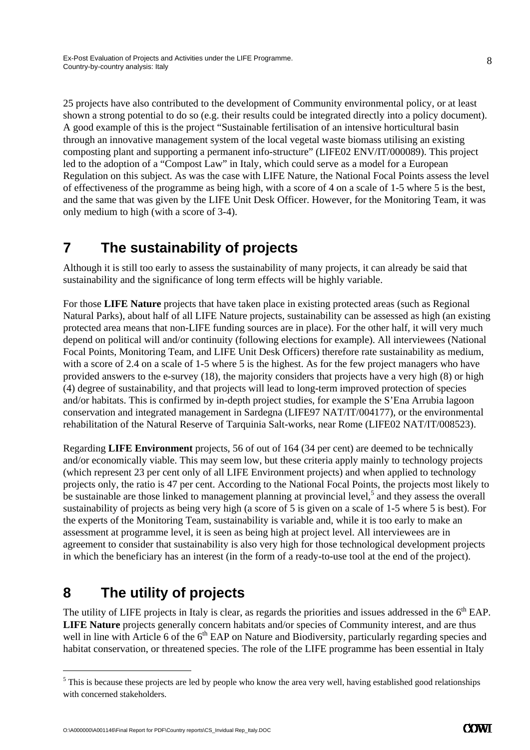25 projects have also contributed to the development of Community environmental policy, or at least shown a strong potential to do so (e.g. their results could be integrated directly into a policy document). A good example of this is the project "Sustainable fertilisation of an intensive horticultural basin through an innovative management system of the local vegetal waste biomass utilising an existing composting plant and supporting a permanent info-structure" (LIFE02 ENV/IT/000089). This project led to the adoption of a "Compost Law" in Italy, which could serve as a model for a European Regulation on this subject. As was the case with LIFE Nature, the National Focal Points assess the level of effectiveness of the programme as being high, with a score of 4 on a scale of 1-5 where 5 is the best, and the same that was given by the LIFE Unit Desk Officer. However, for the Monitoring Team, it was only medium to high (with a score of 3-4).

# 7 The sustainability of projects

Although it is still too early to assess the sustainability of many projects, it can already be said that sustainability and the significance of long term effects will be highly variable.

For those **LIFE Nature** projects that have taken place in existing protected areas (such as Regional Natural Parks), about half of all LIFE Nature projects, sustainability can be assessed as high (an existing protected area means that non-LIFE funding sources are in place). For the other half, it will very much depend on political will and/or continuity (following elections for example). All interviewees (National Focal Points, Monitoring Team, and LIFE Unit Desk Officers) therefore rate sustainability as medium, with a score of 2.4 on a scale of 1-5 where 5 is the highest. As for the few project managers who have provided answers to the e-survey (18), the majority considers that projects have a very high (8) or high (4) degree of sustainability, and that projects will lead to long-term improved protection of species and/or habitats. This is confirmed by in-depth project studies, for example the S'Ena Arrubia lagoon conservation and integrated management in Sardegna (LIFE97 NAT/IT/004177), or the environmental rehabilitation of the Natural Reserve of Tarquinia Salt-works, near Rome (LIFE02 NAT/IT/008523).

Regarding **LIFE Environment** projects, 56 of out of 164 (34 per cent) are deemed to be technically and/or economically viable. This may seem low, but these criteria apply mainly to technology projects (which represent 23 per cent only of all LIFE Environment projects) and when applied to technology projects only, the ratio is 47 per cent. According to the National Focal Points, the projects most likely to be sustainable are those linked to management planning at provincial level,[5] and they assess the overall sustainability of projects as being very high (a score of 5 is given on a scale of 1-5 where 5 is best). For the experts of the Monitoring Team, sustainability is variable and, while it is too early to make an assessment at programme level, it is seen as being high at project level. All interviewees are in agreement to consider that sustainability is also very high for those technological development projects in which the beneficiary has an interest (in the form of a ready-to-use tool at the end of the project).

# 8 The utility of projects

The utility of LIFE projects in Italy is clear, as regards the priorities and issues addressed in the 6th EAP. **LIFE Nature** projects generally concern habitats and/or species of Community interest, and are thus well in line with Article 6 of the 6th EAP on Nature and Biodiversity, particularly regarding species and habitat conservation, or threatened species. The role of the LIFE programme has been essential in Italy

[5] This is because these projects are led by people who know the area very well, having established good relationships with concerned stakeholders.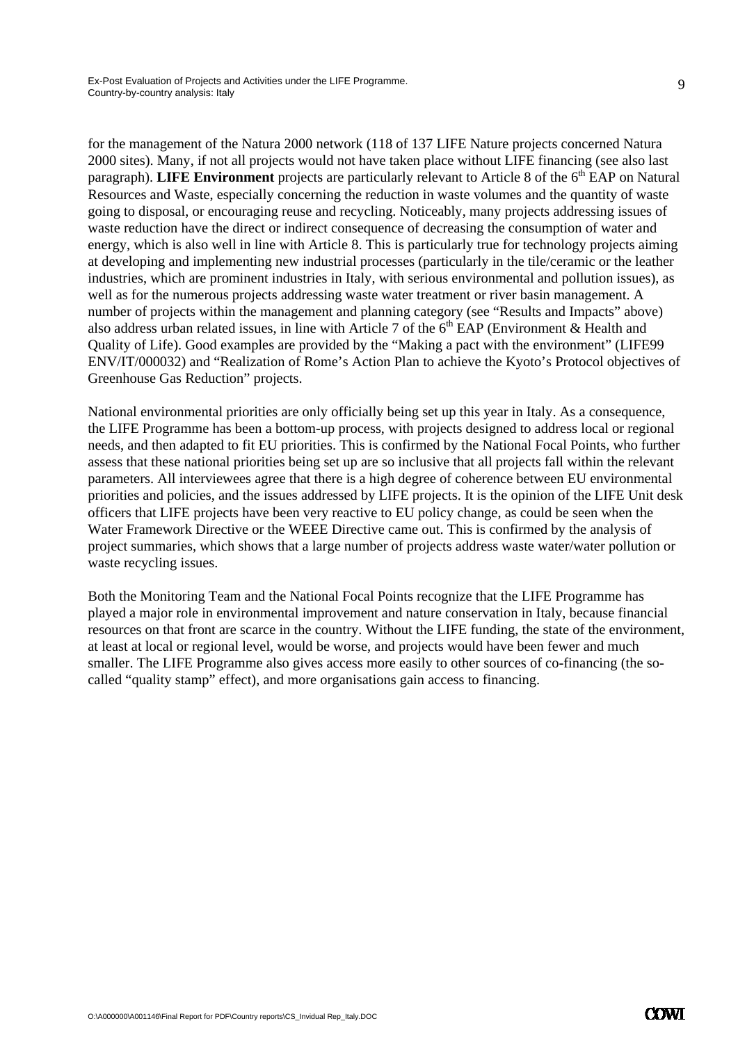for the management of the Natura 2000 network (118 of 137 LIFE Nature projects concerned Natura 2000 sites). Many, if not all projects would not have taken place without LIFE financing (see also last paragraph). **LIFE Environment** projects are particularly relevant to Article 8 of the 6th EAP on Natural Resources and Waste, especially concerning the reduction in waste volumes and the quantity of waste going to disposal, or encouraging reuse and recycling. Noticeably, many projects addressing issues of waste reduction have the direct or indirect consequence of decreasing the consumption of water and energy, which is also well in line with Article 8. This is particularly true for technology projects aiming at developing and implementing new industrial processes (particularly in the tile/ceramic or the leather industries, which are prominent industries in Italy, with serious environmental and pollution issues), as well as for the numerous projects addressing waste water treatment or river basin management. A number of projects within the management and planning category (see "Results and Impacts" above) also address urban related issues, in line with Article 7 of the 6th EAP (Environment & Health and Quality of Life). Good examples are provided by the "Making a pact with the environment" (LIFE99 ENV/IT/000032) and "Realization of Rome's Action Plan to achieve the Kyoto's Protocol objectives of Greenhouse Gas Reduction" projects.

National environmental priorities are only officially being set up this year in Italy. As a consequence, the LIFE Programme has been a bottom-up process, with projects designed to address local or regional needs, and then adapted to fit EU priorities. This is confirmed by the National Focal Points, who further assess that these national priorities being set up are so inclusive that all projects fall within the relevant parameters. All interviewees agree that there is a high degree of coherence between EU environmental priorities and policies, and the issues addressed by LIFE projects. It is the opinion of the LIFE Unit desk officers that LIFE projects have been very reactive to EU policy change, as could be seen when the Water Framework Directive or the WEEE Directive came out. This is confirmed by the analysis of project summaries, which shows that a large number of projects address waste water/water pollution or waste recycling issues.

Both the Monitoring Team and the National Focal Points recognize that the LIFE Programme has played a major role in environmental improvement and nature conservation in Italy, because financial resources on that front are scarce in the country. Without the LIFE funding, the state of the environment, at least at local or regional level, would be worse, and projects would have been fewer and much smaller. The LIFE Programme also gives access more easily to other sources of co-financing (the so-called "quality stamp" effect), and more organisations gain access to financing.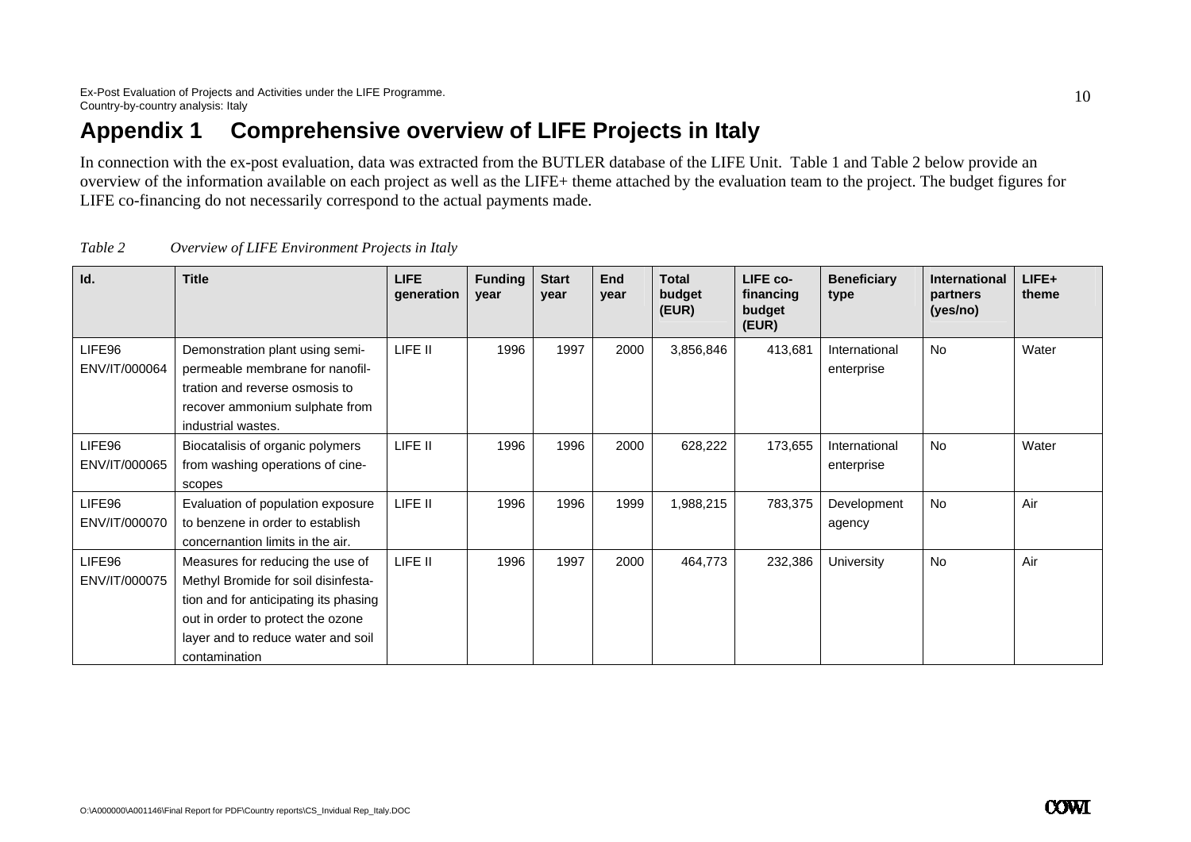# Appendix 1 Comprehensive overview of LIFE Projects in Italy

In connection with the ex-post evaluation, data was extracted from the BUTLER database of the LIFE Unit. Table 1 and Table 2 below provide an overview of the information available on each project as well as the LIFE+ theme attached by the evaluation team to the project. The budget figures for LIFE co-financing do not necessarily correspond to the actual payments made.

*Table 2 Overview of LIFE Environment Projects in Italy*

| Id. | Title | LIFE generation | Funding year | Start year | End year | Total budget (EUR) | LIFE co-financing budget (EUR) | Beneficiary type | International partners (yes/no) | LIFE+ theme |
|---|---|---|---|---|---|---|---|---|---|---|
| LIFE96 ENV/IT/000064 | Demonstration plant using semi-permeable membrane for nanofiltration and reverse osmosis to recover ammonium sulphate from industrial wastes. | LIFE II | 1996 | 1997 | 2000 | 3,856,846 | 413,681 | International enterprise | No | Water |
| LIFE96 ENV/IT/000065 | Biocatalisis of organic polymers from washing operations of cinescopes | LIFE II | 1996 | 1996 | 2000 | 628,222 | 173,655 | International enterprise | No | Water |
| LIFE96 ENV/IT/000070 | Evaluation of population exposure to benzene in order to establish concernantion limits in the air. | LIFE II | 1996 | 1996 | 1999 | 1,988,215 | 783,375 | Development agency | No | Air |
| LIFE96 ENV/IT/000075 | Measures for reducing the use of Methyl Bromide for soil disinfestation and for anticipating its phasing out in order to protect the ozone layer and to reduce water and soil contamination | LIFE II | 1996 | 1997 | 2000 | 464,773 | 232,386 | University | No | Air |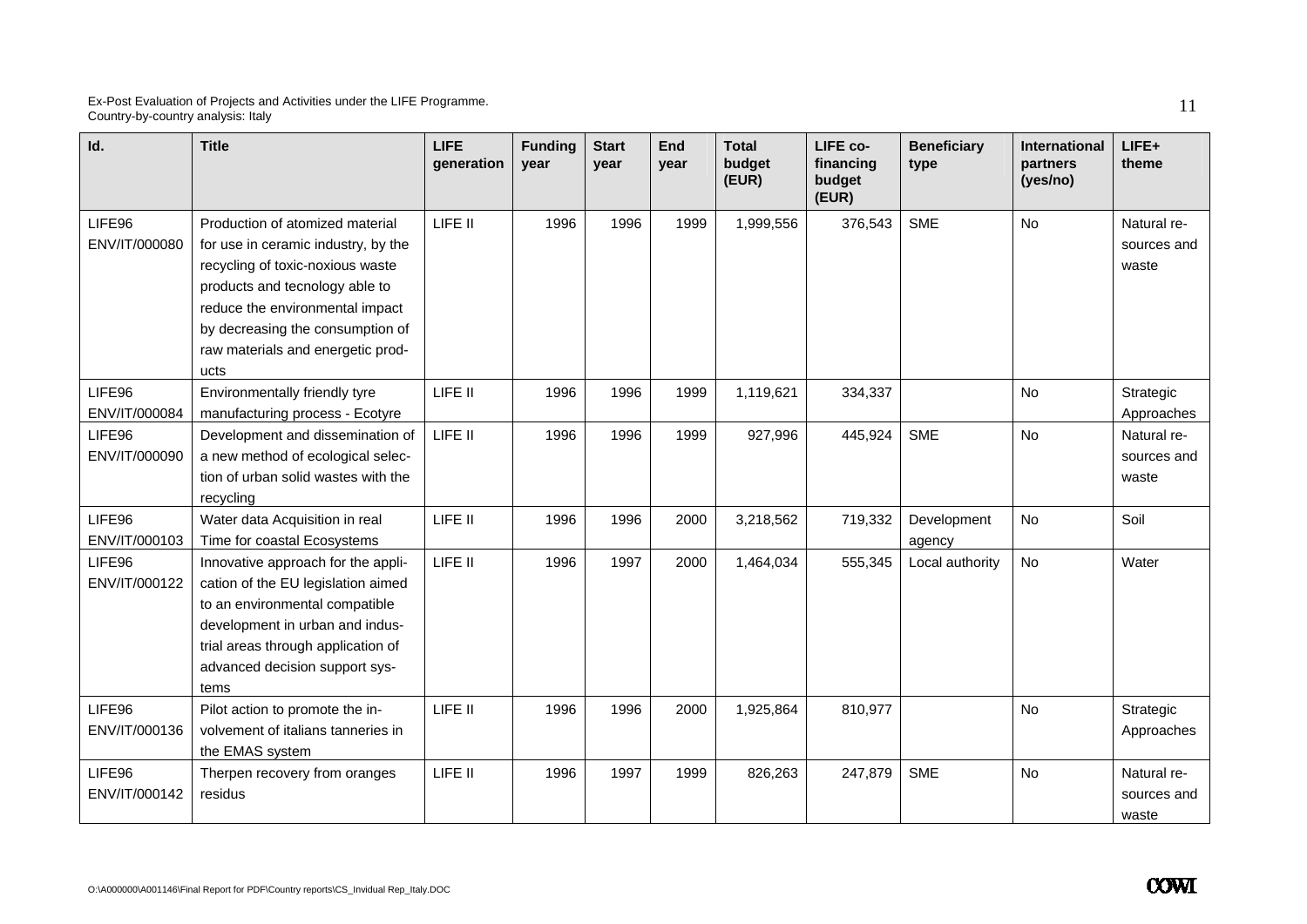| Id. | Title | LIFE generation | Funding year | Start year | End year | Total budget (EUR) | LIFE co-financing budget (EUR) | Beneficiary type | International partners (yes/no) | LIFE+ theme |
|---|---|---|---|---|---|---|---|---|---|---|
| LIFE96 ENV/IT/000080 | Production of atomized material for use in ceramic industry, by the recycling of toxic-noxious waste products and tecnology able to reduce the environmental impact by decreasing the consumption of raw materials and energetic products | LIFE II | 1996 | 1996 | 1999 | 1,999,556 | 376,543 | SME | No | Natural resources and waste |
| LIFE96 ENV/IT/000084 | Environmentally friendly tyre manufacturing process - Ecotyre | LIFE II | 1996 | 1996 | 1999 | 1,119,621 | 334,337 | | No | Strategic Approaches |
| LIFE96 ENV/IT/000090 | Development and dissemination of a new method of ecological selection of urban solid wastes with the recycling | LIFE II | 1996 | 1996 | 1999 | 927,996 | 445,924 | SME | No | Natural resources and waste |
| LIFE96 ENV/IT/000103 | Water data Acquisition in real Time for coastal Ecosystems | LIFE II | 1996 | 1996 | 2000 | 3,218,562 | 719,332 | Development agency | No | Soil |
| LIFE96 ENV/IT/000122 | Innovative approach for the application of the EU legislation aimed to an environmental compatible development in urban and industrial areas through application of advanced decision support systems | LIFE II | 1996 | 1997 | 2000 | 1,464,034 | 555,345 | Local authority | No | Water |
| LIFE96 ENV/IT/000136 | Pilot action to promote the involvement of italians tanneries in the EMAS system | LIFE II | 1996 | 1996 | 2000 | 1,925,864 | 810,977 | | No | Strategic Approaches |
| LIFE96 ENV/IT/000142 | Therpen recovery from oranges residus | LIFE II | 1996 | 1997 | 1999 | 826,263 | 247,879 | SME | No | Natural resources and waste |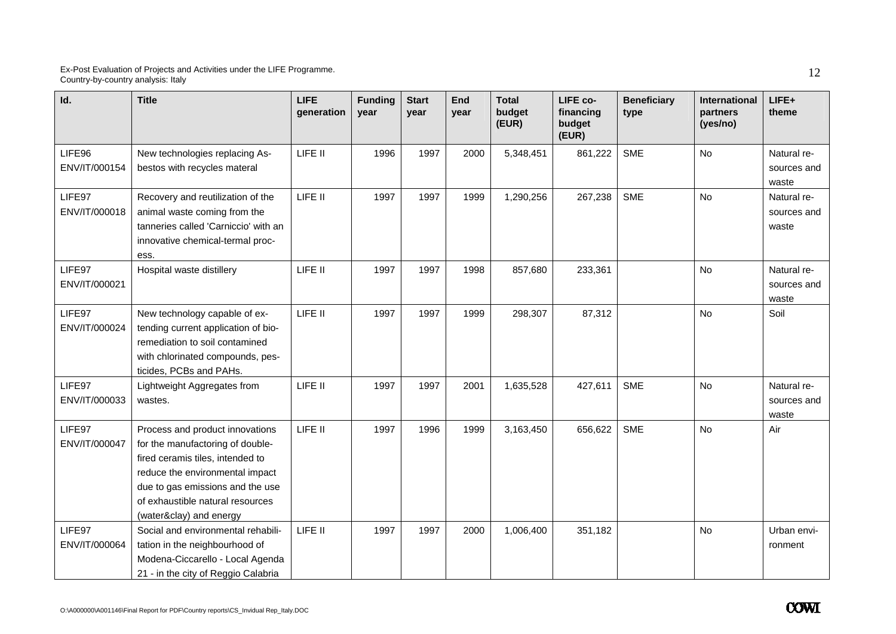| Id. | Title | LIFE generation | Funding year | Start year | End year | Total budget (EUR) | LIFE co-financing budget (EUR) | Beneficiary type | International partners (yes/no) | LIFE+ theme |
|---|---|---|---|---|---|---|---|---|---|---|
| LIFE96 ENV/IT/000154 | New technologies replacing Asbestos with recycles materal | LIFE II | 1996 | 1997 | 2000 | 5,348,451 | 861,222 | SME | No | Natural resources and waste |
| LIFE97 ENV/IT/000018 | Recovery and reutilization of the animal waste coming from the tanneries called 'Carniccio' with an innovative chemical-termal process. | LIFE II | 1997 | 1997 | 1999 | 1,290,256 | 267,238 | SME | No | Natural resources and waste |
| LIFE97 ENV/IT/000021 | Hospital waste distillery | LIFE II | 1997 | 1997 | 1998 | 857,680 | 233,361 | | No | Natural resources and waste |
| LIFE97 ENV/IT/000024 | New technology capable of extending current application of bioremediation to soil contamined with chlorinated compounds, pesticides, PCBs and PAHs. | LIFE II | 1997 | 1997 | 1999 | 298,307 | 87,312 | | No | Soil |
| LIFE97 ENV/IT/000033 | Lightweight Aggregates from wastes. | LIFE II | 1997 | 1997 | 2001 | 1,635,528 | 427,611 | SME | No | Natural resources and waste |
| LIFE97 ENV/IT/000047 | Process and product innovations for the manufactoring of double-fired ceramis tiles, intended to reduce the environmental impact due to gas emissions and the use of exhaustible natural resources (water&clay) and energy | LIFE II | 1997 | 1996 | 1999 | 3,163,450 | 656,622 | SME | No | Air |
| LIFE97 ENV/IT/000064 | Social and environmental rehabilitation in the neighbourhood of Modena-Ciccarello - Local Agenda 21 - in the city of Reggio Calabria | LIFE II | 1997 | 1997 | 2000 | 1,006,400 | 351,182 | | No | Urban environment |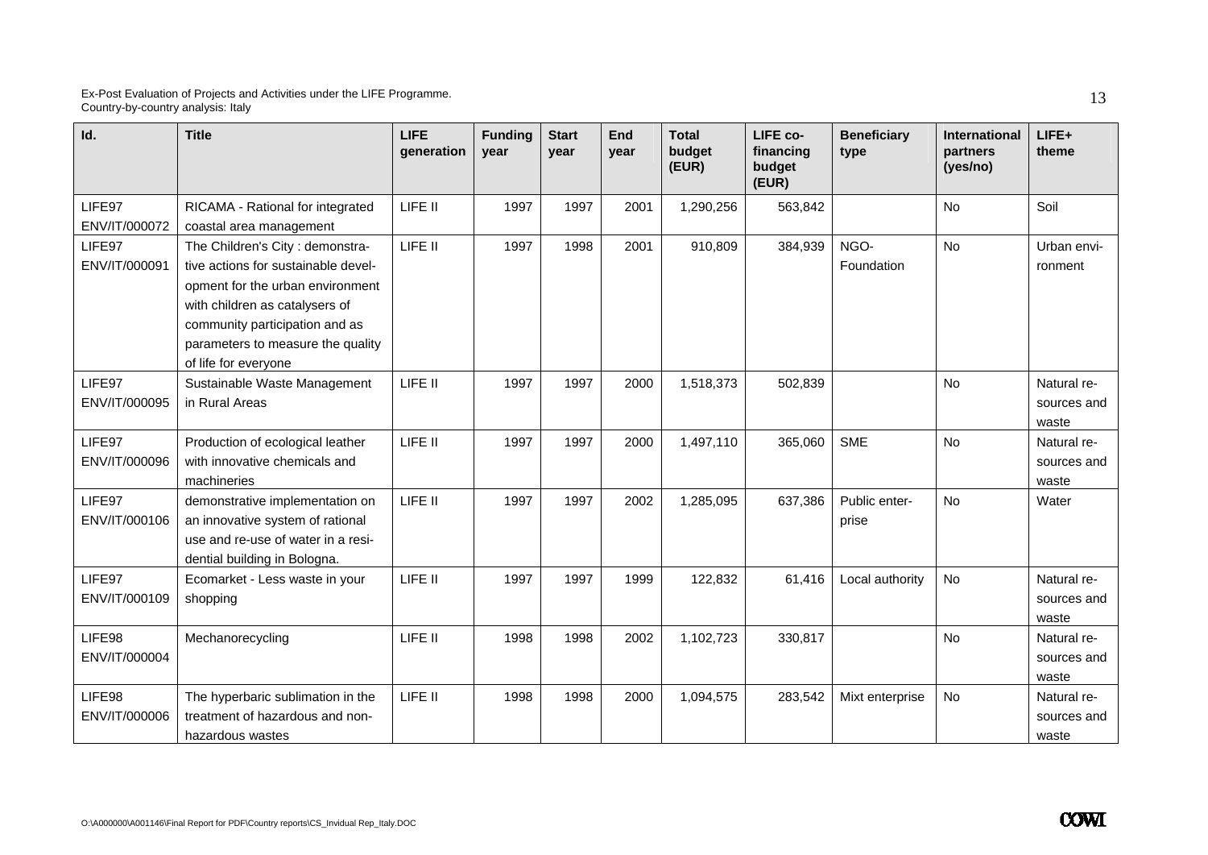| Id. | Title | LIFE generation | Funding year | Start year | End year | Total budget (EUR) | LIFE co-financing budget (EUR) | Beneficiary type | International partners (yes/no) | LIFE+ theme |
|---|---|---|---|---|---|---|---|---|---|---|
| LIFE97 ENV/IT/000072 | RICAMA - Rational for integrated coastal area management | LIFE II | 1997 | 1997 | 2001 | 1,290,256 | 563,842 | | No | Soil |
| LIFE97 ENV/IT/000091 | The Children's City : demonstrative actions for sustainable development for the urban environment with children as catalysers of community participation and as parameters to measure the quality of life for everyone | LIFE II | 1997 | 1998 | 2001 | 910,809 | 384,939 | NGO-Foundation | No | Urban environment |
| LIFE97 ENV/IT/000095 | Sustainable Waste Management in Rural Areas | LIFE II | 1997 | 1997 | 2000 | 1,518,373 | 502,839 | | No | Natural resources and waste |
| LIFE97 ENV/IT/000096 | Production of ecological leather with innovative chemicals and machineries | LIFE II | 1997 | 1997 | 2000 | 1,497,110 | 365,060 | SME | No | Natural resources and waste |
| LIFE97 ENV/IT/000106 | demonstrative implementation on an innovative system of rational use and re-use of water in a residential building in Bologna. | LIFE II | 1997 | 1997 | 2002 | 1,285,095 | 637,386 | Public enterprise | No | Water |
| LIFE97 ENV/IT/000109 | Ecomarket - Less waste in your shopping | LIFE II | 1997 | 1997 | 1999 | 122,832 | 61,416 | Local authority | No | Natural resources and waste |
| LIFE98 ENV/IT/000004 | Mechanorecycling | LIFE II | 1998 | 1998 | 2002 | 1,102,723 | 330,817 | | No | Natural resources and waste |
| LIFE98 ENV/IT/000006 | The hyperbaric sublimation in the treatment of hazardous and non-hazardous wastes | LIFE II | 1998 | 1998 | 2000 | 1,094,575 | 283,542 | Mixt enterprise | No | Natural resources and waste |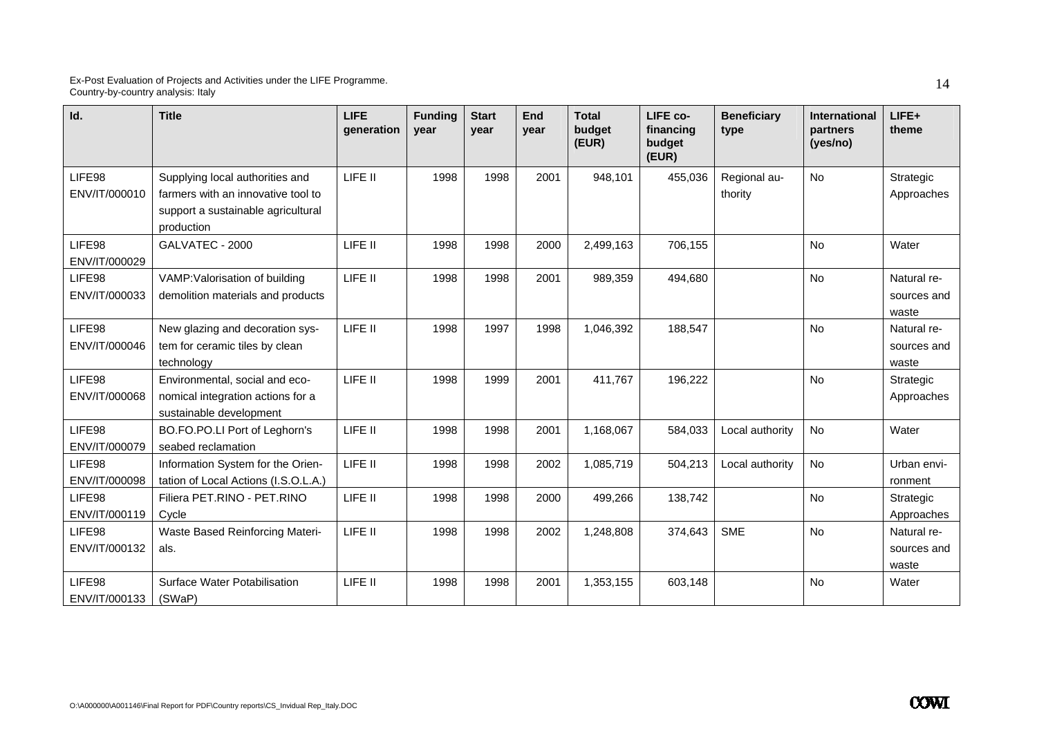| Id. | Title | LIFE generation | Funding year | Start year | End year | Total budget (EUR) | LIFE co-financing budget (EUR) | Beneficiary type | International partners (yes/no) | LIFE+ theme |
|---|---|---|---|---|---|---|---|---|---|---|
| LIFE98 ENV/IT/000010 | Supplying local authorities and farmers with an innovative tool to support a sustainable agricultural production | LIFE II | 1998 | 1998 | 2001 | 948,101 | 455,036 | Regional authority | No | Strategic Approaches |
| LIFE98 ENV/IT/000029 | GALVATEC - 2000 | LIFE II | 1998 | 1998 | 2000 | 2,499,163 | 706,155 | | No | Water |
| LIFE98 ENV/IT/000033 | VAMP:Valorisation of building demolition materials and products | LIFE II | 1998 | 1998 | 2001 | 989,359 | 494,680 | | No | Natural resources and waste |
| LIFE98 ENV/IT/000046 | New glazing and decoration system for ceramic tiles by clean technology | LIFE II | 1998 | 1997 | 1998 | 1,046,392 | 188,547 | | No | Natural resources and waste |
| LIFE98 ENV/IT/000068 | Environmental, social and economical integration actions for a sustainable development | LIFE II | 1998 | 1999 | 2001 | 411,767 | 196,222 | | No | Strategic Approaches |
| LIFE98 ENV/IT/000079 | BO.FO.PO.LI Port of Leghorn's seabed reclamation | LIFE II | 1998 | 1998 | 2001 | 1,168,067 | 584,033 | Local authority | No | Water |
| LIFE98 ENV/IT/000098 | Information System for the Orientation of Local Actions (I.S.O.L.A.) | LIFE II | 1998 | 1998 | 2002 | 1,085,719 | 504,213 | Local authority | No | Urban environment |
| LIFE98 ENV/IT/000119 | Filiera PET.RINO - PET.RINO Cycle | LIFE II | 1998 | 1998 | 2000 | 499,266 | 138,742 | | No | Strategic Approaches |
| LIFE98 ENV/IT/000132 | Waste Based Reinforcing Materials. | LIFE II | 1998 | 1998 | 2002 | 1,248,808 | 374,643 | SME | No | Natural resources and waste |
| LIFE98 ENV/IT/000133 | Surface Water Potabilisation (SWaP) | LIFE II | 1998 | 1998 | 2001 | 1,353,155 | 603,148 | | No | Water |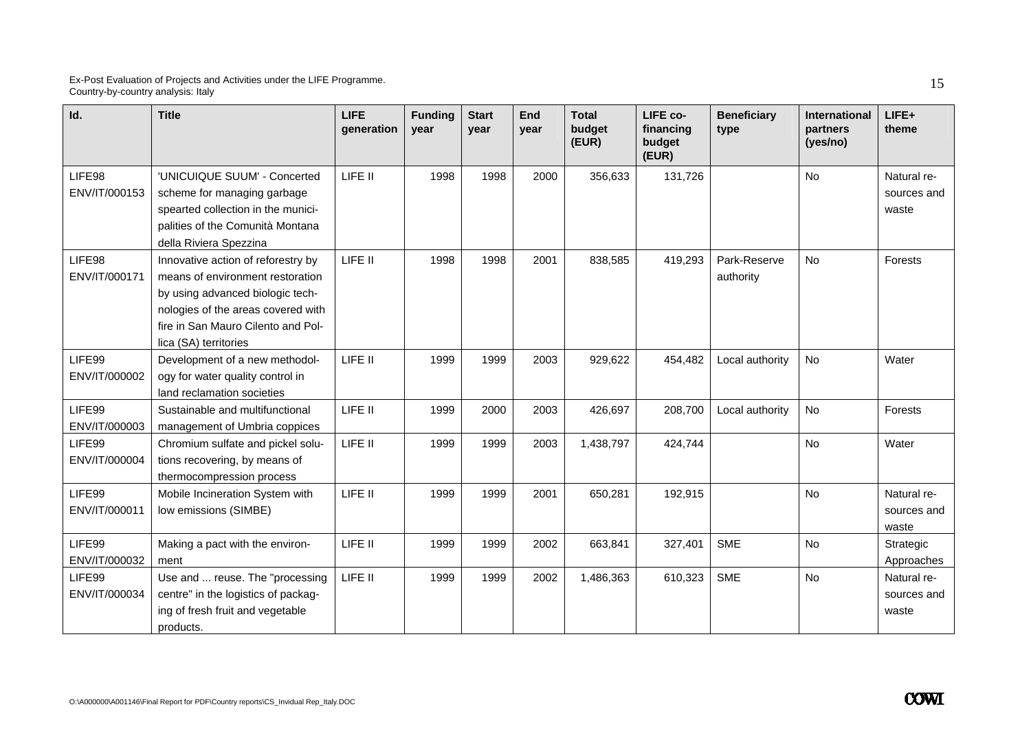| Id. | Title | LIFE generation | Funding year | Start year | End year | Total budget (EUR) | LIFE co-financing budget (EUR) | Beneficiary type | International partners (yes/no) | LIFE+ theme |
|---|---|---|---|---|---|---|---|---|---|---|
| LIFE98 ENV/IT/000153 | 'UNICUIQUE SUUM' - Concerted scheme for managing garbage spearted collection in the municipalities of the Comunità Montana della Riviera Spezzina | LIFE II | 1998 | 1998 | 2000 | 356,633 | 131,726 | | No | Natural resources and waste |
| LIFE98 ENV/IT/000171 | Innovative action of reforestry by means of environment restoration by using advanced biologic technologies of the areas covered with fire in San Mauro Cilento and Pollica (SA) territories | LIFE II | 1998 | 1998 | 2001 | 838,585 | 419,293 | Park-Reserve authority | No | Forests |
| LIFE99 ENV/IT/000002 | Development of a new methodology for water quality control in land reclamation societies | LIFE II | 1999 | 1999 | 2003 | 929,622 | 454,482 | Local authority | No | Water |
| LIFE99 ENV/IT/000003 | Sustainable and multifunctional management of Umbria coppices | LIFE II | 1999 | 2000 | 2003 | 426,697 | 208,700 | Local authority | No | Forests |
| LIFE99 ENV/IT/000004 | Chromium sulfate and pickel solutions recovering, by means of thermocompression process | LIFE II | 1999 | 1999 | 2003 | 1,438,797 | 424,744 | | No | Water |
| LIFE99 ENV/IT/000011 | Mobile Incineration System with low emissions (SIMBE) | LIFE II | 1999 | 1999 | 2001 | 650,281 | 192,915 | | No | Natural resources and waste |
| LIFE99 ENV/IT/000032 | Making a pact with the environment | LIFE II | 1999 | 1999 | 2002 | 663,841 | 327,401 | SME | No | Strategic Approaches |
| LIFE99 ENV/IT/000034 | Use and ... reuse. The "processing centre" in the logistics of packaging of fresh fruit and vegetable products. | LIFE II | 1999 | 1999 | 2002 | 1,486,363 | 610,323 | SME | No | Natural resources and waste |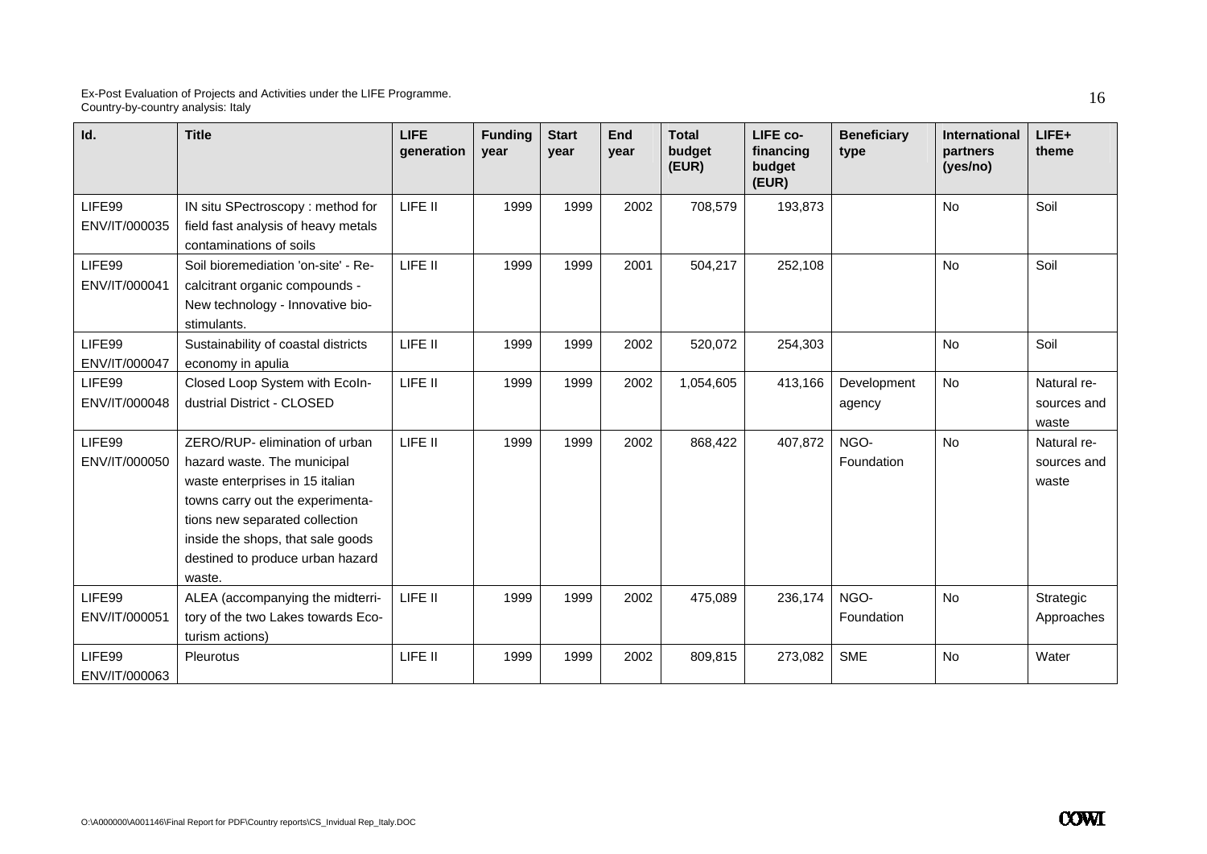| Id. | Title | LIFE generation | Funding year | Start year | End year | Total budget (EUR) | LIFE co-financing budget (EUR) | Beneficiary type | International partners (yes/no) | LIFE+ theme |
|---|---|---|---|---|---|---|---|---|---|---|
| LIFE99 ENV/IT/000035 | IN situ SPectroscopy : method for field fast analysis of heavy metals contaminations of soils | LIFE II | 1999 | 1999 | 2002 | 708,579 | 193,873 | | No | Soil |
| LIFE99 ENV/IT/000041 | Soil bioremediation 'on-site' - Recalcitrant organic compounds - New technology - Innovative biostimulants. | LIFE II | 1999 | 1999 | 2001 | 504,217 | 252,108 | | No | Soil |
| LIFE99 ENV/IT/000047 | Sustainability of coastal districts economy in apulia | LIFE II | 1999 | 1999 | 2002 | 520,072 | 254,303 | | No | Soil |
| LIFE99 ENV/IT/000048 | Closed Loop System with EcoIndustrial District - CLOSED | LIFE II | 1999 | 1999 | 2002 | 1,054,605 | 413,166 | Development agency | No | Natural resources and waste |
| LIFE99 ENV/IT/000050 | ZERO/RUP- elimination of urban hazard waste. The municipal waste enterprises in 15 italian towns carry out the experimentations new separated collection inside the shops, that sale goods destined to produce urban hazard waste. | LIFE II | 1999 | 1999 | 2002 | 868,422 | 407,872 | NGO-Foundation | No | Natural resources and waste |
| LIFE99 ENV/IT/000051 | ALEA (accompanying the midterritory of the two Lakes towards Ecoturism actions) | LIFE II | 1999 | 1999 | 2002 | 475,089 | 236,174 | NGO-Foundation | No | Strategic Approaches |
| LIFE99 ENV/IT/000063 | Pleurotus | LIFE II | 1999 | 1999 | 2002 | 809,815 | 273,082 | SME | No | Water |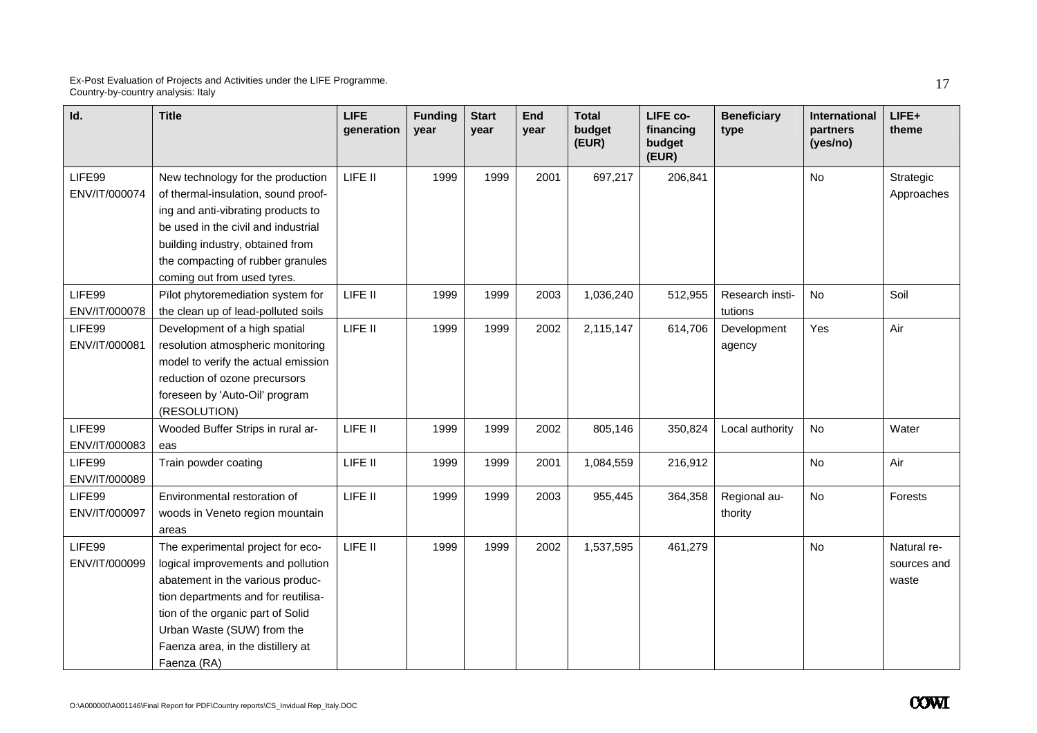| Id. | Title | LIFE generation | Funding year | Start year | End year | Total budget (EUR) | LIFE co-financing budget (EUR) | Beneficiary type | International partners (yes/no) | LIFE+ theme |
|---|---|---|---|---|---|---|---|---|---|---|
| LIFE99 ENV/IT/000074 | New technology for the production of thermal-insulation, sound proofing and anti-vibrating products to be used in the civil and industrial building industry, obtained from the compacting of rubber granules coming out from used tyres. | LIFE II | 1999 | 1999 | 2001 | 697,217 | 206,841 | | No | Strategic Approaches |
| LIFE99 ENV/IT/000078 | Pïlot phytoremediation system for the clean up of lead-polluted soils | LIFE II | 1999 | 1999 | 2003 | 1,036,240 | 512,955 | Research institutions | No | Soil |
| LIFE99 ENV/IT/000081 | Development of a high spatial resolution atmospheric monitoring model to verify the actual emission reduction of ozone precursors foreseen by 'Auto-Oil' program (RESOLUTION) | LIFE II | 1999 | 1999 | 2002 | 2,115,147 | 614,706 | Development agency | Yes | Air |
| LIFE99 ENV/IT/000083 | Wooded Buffer Strips in rural areas | LIFE II | 1999 | 1999 | 2002 | 805,146 | 350,824 | Local authority | No | Water |
| LIFE99 ENV/IT/000089 | Train powder coating | LIFE II | 1999 | 1999 | 2001 | 1,084,559 | 216,912 | | No | Air |
| LIFE99 ENV/IT/000097 | Environmental restoration of woods in Veneto region mountain areas | LIFE II | 1999 | 1999 | 2003 | 955,445 | 364,358 | Regional authority | No | Forests |
| LIFE99 ENV/IT/000099 | The experimental project for ecological improvements and pollution abatement in the various production departments and for reutilisation of the organic part of Solid Urban Waste (SUW) from the Faenza area, in the distillery at Faenza (RA) | LIFE II | 1999 | 1999 | 2002 | 1,537,595 | 461,279 | | No | Natural resources and waste |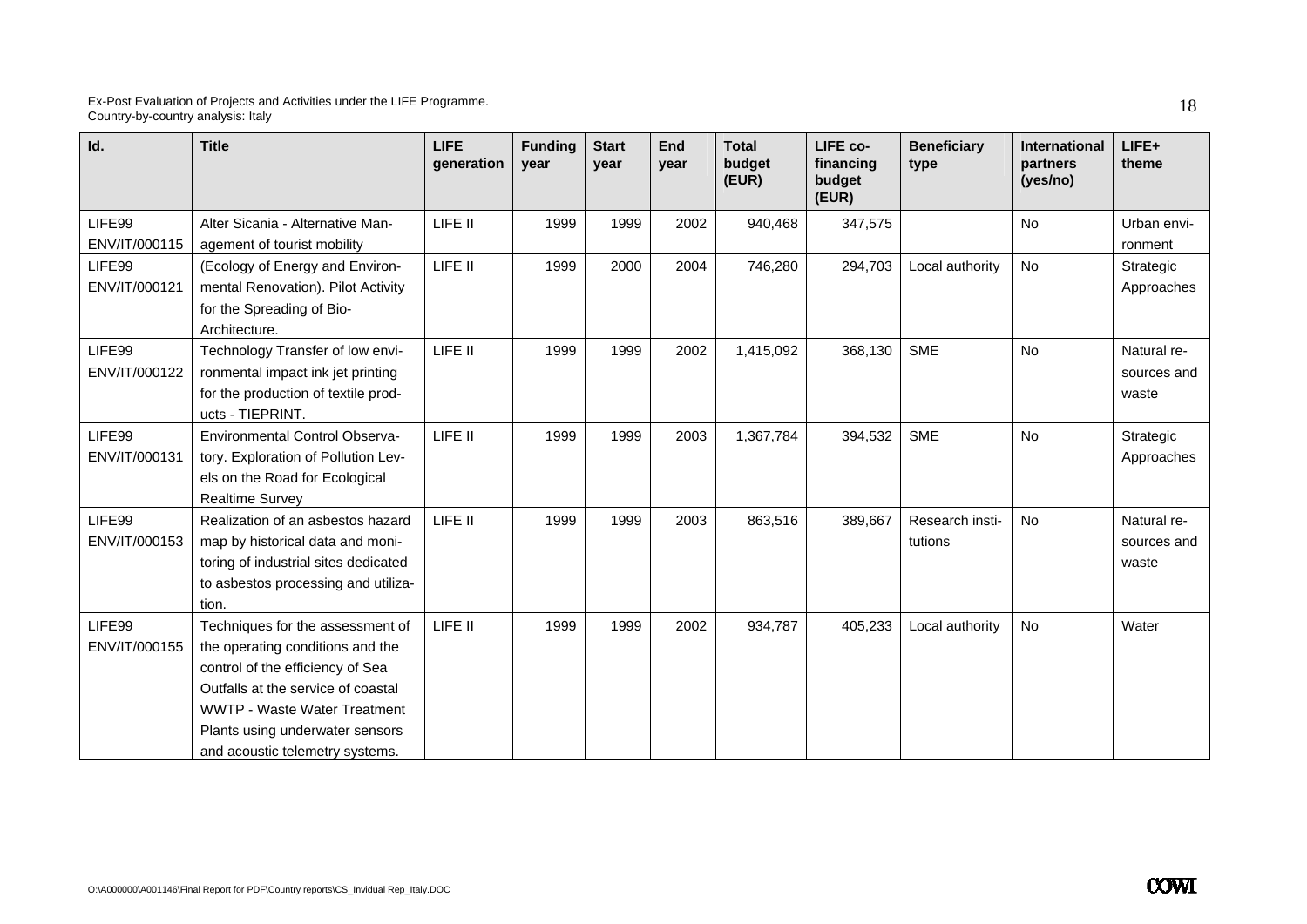| Id. | Title | LIFE generation | Funding year | Start year | End year | Total budget (EUR) | LIFE co-financing budget (EUR) | Beneficiary type | International partners (yes/no) | LIFE+ theme |
|---|---|---|---|---|---|---|---|---|---|---|
| LIFE99 ENV/IT/000115 | Alter Sicania - Alternative Management of tourist mobility | LIFE II | 1999 | 1999 | 2002 | 940,468 | 347,575 | | No | Urban environment |
| LIFE99 ENV/IT/000121 | (Ecology of Energy and Environmental Renovation). Pilot Activity for the Spreading of Bio-Architecture. | LIFE II | 1999 | 2000 | 2004 | 746,280 | 294,703 | Local authority | No | Strategic Approaches |
| LIFE99 ENV/IT/000122 | Technology Transfer of low environmental impact ink jet printing for the production of textile products - TIEPRINT. | LIFE II | 1999 | 1999 | 2002 | 1,415,092 | 368,130 | SME | No | Natural resources and waste |
| LIFE99 ENV/IT/000131 | Environmental Control Observatory. Exploration of Pollution Levels on the Road for Ecological Realtime Survey | LIFE II | 1999 | 1999 | 2003 | 1,367,784 | 394,532 | SME | No | Strategic Approaches |
| LIFE99 ENV/IT/000153 | Realization of an asbestos hazard map by historical data and monitoring of industrial sites dedicated to asbestos processing and utilization. | LIFE II | 1999 | 1999 | 2003 | 863,516 | 389,667 | Research institutions | No | Natural resources and waste |
| LIFE99 ENV/IT/000155 | Techniques for the assessment of the operating conditions and the control of the efficiency of Sea Outfalls at the service of coastal WWTP - Waste Water Treatment Plants using underwater sensors and acoustic telemetry systems. | LIFE II | 1999 | 1999 | 2002 | 934,787 | 405,233 | Local authority | No | Water |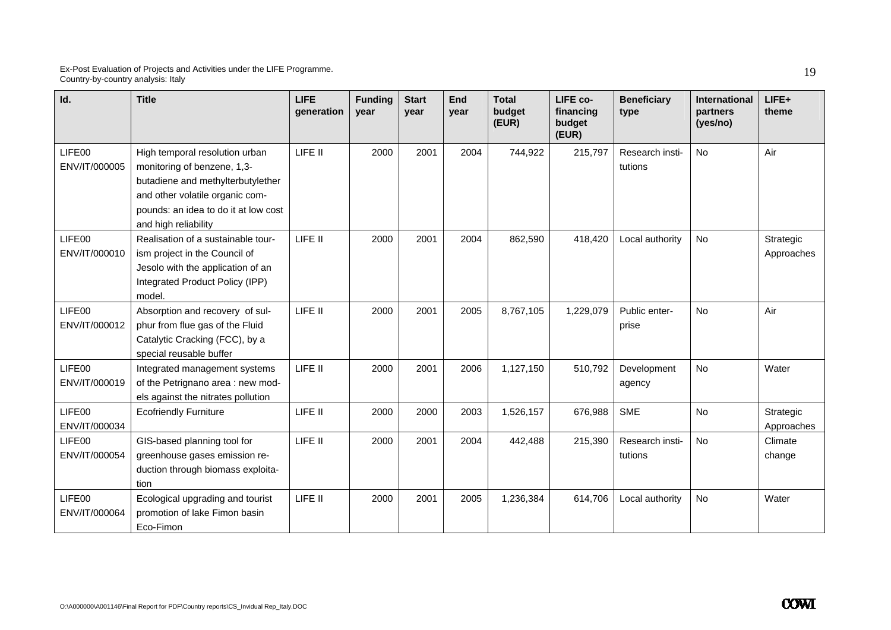| Id. | Title | LIFE generation | Funding year | Start year | End year | Total budget (EUR) | LIFE co-financing budget (EUR) | Beneficiary type | International partners (yes/no) | LIFE+ theme |
|---|---|---|---|---|---|---|---|---|---|---|
| LIFE00 ENV/IT/000005 | High temporal resolution urban monitoring of benzene, 1,3-butadiene and methylterbutylether and other volatile organic compounds: an idea to do it at low cost and high reliability | LIFE II | 2000 | 2001 | 2004 | 744,922 | 215,797 | Research institutions | No | Air |
| LIFE00 ENV/IT/000010 | Realisation of a sustainable tourism project in the Council of Jesolo with the application of an Integrated Product Policy (IPP) model. | LIFE II | 2000 | 2001 | 2004 | 862,590 | 418,420 | Local authority | No | Strategic Approaches |
| LIFE00 ENV/IT/000012 | Absorption and recovery of sulphur from flue gas of the Fluid Catalytic Cracking (FCC), by a special reusable buffer | LIFE II | 2000 | 2001 | 2005 | 8,767,105 | 1,229,079 | Public enterprise | No | Air |
| LIFE00 ENV/IT/000019 | Integrated management systems of the Petrignano area : new models against the nitrates pollution | LIFE II | 2000 | 2001 | 2006 | 1,127,150 | 510,792 | Development agency | No | Water |
| LIFE00 ENV/IT/000034 | Ecofriendly Furniture | LIFE II | 2000 | 2000 | 2003 | 1,526,157 | 676,988 | SME | No | Strategic Approaches |
| LIFE00 ENV/IT/000054 | GIS-based planning tool for greenhouse gases emission reduction through biomass exploitation | LIFE II | 2000 | 2001 | 2004 | 442,488 | 215,390 | Research institutions | No | Climate change |
| LIFE00 ENV/IT/000064 | Ecological upgrading and tourist promotion of lake Fimon basin Eco-Fimon | LIFE II | 2000 | 2001 | 2005 | 1,236,384 | 614,706 | Local authority | No | Water |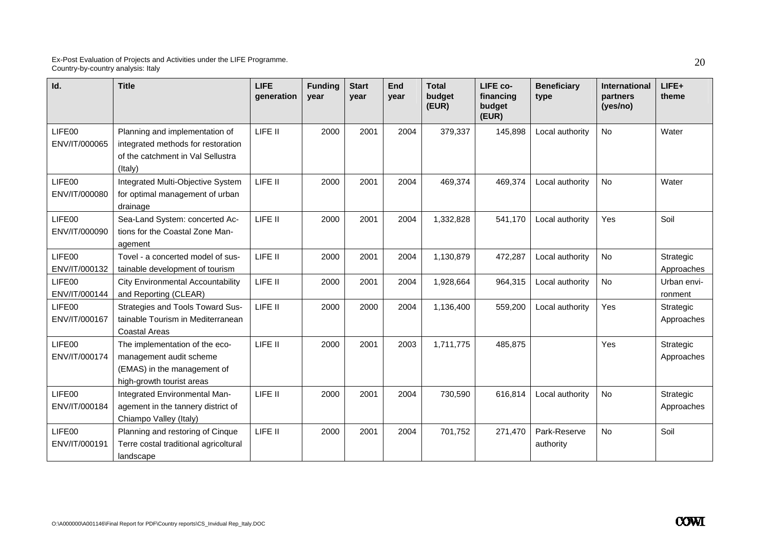| Id. | Title | LIFE generation | Funding year | Start year | End year | Total budget (EUR) | LIFE co-financing budget (EUR) | Beneficiary type | International partners (yes/no) | LIFE+ theme |
|---|---|---|---|---|---|---|---|---|---|---|
| LIFE00 ENV/IT/000065 | Planning and implementation of integrated methods for restoration of the catchment in Val Sellustra (Italy) | LIFE II | 2000 | 2001 | 2004 | 379,337 | 145,898 | Local authority | No | Water |
| LIFE00 ENV/IT/000080 | Integrated Multi-Objective System for optimal management of urban drainage | LIFE II | 2000 | 2001 | 2004 | 469,374 | 469,374 | Local authority | No | Water |
| LIFE00 ENV/IT/000090 | Sea-Land System: concerted Actions for the Coastal Zone Management | LIFE II | 2000 | 2001 | 2004 | 1,332,828 | 541,170 | Local authority | Yes | Soil |
| LIFE00 ENV/IT/000132 | Tovel - a concerted model of sustainable development of tourism | LIFE II | 2000 | 2001 | 2004 | 1,130,879 | 472,287 | Local authority | No | Strategic Approaches |
| LIFE00 ENV/IT/000144 | City Environmental Accountability and Reporting (CLEAR) | LIFE II | 2000 | 2001 | 2004 | 1,928,664 | 964,315 | Local authority | No | Urban environment |
| LIFE00 ENV/IT/000167 | Strategies and Tools Toward Sustainable Tourism in Mediterranean Coastal Areas | LIFE II | 2000 | 2000 | 2004 | 1,136,400 | 559,200 | Local authority | Yes | Strategic Approaches |
| LIFE00 ENV/IT/000174 | The implementation of the eco-management audit scheme (EMAS) in the management of high-growth tourist areas | LIFE II | 2000 | 2001 | 2003 | 1,711,775 | 485,875 | | Yes | Strategic Approaches |
| LIFE00 ENV/IT/000184 | Integrated Environmental Management in the tannery district of Chiampo Valley (Italy) | LIFE II | 2000 | 2001 | 2004 | 730,590 | 616,814 | Local authority | No | Strategic Approaches |
| LIFE00 ENV/IT/000191 | Planning and restoring of Cinque Terre costal traditional agricultural landscape | LIFE II | 2000 | 2001 | 2004 | 701,752 | 271,470 | Park-Reserve authority | No | Soil |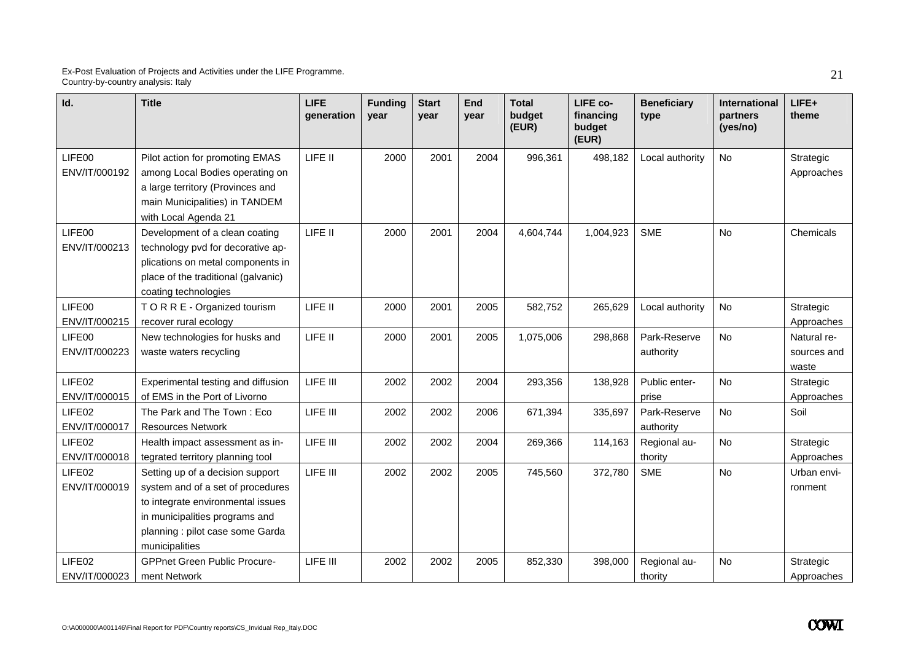| Id. | Title | LIFE generation | Funding year | Start year | End year | Total budget (EUR) | LIFE co-financing budget (EUR) | Beneficiary type | International partners (yes/no) | LIFE+ theme |
|---|---|---|---|---|---|---|---|---|---|---|
| LIFE00 ENV/IT/000192 | Pilot action for promoting EMAS among Local Bodies operating on a large territory (Provinces and main Municipalities) in TANDEM with Local Agenda 21 | LIFE II | 2000 | 2001 | 2004 | 996,361 | 498,182 | Local authority | No | Strategic Approaches |
| LIFE00 ENV/IT/000213 | Development of a clean coating technology pvd for decorative applications on metal components in place of the traditional (galvanic) coating technologies | LIFE II | 2000 | 2001 | 2004 | 4,604,744 | 1,004,923 | SME | No | Chemicals |
| LIFE00 ENV/IT/000215 | T O R R E - Organized tourism recover rural ecology | LIFE II | 2000 | 2001 | 2005 | 582,752 | 265,629 | Local authority | No | Strategic Approaches |
| LIFE00 ENV/IT/000223 | New technologies for husks and waste waters recycling | LIFE II | 2000 | 2001 | 2005 | 1,075,006 | 298,868 | Park-Reserve authority | No | Natural resources and waste |
| LIFE02 ENV/IT/000015 | Experimental testing and diffusion of EMS in the Port of Livorno | LIFE III | 2002 | 2002 | 2004 | 293,356 | 138,928 | Public enterprise | No | Strategic Approaches |
| LIFE02 ENV/IT/000017 | The Park and The Town : Eco Resources Network | LIFE III | 2002 | 2002 | 2006 | 671,394 | 335,697 | Park-Reserve authority | No | Soil |
| LIFE02 ENV/IT/000018 | Health impact assessment as integrated territory planning tool | LIFE III | 2002 | 2002 | 2004 | 269,366 | 114,163 | Regional authority | No | Strategic Approaches |
| LIFE02 ENV/IT/000019 | Setting up of a decision support system and of a set of procedures to integrate environmental issues in municipalities programs and planning : pilot case some Garda municipalities | LIFE III | 2002 | 2002 | 2005 | 745,560 | 372,780 | SME | No | Urban environment |
| LIFE02 ENV/IT/000023 | GPPnet Green Public Procurement Network | LIFE III | 2002 | 2002 | 2005 | 852,330 | 398,000 | Regional authority | No | Strategic Approaches |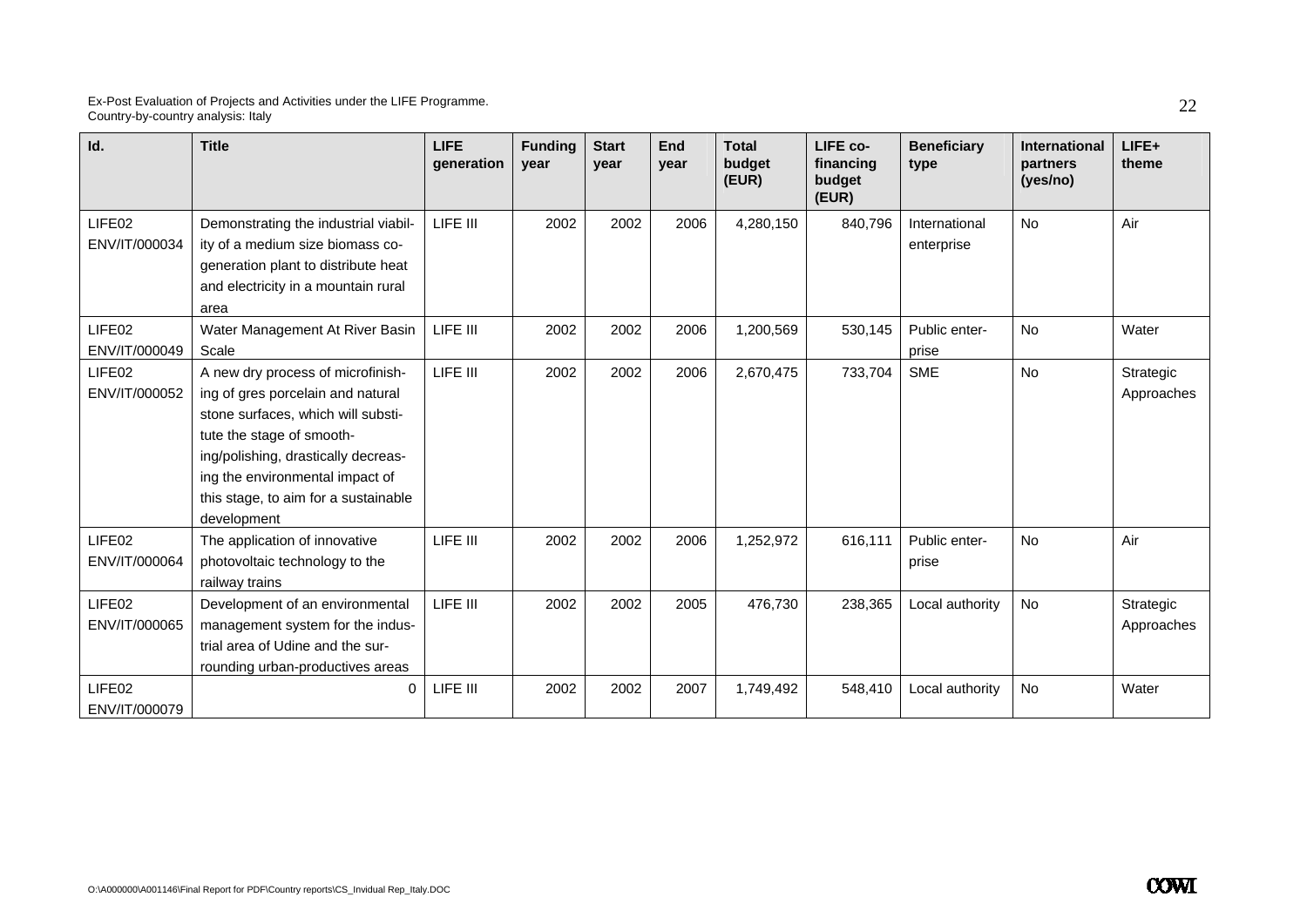| Id. | Title | LIFE generation | Funding year | Start year | End year | Total budget (EUR) | LIFE co-financing budget (EUR) | Beneficiary type | International partners (yes/no) | LIFE+ theme |
|---|---|---|---|---|---|---|---|---|---|---|
| LIFE02 ENV/IT/000034 | Demonstrating the industrial viability of a medium size biomass co-generation plant to distribute heat and electricity in a mountain rural area | LIFE III | 2002 | 2002 | 2006 | 4,280,150 | 840,796 | International enterprise | No | Air |
| LIFE02 ENV/IT/000049 | Water Management At River Basin Scale | LIFE III | 2002 | 2002 | 2006 | 1,200,569 | 530,145 | Public enterprise | No | Water |
| LIFE02 ENV/IT/000052 | A new dry process of microfinishing of gres porcelain and natural stone surfaces, which will substitute the stage of smoothing/polishing, drastically decreasing the environmental impact of this stage, to aim for a sustainable development | LIFE III | 2002 | 2002 | 2006 | 2,670,475 | 733,704 | SME | No | Strategic Approaches |
| LIFE02 ENV/IT/000064 | The application of innovative photovoltaic technology to the railway trains | LIFE III | 2002 | 2002 | 2006 | 1,252,972 | 616,111 | Public enterprise | No | Air |
| LIFE02 ENV/IT/000065 | Development of an environmental management system for the industrial area of Udine and the surrounding urban-productives areas | LIFE III | 2002 | 2002 | 2005 | 476,730 | 238,365 | Local authority | No | Strategic Approaches |
| LIFE02 ENV/IT/000079 | 0 | LIFE III | 2002 | 2002 | 2007 | 1,749,492 | 548,410 | Local authority | No | Water |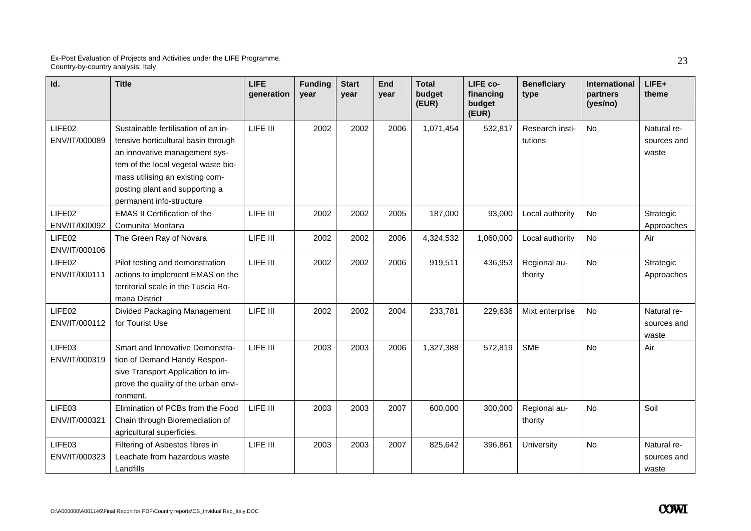| Id. | Title | LIFE generation | Funding year | Start year | End year | Total budget (EUR) | LIFE co-financing budget (EUR) | Beneficiary type | International partners (yes/no) | LIFE+ theme |
|---|---|---|---|---|---|---|---|---|---|---|
| LIFE02 ENV/IT/000089 | Sustainable fertilisation of an intensive horticultural basin through an innovative management system of the local vegetal waste biomass utilising an existing composting plant and supporting a permanent info-structure | LIFE III | 2002 | 2002 | 2006 | 1,071,454 | 532,817 | Research institutions | No | Natural resources and waste |
| LIFE02 ENV/IT/000092 | EMAS II Certification of the Comunita' Montana | LIFE III | 2002 | 2002 | 2005 | 187,000 | 93,000 | Local authority | No | Strategic Approaches |
| LIFE02 ENV/IT/000106 | The Green Ray of Novara | LIFE III | 2002 | 2002 | 2006 | 4,324,532 | 1,060,000 | Local authority | No | Air |
| LIFE02 ENV/IT/000111 | Pilot testing and demonstration actions to implement EMAS on the territorial scale in the Tuscia Romana District | LIFE III | 2002 | 2002 | 2006 | 919,511 | 436,953 | Regional authority | No | Strategic Approaches |
| LIFE02 ENV/IT/000112 | Divided Packaging Management for Tourist Use | LIFE III | 2002 | 2002 | 2004 | 233,781 | 229,636 | Mixt enterprise | No | Natural resources and waste |
| LIFE03 ENV/IT/000319 | Smart and Innovative Demonstration of Demand Handy Responsive Transport Application to improve the quality of the urban environment. | LIFE III | 2003 | 2003 | 2006 | 1,327,388 | 572,819 | SME | No | Air |
| LIFE03 ENV/IT/000321 | Elimination of PCBs from the Food Chain through Bioremediation of agricultural superficies. | LIFE III | 2003 | 2003 | 2007 | 600,000 | 300,000 | Regional authority | No | Soil |
| LIFE03 ENV/IT/000323 | Filtering of Asbestos fibres in Leachate from hazardous waste Landfills | LIFE III | 2003 | 2003 | 2007 | 825,642 | 396,861 | University | No | Natural resources and waste |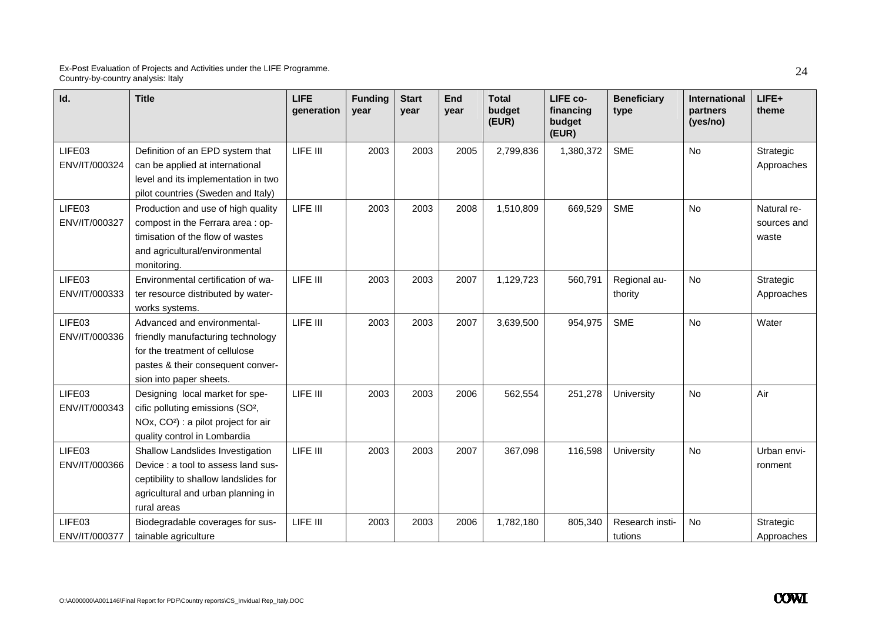| Id. | Title | LIFE generation | Funding year | Start year | End year | Total budget (EUR) | LIFE co-financing budget (EUR) | Beneficiary type | International partners (yes/no) | LIFE+ theme |
|---|---|---|---|---|---|---|---|---|---|---|
| LIFE03 ENV/IT/000324 | Definition of an EPD system that can be applied at international level and its implementation in two pilot countries (Sweden and Italy) | LIFE III | 2003 | 2003 | 2005 | 2,799,836 | 1,380,372 | SME | No | Strategic Approaches |
| LIFE03 ENV/IT/000327 | Production and use of high quality compost in the Ferrara area : optimisation of the flow of wastes and agricultural/environmental monitoring. | LIFE III | 2003 | 2003 | 2008 | 1,510,809 | 669,529 | SME | No | Natural resources and waste |
| LIFE03 ENV/IT/000333 | Environmental certification of water resource distributed by waterworks systems. | LIFE III | 2003 | 2003 | 2007 | 1,129,723 | 560,791 | Regional authority | No | Strategic Approaches |
| LIFE03 ENV/IT/000336 | Advanced and environmental-friendly manufacturing technology for the treatment of cellulose pastes & their consequent conversion into paper sheets. | LIFE III | 2003 | 2003 | 2007 | 3,639,500 | 954,975 | SME | No | Water |
| LIFE03 ENV/IT/000343 | Designing local market for specific polluting emissions ($SO^2$, NOx, $CO^2$) : a pilot project for air quality control in Lombardia | LIFE III | 2003 | 2003 | 2006 | 562,554 | 251,278 | University | No | Air |
| LIFE03 ENV/IT/000366 | Shallow Landslides Investigation Device : a tool to assess land susceptibility to shallow landslides for agricultural and urban planning in rural areas | LIFE III | 2003 | 2003 | 2007 | 367,098 | 116,598 | University | No | Urban environment |
| LIFE03 ENV/IT/000377 | Biodegradable coverages for sustainable agriculture | LIFE III | 2003 | 2003 | 2006 | 1,782,180 | 805,340 | Research institutions | No | Strategic Approaches |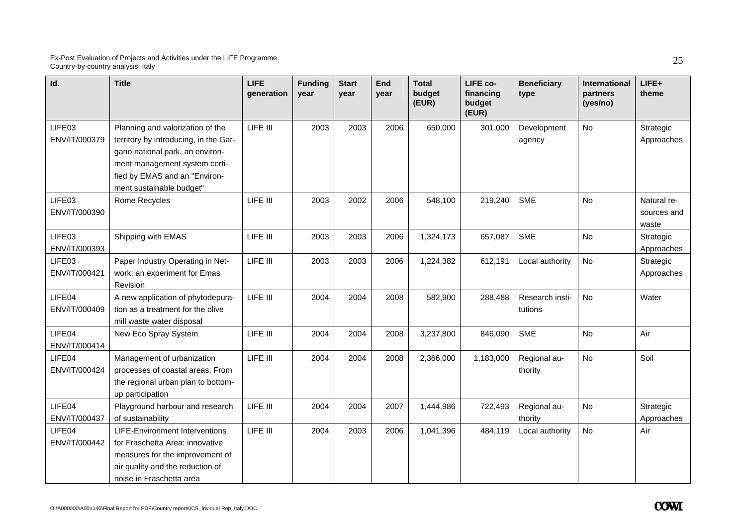| Id. | Title | LIFE generation | Funding year | Start year | End year | Total budget (EUR) | LIFE co-financing budget (EUR) | Beneficiary type | International partners (yes/no) | LIFE+ theme |
|---|---|---|---|---|---|---|---|---|---|---|
| LIFE03 ENV/IT/000379 | Planning and valorization of the territory by introducing, in the Gargano national park, an environment management system certified by EMAS and an "Environment sustainable budget" | LIFE III | 2003 | 2003 | 2006 | 650,000 | 301,000 | Development agency | No | Strategic Approaches |
| LIFE03 ENV/IT/000390 | Rome Recycles | LIFE III | 2003 | 2002 | 2006 | 548,100 | 219,240 | SME | No | Natural resources and waste |
| LIFE03 ENV/IT/000393 | Shipping with EMAS | LIFE III | 2003 | 2003 | 2006 | 1,324,173 | 657,087 | SME | No | Strategic Approaches |
| LIFE03 ENV/IT/000421 | Paper Industry Operating in Network: an experiment for Emas Revision | LIFE III | 2003 | 2003 | 2006 | 1,224,382 | 612,191 | Local authority | No | Strategic Approaches |
| LIFE04 ENV/IT/000409 | A new application of phytodepuration as a treatment for the olive mill waste water disposal | LIFE III | 2004 | 2004 | 2008 | 582,900 | 288,488 | Research institutions | No | Water |
| LIFE04 ENV/IT/000414 | New Eco Spray System | LIFE III | 2004 | 2004 | 2008 | 3,237,800 | 846,090 | SME | No | Air |
| LIFE04 ENV/IT/000424 | Management of urbanization processes of coastal areas. From the regional urban plan to bottom-up participation | LIFE III | 2004 | 2004 | 2008 | 2,366,000 | 1,183,000 | Regional authority | No | Soil |
| LIFE04 ENV/IT/000437 | Playground harbour and research of sustainability | LIFE III | 2004 | 2004 | 2007 | 1,444,986 | 722,493 | Regional authority | No | Strategic Approaches |
| LIFE04 ENV/IT/000442 | LIFE-Environment Interventions for Fraschetta Area: innovative measures for the improvement of air quality and the reduction of noise in Fraschetta area | LIFE III | 2004 | 2003 | 2006 | 1,041,396 | 484,119 | Local authority | No | Air |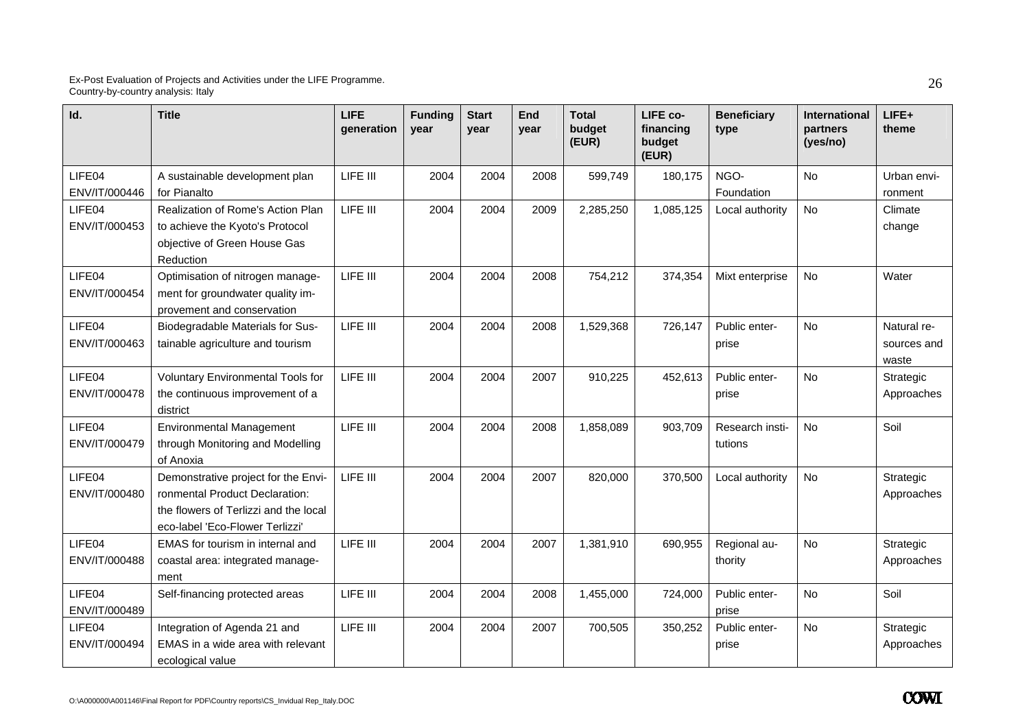| Id. | Title | LIFE generation | Funding year | Start year | End year | Total budget (EUR) | LIFE co-financing budget (EUR) | Beneficiary type | International partners (yes/no) | LIFE+ theme |
|---|---|---|---|---|---|---|---|---|---|---|
| LIFE04 ENV/IT/000446 | A sustainable development plan for Pianalto | LIFE III | 2004 | 2004 | 2008 | 599,749 | 180,175 | NGO-Foundation | No | Urban environment |
| LIFE04 ENV/IT/000453 | Realization of Rome's Action Plan to achieve the Kyoto's Protocol objective of Green House Gas Reduction | LIFE III | 2004 | 2004 | 2009 | 2,285,250 | 1,085,125 | Local authority | No | Climate change |
| LIFE04 ENV/IT/000454 | Optimisation of nitrogen management for groundwater quality improvement and conservation | LIFE III | 2004 | 2004 | 2008 | 754,212 | 374,354 | Mixt enterprise | No | Water |
| LIFE04 ENV/IT/000463 | Biodegradable Materials for Sustainable agriculture and tourism | LIFE III | 2004 | 2004 | 2008 | 1,529,368 | 726,147 | Public enterprise | No | Natural resources and waste |
| LIFE04 ENV/IT/000478 | Voluntary Environmental Tools for the continuous improvement of a district | LIFE III | 2004 | 2004 | 2007 | 910,225 | 452,613 | Public enterprise | No | Strategic Approaches |
| LIFE04 ENV/IT/000479 | Environmental Management through Monitoring and Modelling of Anoxia | LIFE III | 2004 | 2004 | 2008 | 1,858,089 | 903,709 | Research institutions | No | Soil |
| LIFE04 ENV/IT/000480 | Demonstrative project for the Environmental Product Declaration: the flowers of Terlizzi and the local eco-label 'Eco-Flower Terlizzi' | LIFE III | 2004 | 2004 | 2007 | 820,000 | 370,500 | Local authority | No | Strategic Approaches |
| LIFE04 ENV/IT/000488 | EMAS for tourism in internal and coastal area: integrated management | LIFE III | 2004 | 2004 | 2007 | 1,381,910 | 690,955 | Regional authority | No | Strategic Approaches |
| LIFE04 ENV/IT/000489 | Self-financing protected areas | LIFE III | 2004 | 2004 | 2008 | 1,455,000 | 724,000 | Public enterprise | No | Soil |
| LIFE04 ENV/IT/000494 | Integration of Agenda 21 and EMAS in a wide area with relevant ecological value | LIFE III | 2004 | 2004 | 2007 | 700,505 | 350,252 | Public enterprise | No | Strategic Approaches |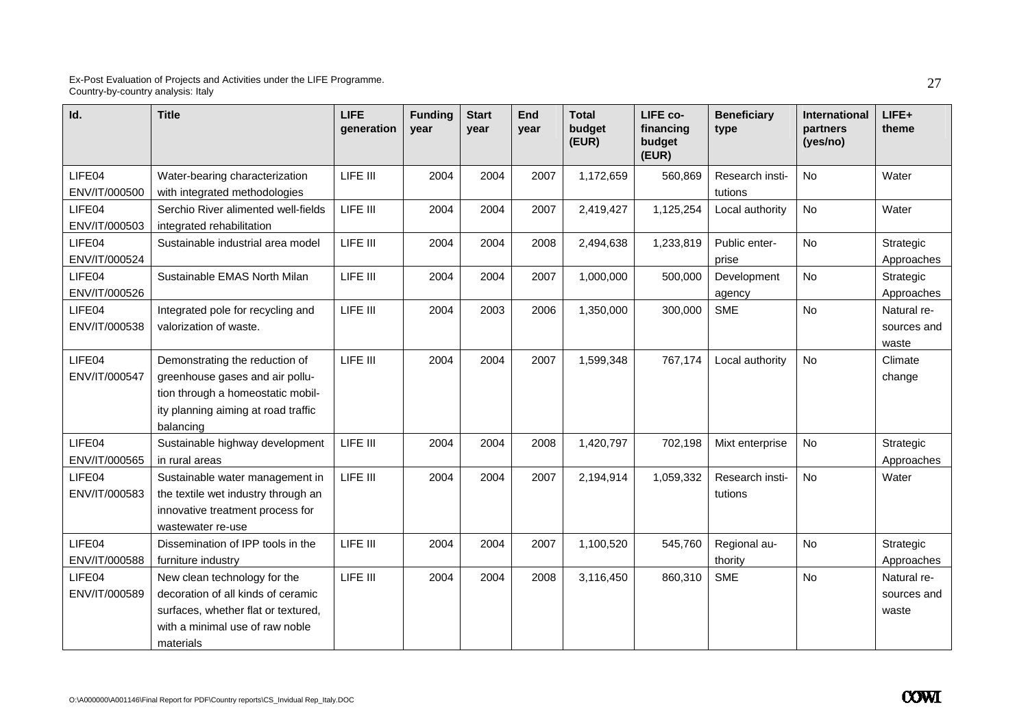| Id. | Title | LIFE generation | Funding year | Start year | End year | Total budget (EUR) | LIFE co-financing budget (EUR) | Beneficiary type | International partners (yes/no) | LIFE+ theme |
|---|---|---|---|---|---|---|---|---|---|---|
| LIFE04 ENV/IT/000500 | Water-bearing characterization with integrated methodologies | LIFE III | 2004 | 2004 | 2007 | 1,172,659 | 560,869 | Research institutions | No | Water |
| LIFE04 ENV/IT/000503 | Serchio River alimented well-fields integrated rehabilitation | LIFE III | 2004 | 2004 | 2007 | 2,419,427 | 1,125,254 | Local authority | No | Water |
| LIFE04 ENV/IT/000524 | Sustainable industrial area model | LIFE III | 2004 | 2004 | 2008 | 2,494,638 | 1,233,819 | Public enterprise | No | Strategic Approaches |
| LIFE04 ENV/IT/000526 | Sustainable EMAS North Milan | LIFE III | 2004 | 2004 | 2007 | 1,000,000 | 500,000 | Development agency | No | Strategic Approaches |
| LIFE04 ENV/IT/000538 | Integrated pole for recycling and valorization of waste. | LIFE III | 2004 | 2003 | 2006 | 1,350,000 | 300,000 | SME | No | Natural resources and waste |
| LIFE04 ENV/IT/000547 | Demonstrating the reduction of greenhouse gases and air pollution through a homeostatic mobility planning aiming at road traffic balancing | LIFE III | 2004 | 2004 | 2007 | 1,599,348 | 767,174 | Local authority | No | Climate change |
| LIFE04 ENV/IT/000565 | Sustainable highway development in rural areas | LIFE III | 2004 | 2004 | 2008 | 1,420,797 | 702,198 | Mixt enterprise | No | Strategic Approaches |
| LIFE04 ENV/IT/000583 | Sustainable water management in the textile wet industry through an innovative treatment process for wastewater re-use | LIFE III | 2004 | 2004 | 2007 | 2,194,914 | 1,059,332 | Research institutions | No | Water |
| LIFE04 ENV/IT/000588 | Dissemination of IPP tools in the furniture industry | LIFE III | 2004 | 2004 | 2007 | 1,100,520 | 545,760 | Regional authority | No | Strategic Approaches |
| LIFE04 ENV/IT/000589 | New clean technology for the decoration of all kinds of ceramic surfaces, whether flat or textured, with a minimal use of raw noble materials | LIFE III | 2004 | 2004 | 2008 | 3,116,450 | 860,310 | SME | No | Natural resources and waste |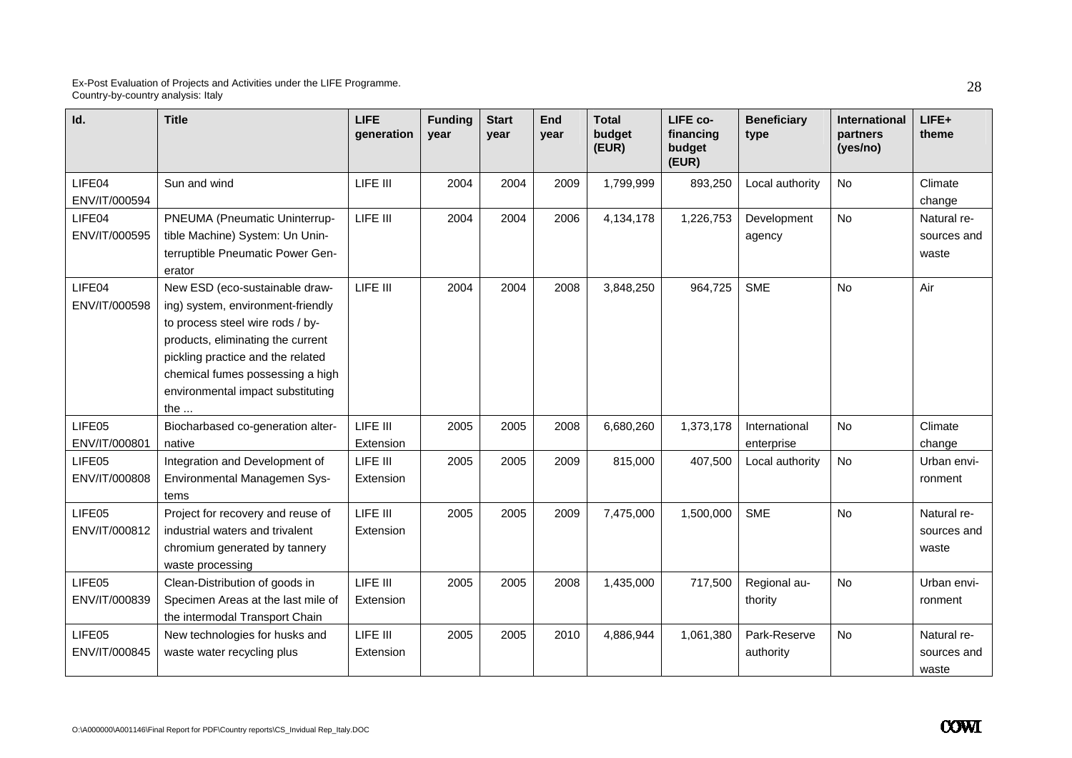| Id. | Title | LIFE generation | Funding year | Start year | End year | Total budget (EUR) | LIFE co-financing budget (EUR) | Beneficiary type | International partners (yes/no) | LIFE+ theme |
|---|---|---|---|---|---|---|---|---|---|---|
| LIFE04 ENV/IT/000594 | Sun and wind | LIFE III | 2004 | 2004 | 2009 | 1,799,999 | 893,250 | Local authority | No | Climate change |
| LIFE04 ENV/IT/000595 | PNEUMA (Pneumatic Uninterruptible Machine) System: Un Uninterruptible Pneumatic Power Generator | LIFE III | 2004 | 2004 | 2006 | 4,134,178 | 1,226,753 | Development agency | No | Natural resources and waste |
| LIFE04 ENV/IT/000598 | New ESD (eco-sustainable drawing) system, environment-friendly to process steel wire rods / by-products, eliminating the current pickling practice and the related chemical fumes possessing a high environmental impact substituting the ... | LIFE III | 2004 | 2004 | 2008 | 3,848,250 | 964,725 | SME | No | Air |
| LIFE05 ENV/IT/000801 | Biocharbased co-generation alternative | LIFE III Extension | 2005 | 2005 | 2008 | 6,680,260 | 1,373,178 | International enterprise | No | Climate change |
| LIFE05 ENV/IT/000808 | Integration and Development of Environmental Managemen Systems | LIFE III Extension | 2005 | 2005 | 2009 | 815,000 | 407,500 | Local authority | No | Urban environment |
| LIFE05 ENV/IT/000812 | Project for recovery and reuse of industrial waters and trivalent chromium generated by tannery waste processing | LIFE III Extension | 2005 | 2005 | 2009 | 7,475,000 | 1,500,000 | SME | No | Natural resources and waste |
| LIFE05 ENV/IT/000839 | Clean-Distribution of goods in Specimen Areas at the last mile of the intermodal Transport Chain | LIFE III Extension | 2005 | 2005 | 2008 | 1,435,000 | 717,500 | Regional authority | No | Urban environment |
| LIFE05 ENV/IT/000845 | New technologies for husks and waste water recycling plus | LIFE III Extension | 2005 | 2005 | 2010 | 4,886,944 | 1,061,380 | Park-Reserve authority | No | Natural resources and waste |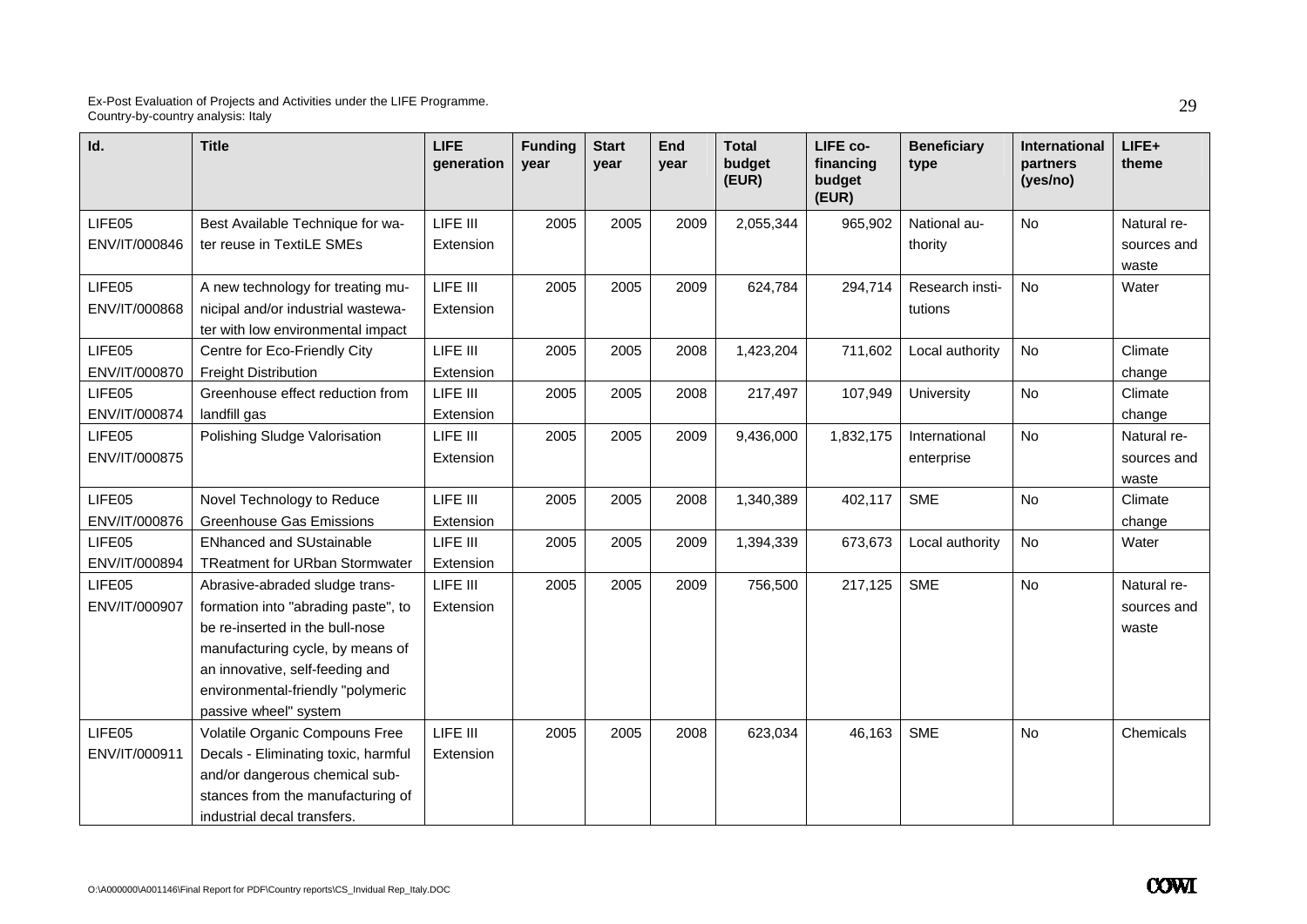| Id. | Title | LIFE generation | Funding year | Start year | End year | Total budget (EUR) | LIFE co-financing budget (EUR) | Beneficiary type | International partners (yes/no) | LIFE+ theme |
|---|---|---|---|---|---|---|---|---|---|---|
| LIFE05 ENV/IT/000846 | Best Available Technique for water reuse in TextiLE SMEs | LIFE III Extension | 2005 | 2005 | 2009 | 2,055,344 | 965,902 | National authority | No | Natural resources and waste |
| LIFE05 ENV/IT/000868 | A new technology for treating municipal and/or industrial wastewater with low environmental impact | LIFE III Extension | 2005 | 2005 | 2009 | 624,784 | 294,714 | Research institutions | No | Water |
| LIFE05 ENV/IT/000870 | Centre for Eco-Friendly City Freight Distribution | LIFE III Extension | 2005 | 2005 | 2008 | 1,423,204 | 711,602 | Local authority | No | Climate change |
| LIFE05 ENV/IT/000874 | Greenhouse effect reduction from landfill gas | LIFE III Extension | 2005 | 2005 | 2008 | 217,497 | 107,949 | University | No | Climate change |
| LIFE05 ENV/IT/000875 | Polishing Sludge Valorisation | LIFE III Extension | 2005 | 2005 | 2009 | 9,436,000 | 1,832,175 | International enterprise | No | Natural resources and waste |
| LIFE05 ENV/IT/000876 | Novel Technology to Reduce Greenhouse Gas Emissions | LIFE III Extension | 2005 | 2005 | 2008 | 1,340,389 | 402,117 | SME | No | Climate change |
| LIFE05 ENV/IT/000894 | ENhanced and SUstainable TReatment for URban Stormwater | LIFE III Extension | 2005 | 2005 | 2009 | 1,394,339 | 673,673 | Local authority | No | Water |
| LIFE05 ENV/IT/000907 | Abrasive-abraded sludge transformation into "abrading paste", to be re-inserted in the bull-nose manufacturing cycle, by means of an innovative, self-feeding and environmental-friendly "polymeric passive wheel" system | LIFE III Extension | 2005 | 2005 | 2009 | 756,500 | 217,125 | SME | No | Natural resources and waste |
| LIFE05 ENV/IT/000911 | Volatile Organic Compouns Free Decals - Eliminating toxic, harmful and/or dangerous chemical substances from the manufacturing of industrial decal transfers. | LIFE III Extension | 2005 | 2005 | 2008 | 623,034 | 46,163 | SME | No | Chemicals |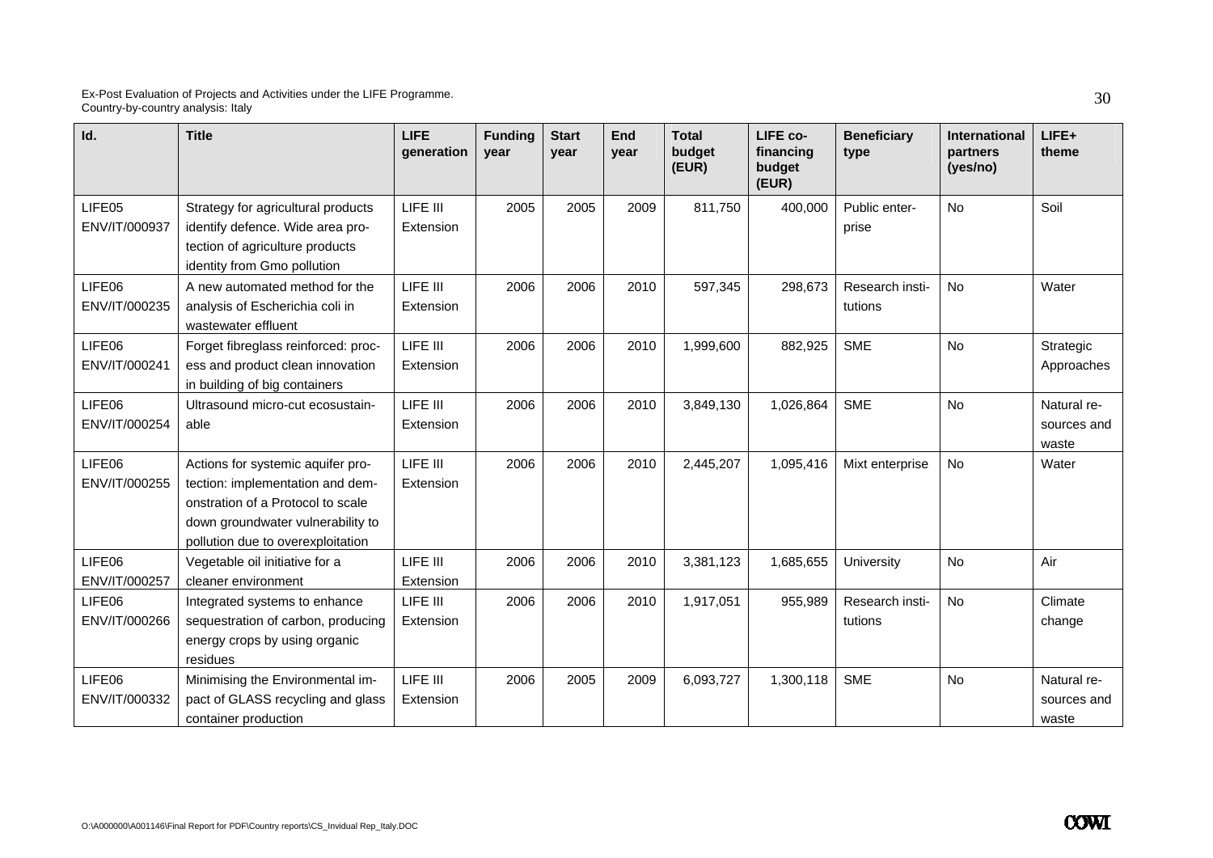| Id. | Title | LIFE generation | Funding year | Start year | End year | Total budget (EUR) | LIFE co-financing budget (EUR) | Beneficiary type | International partners (yes/no) | LIFE+ theme |
|---|---|---|---|---|---|---|---|---|---|---|
| LIFE05 ENV/IT/000937 | Strategy for agricultural products identify defence. Wide area protection of agriculture products identity from Gmo pollution | LIFE III Extension | 2005 | 2005 | 2009 | 811,750 | 400,000 | Public enterprise | No | Soil |
| LIFE06 ENV/IT/000235 | A new automated method for the analysis of Escherichia coli in wastewater effluent | LIFE III Extension | 2006 | 2006 | 2010 | 597,345 | 298,673 | Research institutions | No | Water |
| LIFE06 ENV/IT/000241 | Forget fibreglass reinforced: process and product clean innovation in building of big containers | LIFE III Extension | 2006 | 2006 | 2010 | 1,999,600 | 882,925 | SME | No | Strategic Approaches |
| LIFE06 ENV/IT/000254 | Ultrasound micro-cut ecosustainable | LIFE III Extension | 2006 | 2006 | 2010 | 3,849,130 | 1,026,864 | SME | No | Natural resources and waste |
| LIFE06 ENV/IT/000255 | Actions for systemic aquifer protection: implementation and demonstration of a Protocol to scale down groundwater vulnerability to pollution due to overexploitation | LIFE III Extension | 2006 | 2006 | 2010 | 2,445,207 | 1,095,416 | Mixt enterprise | No | Water |
| LIFE06 ENV/IT/000257 | Vegetable oil initiative for a cleaner environment | LIFE III Extension | 2006 | 2006 | 2010 | 3,381,123 | 1,685,655 | University | No | Air |
| LIFE06 ENV/IT/000266 | Integrated systems to enhance sequestration of carbon, producing energy crops by using organic residues | LIFE III Extension | 2006 | 2006 | 2010 | 1,917,051 | 955,989 | Research institutions | No | Climate change |
| LIFE06 ENV/IT/000332 | Minimising the Environmental impact of GLASS recycling and glass container production | LIFE III Extension | 2006 | 2005 | 2009 | 6,093,727 | 1,300,118 | SME | No | Natural resources and waste |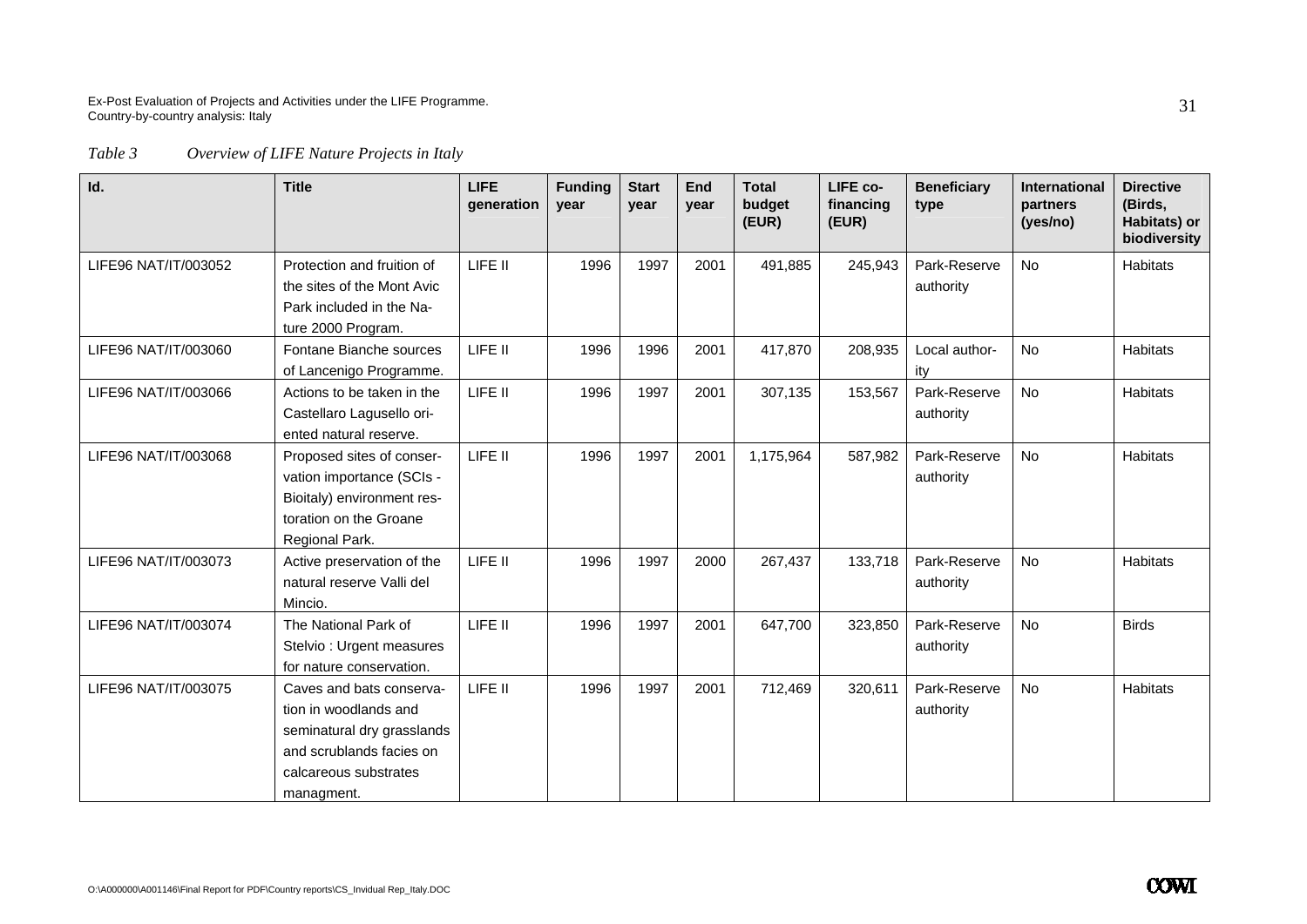*Table 3 Overview of LIFE Nature Projects in Italy*

| Id. | Title | LIFE generation | Funding year | Start year | End year | Total budget (EUR) | LIFE co-financing (EUR) | Beneficiary type | International partners (yes/no) | Directive (Birds, Habitats) or biodiversity |
|---|---|---|---|---|---|---|---|---|---|---|
| LIFE96 NAT/IT/003052 | Protection and fruition of the sites of the Mont Avic Park included in the Nature 2000 Program. | LIFE II | 1996 | 1997 | 2001 | 491,885 | 245,943 | Park-Reserve authority | No | Habitats |
| LIFE96 NAT/IT/003060 | Fontane Bianche sources of Lancenigo Programme. | LIFE II | 1996 | 1996 | 2001 | 417,870 | 208,935 | Local authority | No | Habitats |
| LIFE96 NAT/IT/003066 | Actions to be taken in the Castellaro Lagusello oriented natural reserve. | LIFE II | 1996 | 1997 | 2001 | 307,135 | 153,567 | Park-Reserve authority | No | Habitats |
| LIFE96 NAT/IT/003068 | Proposed sites of conservation importance (SCIs - Bioitaly) environment restoration on the Groane Regional Park. | LIFE II | 1996 | 1997 | 2001 | 1,175,964 | 587,982 | Park-Reserve authority | No | Habitats |
| LIFE96 NAT/IT/003073 | Active preservation of the natural reserve Valli del Mincio. | LIFE II | 1996 | 1997 | 2000 | 267,437 | 133,718 | Park-Reserve authority | No | Habitats |
| LIFE96 NAT/IT/003074 | The National Park of Stelvio : Urgent measures for nature conservation. | LIFE II | 1996 | 1997 | 2001 | 647,700 | 323,850 | Park-Reserve authority | No | Birds |
| LIFE96 NAT/IT/003075 | Caves and bats conservation in woodlands and seminatural dry grasslands and scrublands facies on calcareous substrates managment. | LIFE II | 1996 | 1997 | 2001 | 712,469 | 320,611 | Park-Reserve authority | No | Habitats |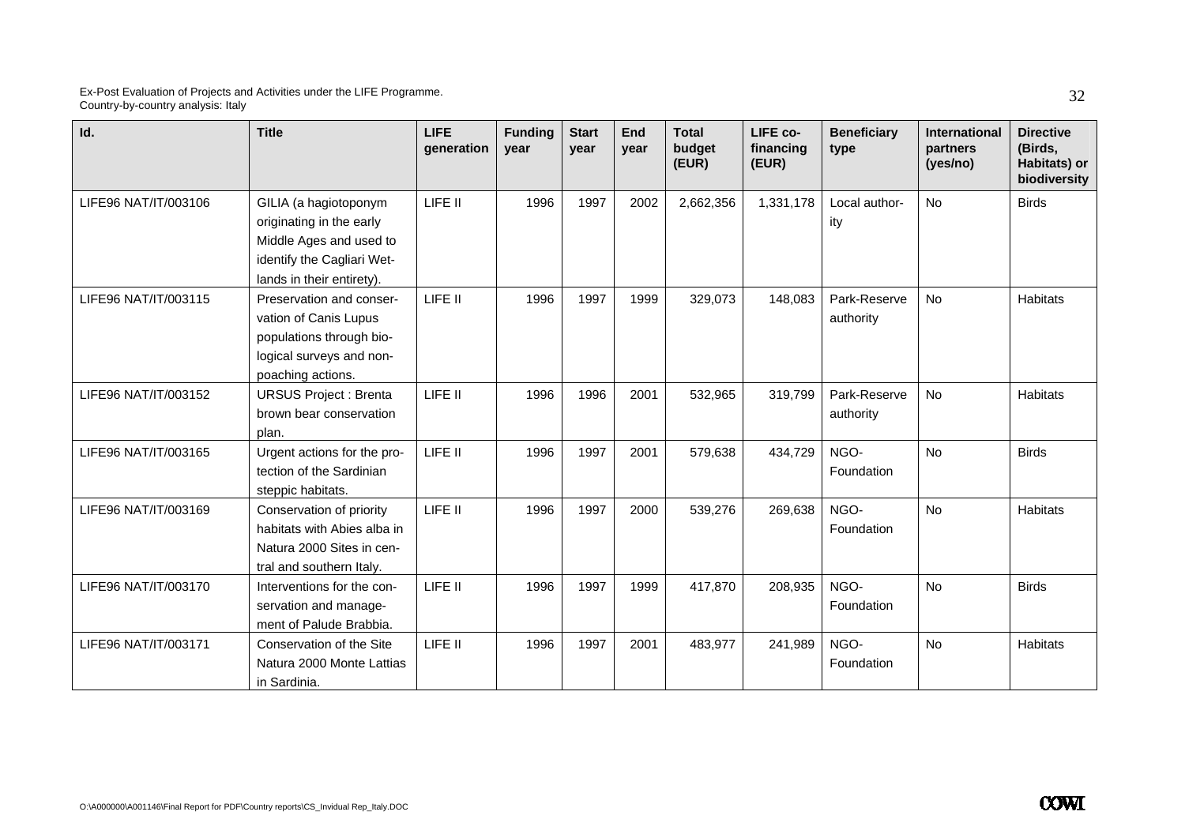| Id. | Title | LIFE generation | Funding year | Start year | End year | Total budget (EUR) | LIFE co-financing (EUR) | Beneficiary type | International partners (yes/no) | Directive (Birds, Habitats) or biodiversity |
|---|---|---|---|---|---|---|---|---|---|---|
| LIFE96 NAT/IT/003106 | GILIA (a hagiotoponym originating in the early Middle Ages and used to identify the Cagliari Wetlands in their entirety). | LIFE II | 1996 | 1997 | 2002 | 2,662,356 | 1,331,178 | Local authority | No | Birds |
| LIFE96 NAT/IT/003115 | Preservation and conservation of Canis Lupus populations through biological surveys and non-poaching actions. | LIFE II | 1996 | 1997 | 1999 | 329,073 | 148,083 | Park-Reserve authority | No | Habitats |
| LIFE96 NAT/IT/003152 | URSUS Project : Brenta brown bear conservation plan. | LIFE II | 1996 | 1996 | 2001 | 532,965 | 319,799 | Park-Reserve authority | No | Habitats |
| LIFE96 NAT/IT/003165 | Urgent actions for the protection of the Sardinian steppic habitats. | LIFE II | 1996 | 1997 | 2001 | 579,638 | 434,729 | NGO-Foundation | No | Birds |
| LIFE96 NAT/IT/003169 | Conservation of priority habitats with Abies alba in Natura 2000 Sites in central and southern Italy. | LIFE II | 1996 | 1997 | 2000 | 539,276 | 269,638 | NGO-Foundation | No | Habitats |
| LIFE96 NAT/IT/003170 | Interventions for the conservation and management of Palude Brabbia. | LIFE II | 1996 | 1997 | 1999 | 417,870 | 208,935 | NGO-Foundation | No | Birds |
| LIFE96 NAT/IT/003171 | Conservation of the Site Natura 2000 Monte Lattias in Sardinia. | LIFE II | 1996 | 1997 | 2001 | 483,977 | 241,989 | NGO-Foundation | No | Habitats |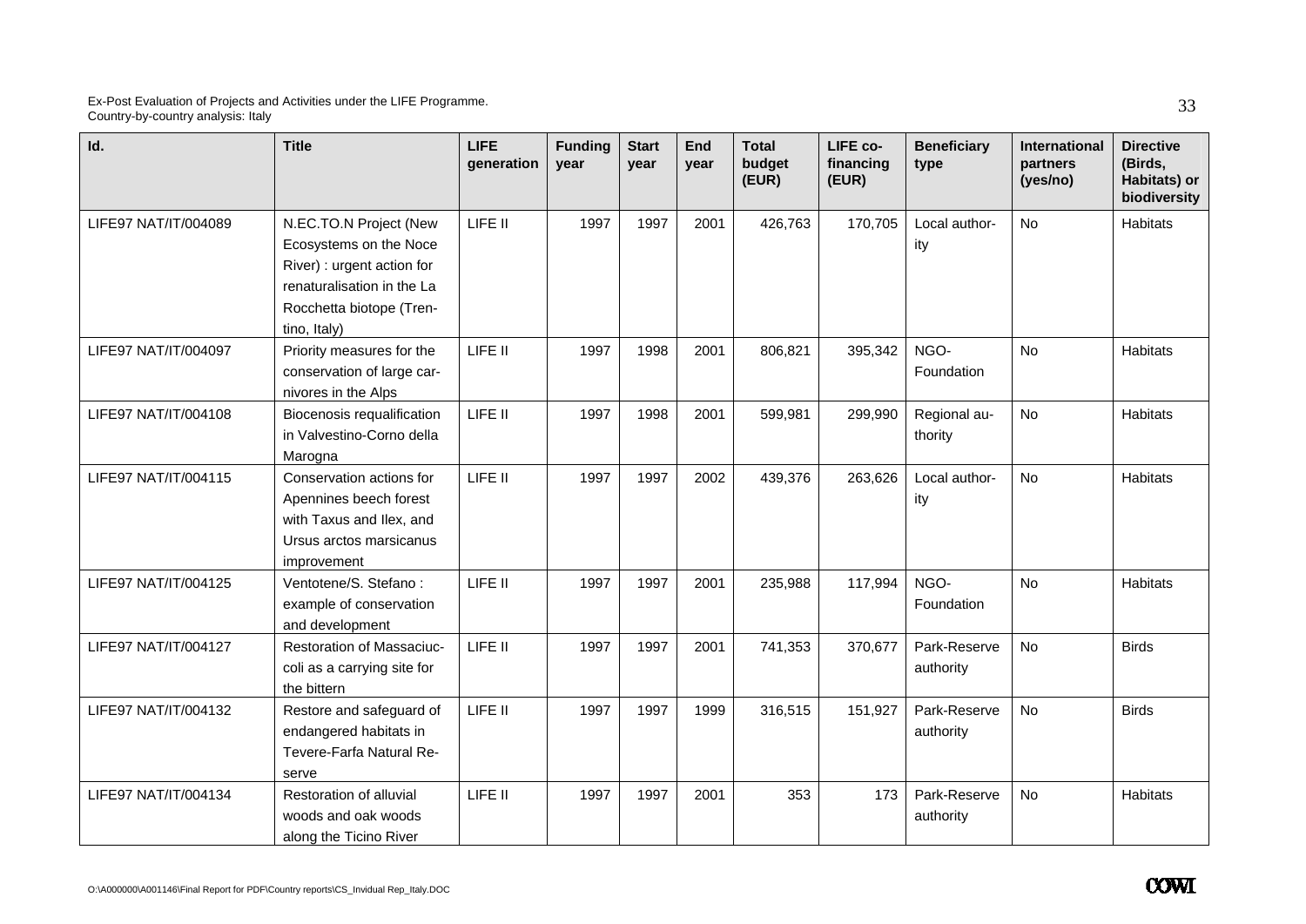| Id. | Title | LIFE generation | Funding year | Start year | End year | Total budget (EUR) | LIFE co-financing (EUR) | Beneficiary type | International partners (yes/no) | Directive (Birds, Habitats) or biodiversity |
|---|---|---|---|---|---|---|---|---|---|---|
| LIFE97 NAT/IT/004089 | N.EC.TO.N Project (New Ecosystems on the Noce River) : urgent action for renaturalisation in the La Rocchetta biotope (Trentino, Italy) | LIFE II | 1997 | 1997 | 2001 | 426,763 | 170,705 | Local authority | No | Habitats |
| LIFE97 NAT/IT/004097 | Priority measures for the conservation of large carnivores in the Alps | LIFE II | 1997 | 1998 | 2001 | 806,821 | 395,342 | NGO-Foundation | No | Habitats |
| LIFE97 NAT/IT/004108 | Biocenosis requalification in Valvestino-Corno della Marogna | LIFE II | 1997 | 1998 | 2001 | 599,981 | 299,990 | Regional authority | No | Habitats |
| LIFE97 NAT/IT/004115 | Conservation actions for Apennines beech forest with Taxus and Ilex, and Ursus arctos marsicanus improvement | LIFE II | 1997 | 1997 | 2002 | 439,376 | 263,626 | Local authority | No | Habitats |
| LIFE97 NAT/IT/004125 | Ventotene/S. Stefano : example of conservation and development | LIFE II | 1997 | 1997 | 2001 | 235,988 | 117,994 | NGO-Foundation | No | Habitats |
| LIFE97 NAT/IT/004127 | Restoration of Massaciuccoli as a carrying site for the bittern | LIFE II | 1997 | 1997 | 2001 | 741,353 | 370,677 | Park-Reserve authority | No | Birds |
| LIFE97 NAT/IT/004132 | Restore and safeguard of endangered habitats in Tevere-Farfa Natural Reserve | LIFE II | 1997 | 1997 | 1999 | 316,515 | 151,927 | Park-Reserve authority | No | Birds |
| LIFE97 NAT/IT/004134 | Restoration of alluvial woods and oak woods along the Ticino River | LIFE II | 1997 | 1997 | 2001 | 353 | 173 | Park-Reserve authority | No | Habitats |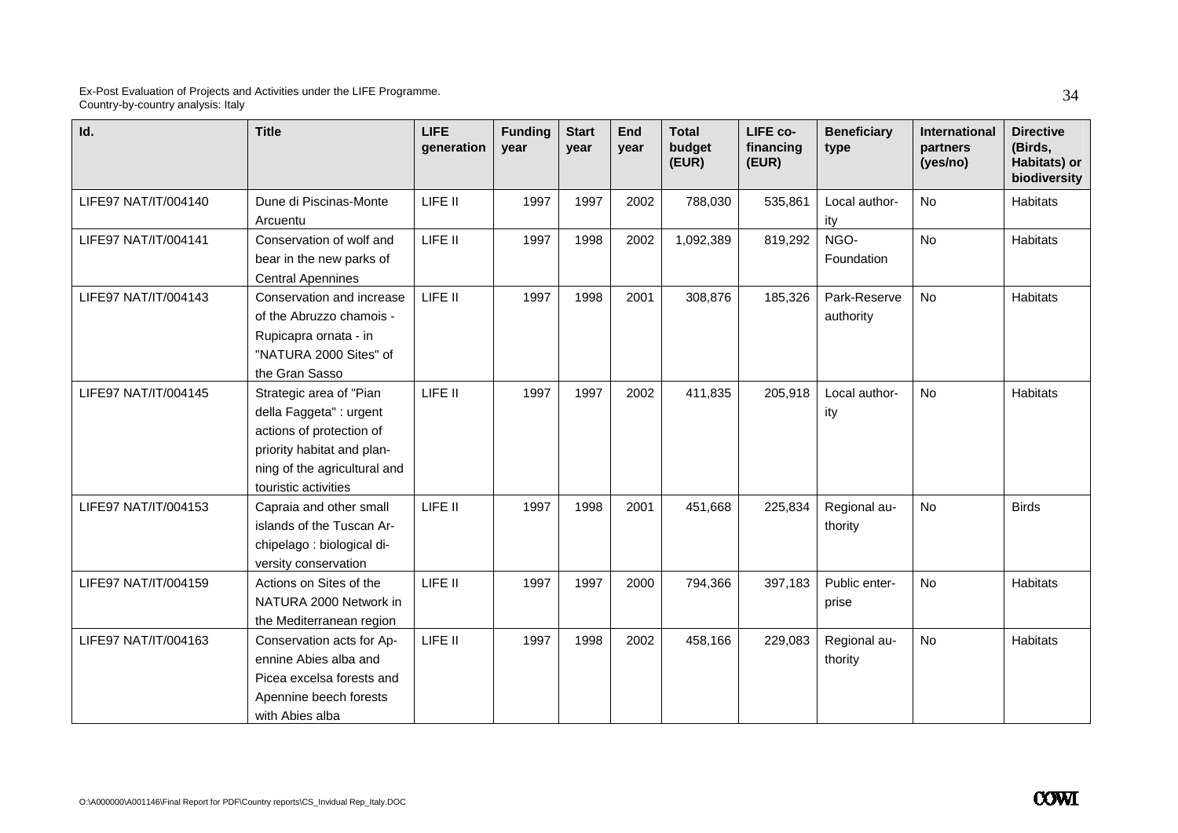| Id. | Title | LIFE generation | Funding year | Start year | End year | Total budget (EUR) | LIFE co-financing (EUR) | Beneficiary type | International partners (yes/no) | Directive (Birds, Habitats) or biodiversity |
|---|---|---|---|---|---|---|---|---|---|---|
| LIFE97 NAT/IT/004140 | Dune di Piscinas-Monte Arcuentu | LIFE II | 1997 | 1997 | 2002 | 788,030 | 535,861 | Local authority | No | Habitats |
| LIFE97 NAT/IT/004141 | Conservation of wolf and bear in the new parks of Central Apennines | LIFE II | 1997 | 1998 | 2002 | 1,092,389 | 819,292 | NGO-Foundation | No | Habitats |
| LIFE97 NAT/IT/004143 | Conservation and increase of the Abruzzo chamois - Rupicapra ornata - in "NATURA 2000 Sites" of the Gran Sasso | LIFE II | 1997 | 1998 | 2001 | 308,876 | 185,326 | Park-Reserve authority | No | Habitats |
| LIFE97 NAT/IT/004145 | Strategic area of "Pian della Faggeta" : urgent actions of protection of priority habitat and planning of the agricultural and touristic activities | LIFE II | 1997 | 1997 | 2002 | 411,835 | 205,918 | Local authority | No | Habitats |
| LIFE97 NAT/IT/004153 | Capraia and other small islands of the Tuscan Archipelago : biological diversity conservation | LIFE II | 1997 | 1998 | 2001 | 451,668 | 225,834 | Regional authority | No | Birds |
| LIFE97 NAT/IT/004159 | Actions on Sites of the NATURA 2000 Network in the Mediterranean region | LIFE II | 1997 | 1997 | 2000 | 794,366 | 397,183 | Public enterprise | No | Habitats |
| LIFE97 NAT/IT/004163 | Conservation acts for Apennine Abies alba and Picea excelsa forests and Apennine beech forests with Abies alba | LIFE II | 1997 | 1998 | 2002 | 458,166 | 229,083 | Regional authority | No | Habitats |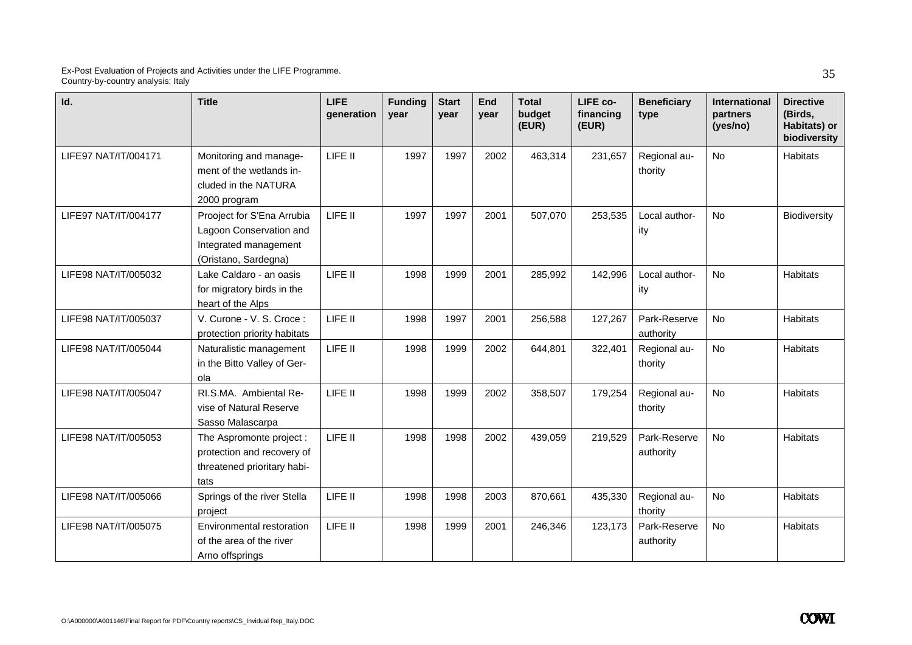| Id. | Title | LIFE generation | Funding year | Start year | End year | Total budget (EUR) | LIFE co-financing (EUR) | Beneficiary type | International partners (yes/no) | Directive (Birds, Habitats) or biodiversity |
|---|---|---|---|---|---|---|---|---|---|---|
| LIFE97 NAT/IT/004171 | Monitoring and management of the wetlands included in the NATURA 2000 program | LIFE II | 1997 | 1997 | 2002 | 463,314 | 231,657 | Regional authority | No | Habitats |
| LIFE97 NAT/IT/004177 | Proojeet for S'Ena Arrubia Lagoon Conservation and Integrated management (Oristano, Sardegna) | LIFE II | 1997 | 1997 | 2001 | 507,070 | 253,535 | Local authority | No | Biodiversity |
| LIFE98 NAT/IT/005032 | Lake Caldaro - an oasis for migratory birds in the heart of the Alps | LIFE II | 1998 | 1999 | 2001 | 285,992 | 142,996 | Local authority | No | Habitats |
| LIFE98 NAT/IT/005037 | V. Curone - V. S. Croce : protection priority habitats | LIFE II | 1998 | 1997 | 2001 | 256,588 | 127,267 | Park-Reserve authority | No | Habitats |
| LIFE98 NAT/IT/005044 | Naturalistic management in the Bitto Valley of Gerola | LIFE II | 1998 | 1999 | 2002 | 644,801 | 322,401 | Regional authority | No | Habitats |
| LIFE98 NAT/IT/005047 | RI.S.MA. Ambiental Revise of Natural Reserve Sasso Malascarpa | LIFE II | 1998 | 1999 | 2002 | 358,507 | 179,254 | Regional authority | No | Habitats |
| LIFE98 NAT/IT/005053 | The Aspromonte project : protection and recovery of threatened prioritary habitats | LIFE II | 1998 | 1998 | 2002 | 439,059 | 219,529 | Park-Reserve authority | No | Habitats |
| LIFE98 NAT/IT/005066 | Springs of the river Stella project | LIFE II | 1998 | 1998 | 2003 | 870,661 | 435,330 | Regional authority | No | Habitats |
| LIFE98 NAT/IT/005075 | Environmental restoration of the area of the river Arno offsprings | LIFE II | 1998 | 1999 | 2001 | 246,346 | 123,173 | Park-Reserve authority | No | Habitats |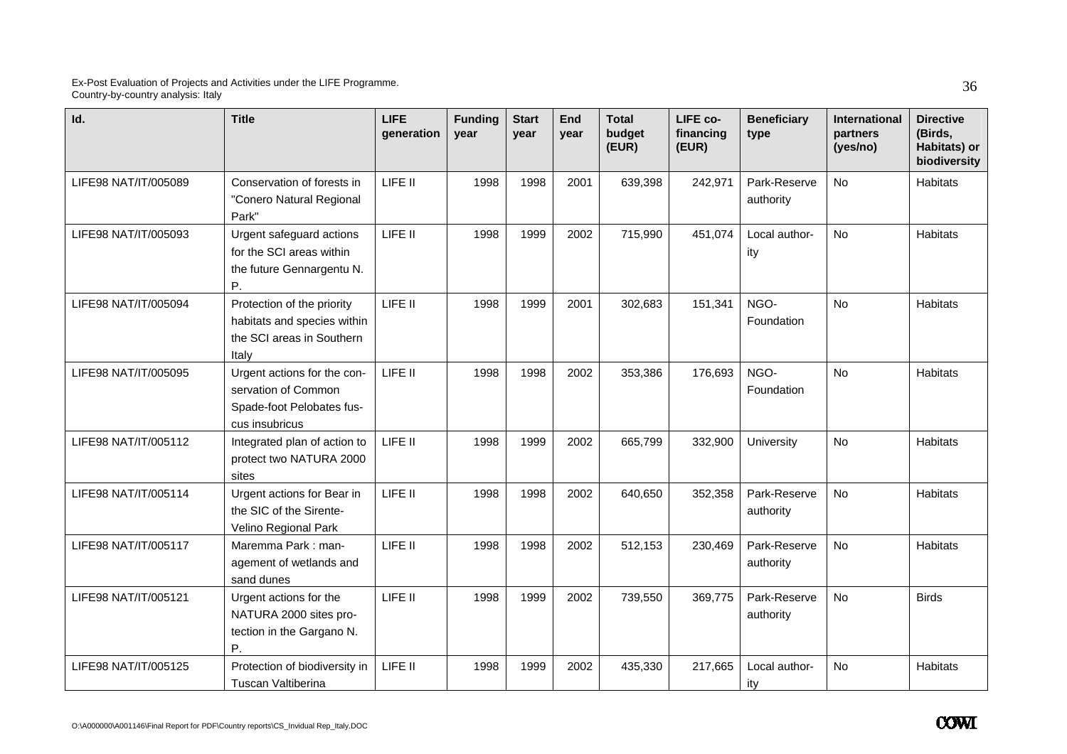| Id. | Title | LIFE generation | Funding year | Start year | End year | Total budget (EUR) | LIFE co-financing (EUR) | Beneficiary type | International partners (yes/no) | Directive (Birds, Habitats) or biodiversity |
|---|---|---|---|---|---|---|---|---|---|---|
| LIFE98 NAT/IT/005089 | Conservation of forests in "Conero Natural Regional Park" | LIFE II | 1998 | 1998 | 2001 | 639,398 | 242,971 | Park-Reserve authority | No | Habitats |
| LIFE98 NAT/IT/005093 | Urgent safeguard actions for the SCI areas within the future Gennargentu N. P. | LIFE II | 1998 | 1999 | 2002 | 715,990 | 451,074 | Local authority | No | Habitats |
| LIFE98 NAT/IT/005094 | Protection of the priority habitats and species within the SCI areas in Southern Italy | LIFE II | 1998 | 1999 | 2001 | 302,683 | 151,341 | NGO-Foundation | No | Habitats |
| LIFE98 NAT/IT/005095 | Urgent actions for the conservation of Common Spade-foot Pelobates fuscus insubricus | LIFE II | 1998 | 1998 | 2002 | 353,386 | 176,693 | NGO-Foundation | No | Habitats |
| LIFE98 NAT/IT/005112 | Integrated plan of action to protect two NATURA 2000 sites | LIFE II | 1998 | 1999 | 2002 | 665,799 | 332,900 | University | No | Habitats |
| LIFE98 NAT/IT/005114 | Urgent actions for Bear in the SIC of the Sirente-Velino Regional Park | LIFE II | 1998 | 1998 | 2002 | 640,650 | 352,358 | Park-Reserve authority | No | Habitats |
| LIFE98 NAT/IT/005117 | Maremma Park : management of wetlands and sand dunes | LIFE II | 1998 | 1998 | 2002 | 512,153 | 230,469 | Park-Reserve authority | No | Habitats |
| LIFE98 NAT/IT/005121 | Urgent actions for the NATURA 2000 sites protection in the Gargano N. P. | LIFE II | 1998 | 1999 | 2002 | 739,550 | 369,775 | Park-Reserve authority | No | Birds |
| LIFE98 NAT/IT/005125 | Protection of biodiversity in Tuscan Valtiberina | LIFE II | 1998 | 1999 | 2002 | 435,330 | 217,665 | Local authority | No | Habitats |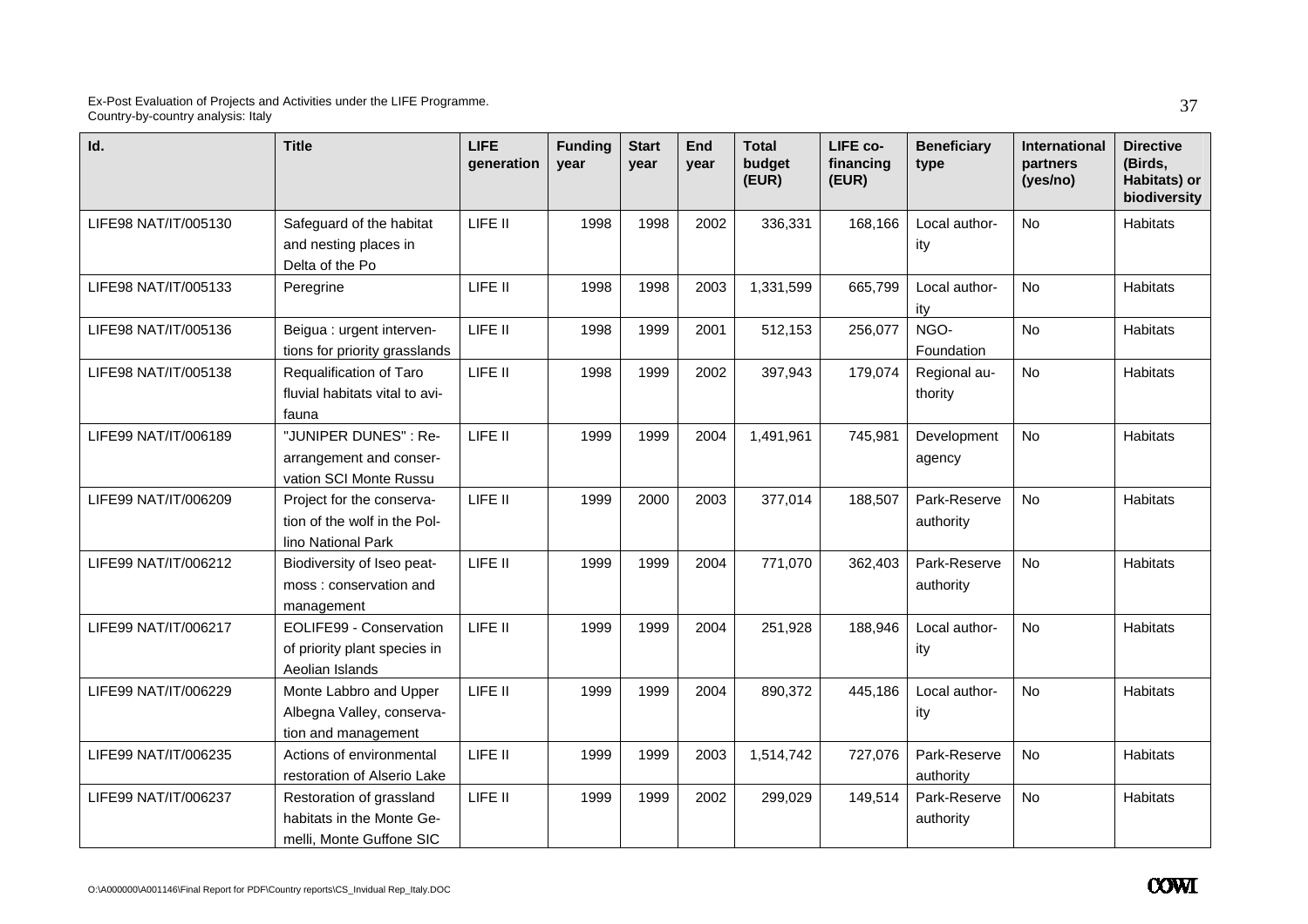| Id. | Title | LIFE generation | Funding year | Start year | End year | Total budget (EUR) | LIFE co-financing (EUR) | Beneficiary type | International partners (yes/no) | Directive (Birds, Habitats) or biodiversity |
|---|---|---|---|---|---|---|---|---|---|---|
| LIFE98 NAT/IT/005130 | Safeguard of the habitat and nesting places in Delta of the Po | LIFE II | 1998 | 1998 | 2002 | 336,331 | 168,166 | Local authority | No | Habitats |
| LIFE98 NAT/IT/005133 | Peregrine | LIFE II | 1998 | 1998 | 2003 | 1,331,599 | 665,799 | Local authority | No | Habitats |
| LIFE98 NAT/IT/005136 | Beigua : urgent interventions for priority grasslands | LIFE II | 1998 | 1999 | 2001 | 512,153 | 256,077 | NGO-Foundation | No | Habitats |
| LIFE98 NAT/IT/005138 | Requalification of Taro fluvial habitats vital to avifauna | LIFE II | 1998 | 1999 | 2002 | 397,943 | 179,074 | Regional authority | No | Habitats |
| LIFE99 NAT/IT/006189 | "JUNIPER DUNES" : Rearrangement and conservation SCI Monte Russu | LIFE II | 1999 | 1999 | 2004 | 1,491,961 | 745,981 | Development agency | No | Habitats |
| LIFE99 NAT/IT/006209 | Project for the conservation of the wolf in the Pollino National Park | LIFE II | 1999 | 2000 | 2003 | 377,014 | 188,507 | Park-Reserve authority | No | Habitats |
| LIFE99 NAT/IT/006212 | Biodiversity of Iseo peatmoss : conservation and management | LIFE II | 1999 | 1999 | 2004 | 771,070 | 362,403 | Park-Reserve authority | No | Habitats |
| LIFE99 NAT/IT/006217 | EOLIFE99 - Conservation of priority plant species in Aeolian Islands | LIFE II | 1999 | 1999 | 2004 | 251,928 | 188,946 | Local authority | No | Habitats |
| LIFE99 NAT/IT/006229 | Monte Labbro and Upper Albegna Valley, conservation and management | LIFE II | 1999 | 1999 | 2004 | 890,372 | 445,186 | Local authority | No | Habitats |
| LIFE99 NAT/IT/006235 | Actions of environmental restoration of Alserio Lake | LIFE II | 1999 | 1999 | 2003 | 1,514,742 | 727,076 | Park-Reserve authority | No | Habitats |
| LIFE99 NAT/IT/006237 | Restoration of grassland habitats in the Monte Gemelli, Monte Guffone SIC | LIFE II | 1999 | 1999 | 2002 | 299,029 | 149,514 | Park-Reserve authority | No | Habitats |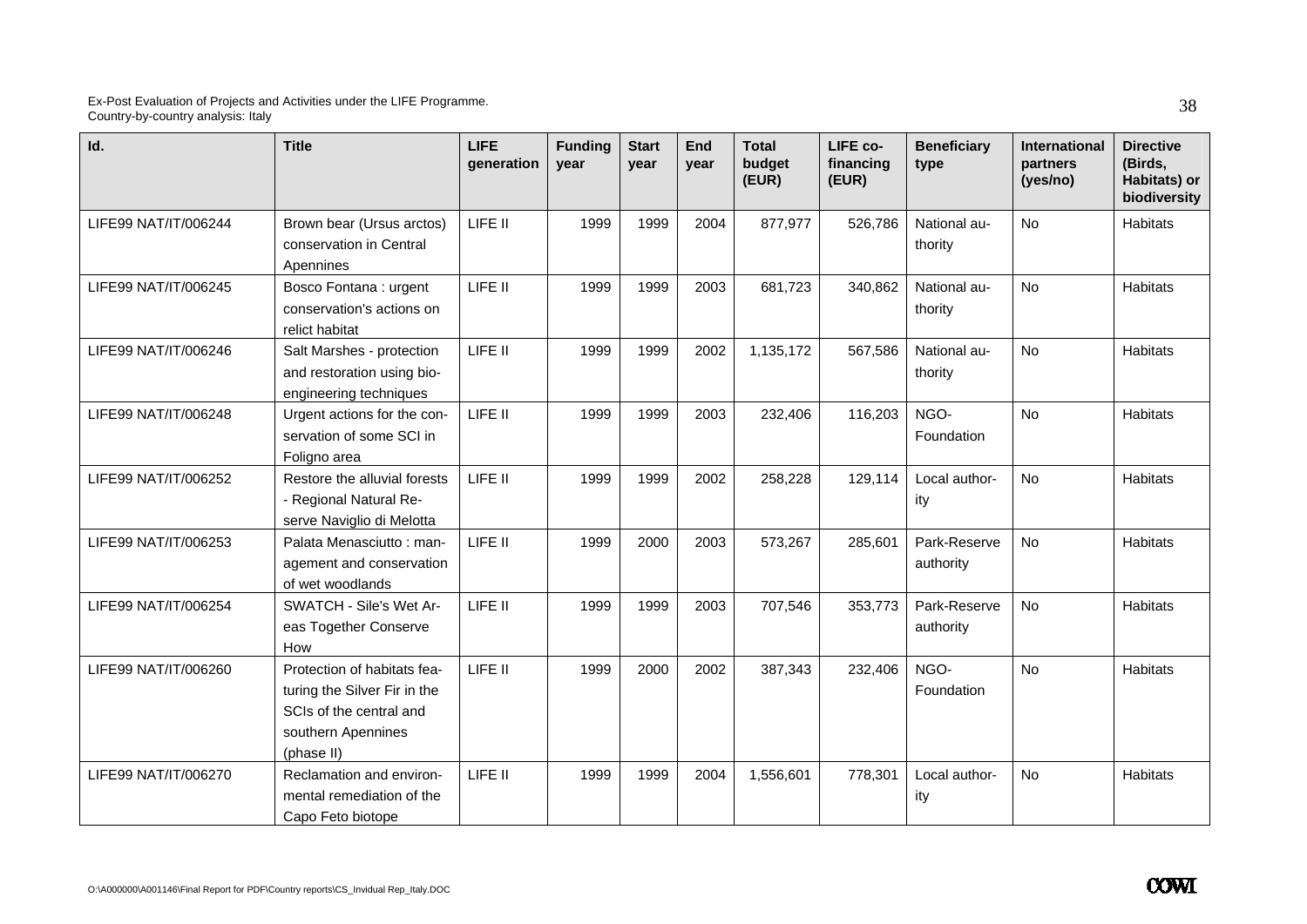| Id. | Title | LIFE generation | Funding year | Start year | End year | Total budget (EUR) | LIFE co-financing (EUR) | Beneficiary type | International partners (yes/no) | Directive (Birds, Habitats) or biodiversity |
|---|---|---|---|---|---|---|---|---|---|---|
| LIFE99 NAT/IT/006244 | Brown bear (Ursus arctos) conservation in Central Apennines | LIFE II | 1999 | 1999 | 2004 | 877,977 | 526,786 | National authority | No | Habitats |
| LIFE99 NAT/IT/006245 | Bosco Fontana : urgent conservation's actions on relict habitat | LIFE II | 1999 | 1999 | 2003 | 681,723 | 340,862 | National authority | No | Habitats |
| LIFE99 NAT/IT/006246 | Salt Marshes - protection and restoration using bio-engineering techniques | LIFE II | 1999 | 1999 | 2002 | 1,135,172 | 567,586 | National authority | No | Habitats |
| LIFE99 NAT/IT/006248 | Urgent actions for the conservation of some SCI in Foligno area | LIFE II | 1999 | 1999 | 2003 | 232,406 | 116,203 | NGO-Foundation | No | Habitats |
| LIFE99 NAT/IT/006252 | Restore the alluvial forests - Regional Natural Reserve Naviglio di Melotta | LIFE II | 1999 | 1999 | 2002 | 258,228 | 129,114 | Local authority | No | Habitats |
| LIFE99 NAT/IT/006253 | Palata Menasciutto : management and conservation of wet woodlands | LIFE II | 1999 | 2000 | 2003 | 573,267 | 285,601 | Park-Reserve authority | No | Habitats |
| LIFE99 NAT/IT/006254 | SWATCH - Sile's Wet Areas Together Conserve How | LIFE II | 1999 | 1999 | 2003 | 707,546 | 353,773 | Park-Reserve authority | No | Habitats |
| LIFE99 NAT/IT/006260 | Protection of habitats featuring the Silver Fir in the SCIs of the central and southern Apennines (phase II) | LIFE II | 1999 | 2000 | 2002 | 387,343 | 232,406 | NGO-Foundation | No | Habitats |
| LIFE99 NAT/IT/006270 | Reclamation and environmental remediation of the Capo Feto biotope | LIFE II | 1999 | 1999 | 2004 | 1,556,601 | 778,301 | Local authority | No | Habitats |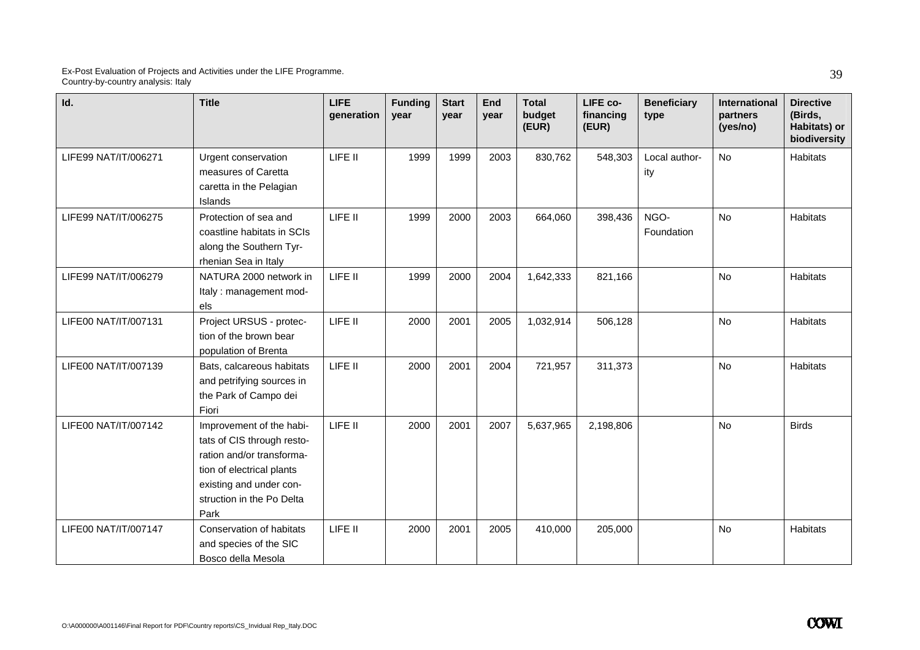| Id. | Title | LIFE generation | Funding year | Start year | End year | Total budget (EUR) | LIFE co-financing (EUR) | Beneficiary type | International partners (yes/no) | Directive (Birds, Habitats) or biodiversity |
|---|---|---|---|---|---|---|---|---|---|---|
| LIFE99 NAT/IT/006271 | Urgent conservation measures of Caretta caretta in the Pelagian Islands | LIFE II | 1999 | 1999 | 2003 | 830,762 | 548,303 | Local authority | No | Habitats |
| LIFE99 NAT/IT/006275 | Protection of sea and coastline habitats in SCIs along the Southern Tyrrhenian Sea in Italy | LIFE II | 1999 | 2000 | 2003 | 664,060 | 398,436 | NGO-Foundation | No | Habitats |
| LIFE99 NAT/IT/006279 | NATURA 2000 network in Italy : management models | LIFE II | 1999 | 2000 | 2004 | 1,642,333 | 821,166 | | No | Habitats |
| LIFE00 NAT/IT/007131 | Project URSUS - protection of the brown bear population of Brenta | LIFE II | 2000 | 2001 | 2005 | 1,032,914 | 506,128 | | No | Habitats |
| LIFE00 NAT/IT/007139 | Bats, calcareous habitats and petrifying sources in the Park of Campo dei Fiori | LIFE II | 2000 | 2001 | 2004 | 721,957 | 311,373 | | No | Habitats |
| LIFE00 NAT/IT/007142 | Improvement of the habitats of CIS through restoration and/or transformation of electrical plants existing and under construction in the Po Delta Park | LIFE II | 2000 | 2001 | 2007 | 5,637,965 | 2,198,806 | | No | Birds |
| LIFE00 NAT/IT/007147 | Conservation of habitats and species of the SIC Bosco della Mesola | LIFE II | 2000 | 2001 | 2005 | 410,000 | 205,000 | | No | Habitats |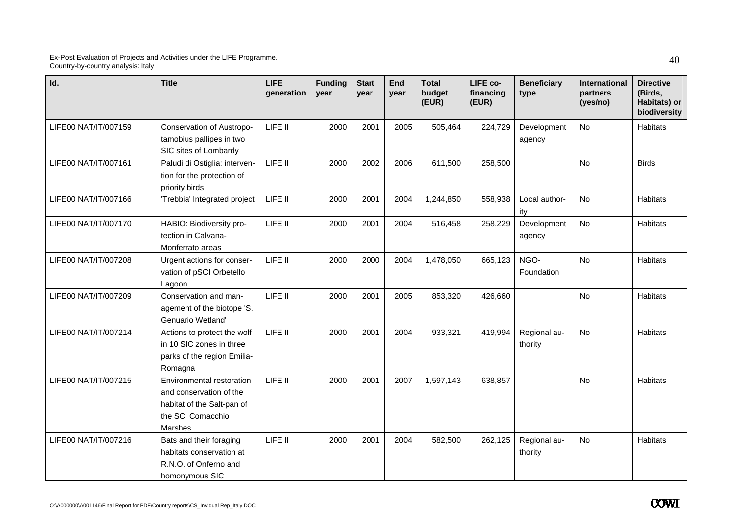| Id. | Title | LIFE generation | Funding year | Start year | End year | Total budget (EUR) | LIFE co-financing (EUR) | Beneficiary type | International partners (yes/no) | Directive (Birds, Habitats) or biodiversity |
|---|---|---|---|---|---|---|---|---|---|---|
| LIFE00 NAT/IT/007159 | Conservation of Austropotamobius pallipes in two SIC sites of Lombardy | LIFE II | 2000 | 2001 | 2005 | 505,464 | 224,729 | Development agency | No | Habitats |
| LIFE00 NAT/IT/007161 | Paludi di Ostiglia: intervention for the protection of priority birds | LIFE II | 2000 | 2002 | 2006 | 611,500 | 258,500 | | No | Birds |
| LIFE00 NAT/IT/007166 | 'Trebbia' Integrated project | LIFE II | 2000 | 2001 | 2004 | 1,244,850 | 558,938 | Local authority | No | Habitats |
| LIFE00 NAT/IT/007170 | HABIO: Biodiversity protection in Calvana-Monferrato areas | LIFE II | 2000 | 2001 | 2004 | 516,458 | 258,229 | Development agency | No | Habitats |
| LIFE00 NAT/IT/007208 | Urgent actions for conservation of pSCI Orbetello Lagoon | LIFE II | 2000 | 2000 | 2004 | 1,478,050 | 665,123 | NGO-Foundation | No | Habitats |
| LIFE00 NAT/IT/007209 | Conservation and management of the biotope 'S. Genuario Wetland' | LIFE II | 2000 | 2001 | 2005 | 853,320 | 426,660 | | No | Habitats |
| LIFE00 NAT/IT/007214 | Actions to protect the wolf in 10 SIC zones in three parks of the region Emilia-Romagna | LIFE II | 2000 | 2001 | 2004 | 933,321 | 419,994 | Regional authority | No | Habitats |
| LIFE00 NAT/IT/007215 | Environmental restoration and conservation of the habitat of the Salt-pan of the SCI Comacchio Marshes | LIFE II | 2000 | 2001 | 2007 | 1,597,143 | 638,857 | | No | Habitats |
| LIFE00 NAT/IT/007216 | Bats and their foraging habitats conservation at R.N.O. of Onferno and homonymous SIC | LIFE II | 2000 | 2001 | 2004 | 582,500 | 262,125 | Regional authority | No | Habitats |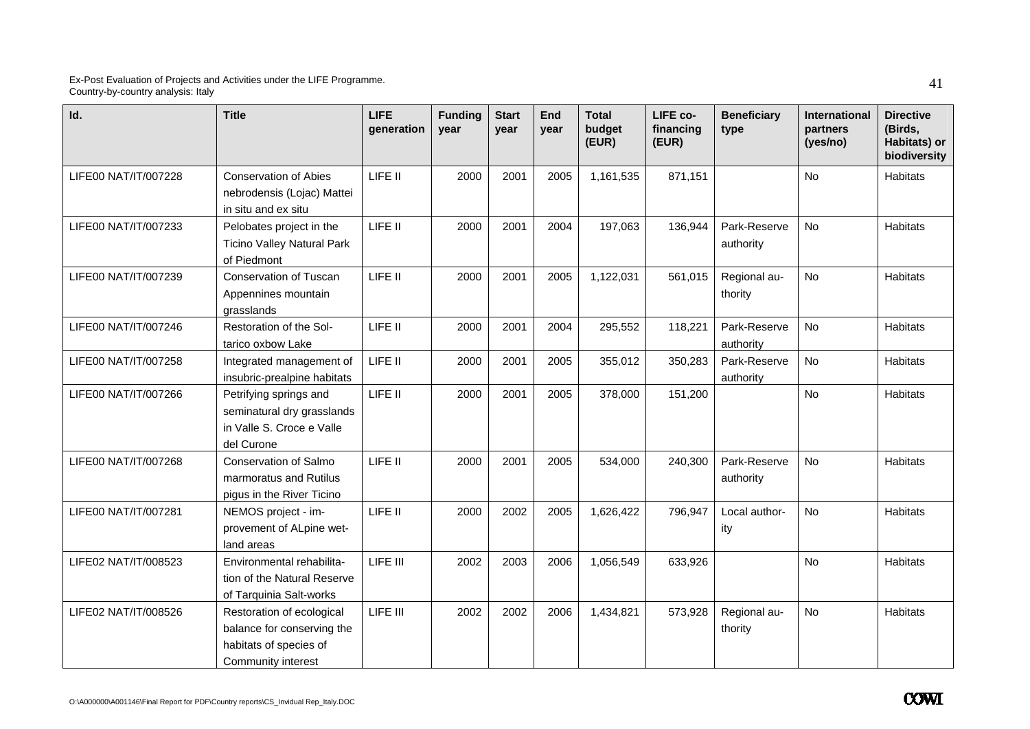| Id. | Title | LIFE generation | Funding year | Start year | End year | Total budget (EUR) | LIFE co-financing (EUR) | Beneficiary type | International partners (yes/no) | Directive (Birds, Habitats) or biodiversity |
|---|---|---|---|---|---|---|---|---|---|---|
| LIFE00 NAT/IT/007228 | Conservation of Abies nebrodensis (Lojac) Mattei in situ and ex situ | LIFE II | 2000 | 2001 | 2005 | 1,161,535 | 871,151 | | No | Habitats |
| LIFE00 NAT/IT/007233 | Pelobates project in the Ticino Valley Natural Park of Piedmont | LIFE II | 2000 | 2001 | 2004 | 197,063 | 136,944 | Park-Reserve authority | No | Habitats |
| LIFE00 NAT/IT/007239 | Conservation of Tuscan Appennines mountain grasslands | LIFE II | 2000 | 2001 | 2005 | 1,122,031 | 561,015 | Regional authority | No | Habitats |
| LIFE00 NAT/IT/007246 | Restoration of the Soltarico oxbow Lake | LIFE II | 2000 | 2001 | 2004 | 295,552 | 118,221 | Park-Reserve authority | No | Habitats |
| LIFE00 NAT/IT/007258 | Integrated management of insubric-prealpine habitats | LIFE II | 2000 | 2001 | 2005 | 355,012 | 350,283 | Park-Reserve authority | No | Habitats |
| LIFE00 NAT/IT/007266 | Petrifying springs and seminatural dry grasslands in Valle S. Croce e Valle del Curone | LIFE II | 2000 | 2001 | 2005 | 378,000 | 151,200 | | No | Habitats |
| LIFE00 NAT/IT/007268 | Conservation of Salmo marmoratus and Rutilus pigus in the River Ticino | LIFE II | 2000 | 2001 | 2005 | 534,000 | 240,300 | Park-Reserve authority | No | Habitats |
| LIFE00 NAT/IT/007281 | NEMOS project - improvement of ALpine wetland areas | LIFE II | 2000 | 2002 | 2005 | 1,626,422 | 796,947 | Local authority | No | Habitats |
| LIFE02 NAT/IT/008523 | Environmental rehabilitation of the Natural Reserve of Tarquinia Salt-works | LIFE III | 2002 | 2003 | 2006 | 1,056,549 | 633,926 | | No | Habitats |
| LIFE02 NAT/IT/008526 | Restoration of ecological balance for conserving the habitats of species of Community interest | LIFE III | 2002 | 2002 | 2006 | 1,434,821 | 573,928 | Regional authority | No | Habitats |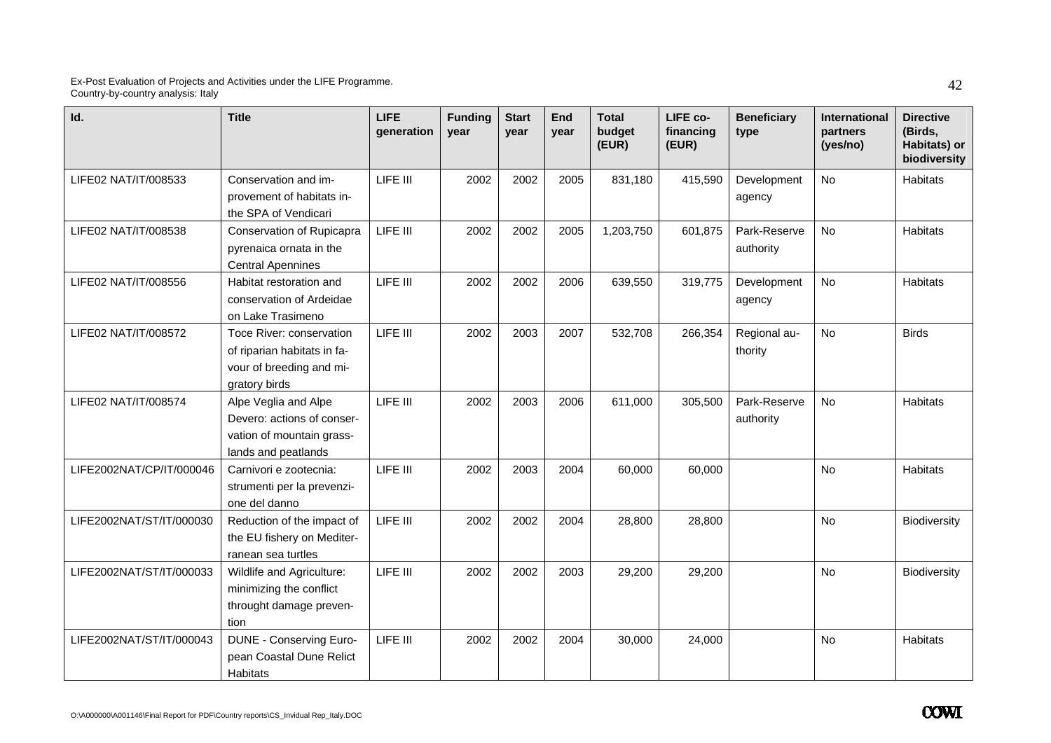| Id. | Title | LIFE generation | Funding year | Start year | End year | Total budget (EUR) | LIFE co-financing (EUR) | Beneficiary type | International partners (yes/no) | Directive (Birds, Habitats) or biodiversity |
|---|---|---|---|---|---|---|---|---|---|---|
| LIFE02 NAT/IT/008533 | Conservation and improvement of habitats in-the SPA of Vendicari | LIFE III | 2002 | 2002 | 2005 | 831,180 | 415,590 | Development agency | No | Habitats |
| LIFE02 NAT/IT/008538 | Conservation of Rupicapra pyrenaica ornata in the Central Apennines | LIFE III | 2002 | 2002 | 2005 | 1,203,750 | 601,875 | Park-Reserve authority | No | Habitats |
| LIFE02 NAT/IT/008556 | Habitat restoration and conservation of Ardeidae on Lake Trasimeno | LIFE III | 2002 | 2002 | 2006 | 639,550 | 319,775 | Development agency | No | Habitats |
| LIFE02 NAT/IT/008572 | Toce River: conservation of riparian habitats in favour of breeding and migratory birds | LIFE III | 2002 | 2003 | 2007 | 532,708 | 266,354 | Regional authority | No | Birds |
| LIFE02 NAT/IT/008574 | Alpe Veglia and Alpe Devero: actions of conservation of mountain grasslands and peatlands | LIFE III | 2002 | 2003 | 2006 | 611,000 | 305,500 | Park-Reserve authority | No | Habitats |
| LIFE2002NAT/CP/IT/000046 | Carnivori e zootecnia: strumenti per la prevenzione del danno | LIFE III | 2002 | 2003 | 2004 | 60,000 | 60,000 | | No | Habitats |
| LIFE2002NAT/ST/IT/000030 | Reduction of the impact of the EU fishery on Mediterranean sea turtles | LIFE III | 2002 | 2002 | 2004 | 28,800 | 28,800 | | No | Biodiversity |
| LIFE2002NAT/ST/IT/000033 | Wildlife and Agriculture: minimizing the conflict throught damage prevention | LIFE III | 2002 | 2002 | 2003 | 29,200 | 29,200 | | No | Biodiversity |
| LIFE2002NAT/ST/IT/000043 | DUNE - Conserving European Coastal Dune Relict Habitats | LIFE III | 2002 | 2002 | 2004 | 30,000 | 24,000 | | No | Habitats |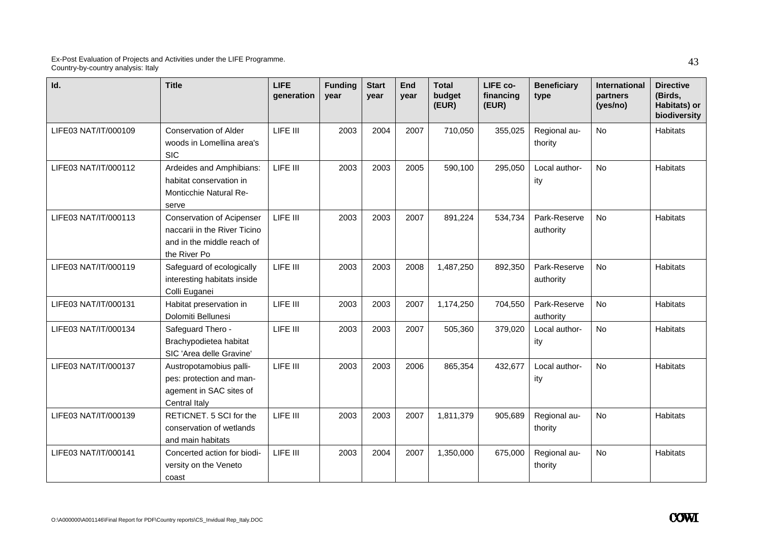| Id. | Title | LIFE generation | Funding year | Start year | End year | Total budget (EUR) | LIFE co-financing (EUR) | Beneficiary type | International partners (yes/no) | Directive (Birds, Habitats) or biodiversity |
|---|---|---|---|---|---|---|---|---|---|---|
| LIFE03 NAT/IT/000109 | Conservation of Alder woods in Lomellina area's SIC | LIFE III | 2003 | 2004 | 2007 | 710,050 | 355,025 | Regional authority | No | Habitats |
| LIFE03 NAT/IT/000112 | Ardeides and Amphibians: habitat conservation in Monticchie Natural Reserve | LIFE III | 2003 | 2003 | 2005 | 590,100 | 295,050 | Local authority | No | Habitats |
| LIFE03 NAT/IT/000113 | Conservation of Acipenser naccarii in the River Ticino and in the middle reach of the River Po | LIFE III | 2003 | 2003 | 2007 | 891,224 | 534,734 | Park-Reserve authority | No | Habitats |
| LIFE03 NAT/IT/000119 | Safeguard of ecologically interesting habitats inside Colli Euganei | LIFE III | 2003 | 2003 | 2008 | 1,487,250 | 892,350 | Park-Reserve authority | No | Habitats |
| LIFE03 NAT/IT/000131 | Habitat preservation in Dolomiti Bellunesi | LIFE III | 2003 | 2003 | 2007 | 1,174,250 | 704,550 | Park-Reserve authority | No | Habitats |
| LIFE03 NAT/IT/000134 | Safeguard Thero - Brachypodietea habitat SIC 'Area delle Gravine' | LIFE III | 2003 | 2003 | 2007 | 505,360 | 379,020 | Local authority | No | Habitats |
| LIFE03 NAT/IT/000137 | Austropotamobius pallipes: protection and management in SAC sites of Central Italy | LIFE III | 2003 | 2003 | 2006 | 865,354 | 432,677 | Local authority | No | Habitats |
| LIFE03 NAT/IT/000139 | RETICNET. 5 SCI for the conservation of wetlands and main habitats | LIFE III | 2003 | 2003 | 2007 | 1,811,379 | 905,689 | Regional authority | No | Habitats |
| LIFE03 NAT/IT/000141 | Concerted action for biodiversity on the Veneto coast | LIFE III | 2003 | 2004 | 2007 | 1,350,000 | 675,000 | Regional authority | No | Habitats |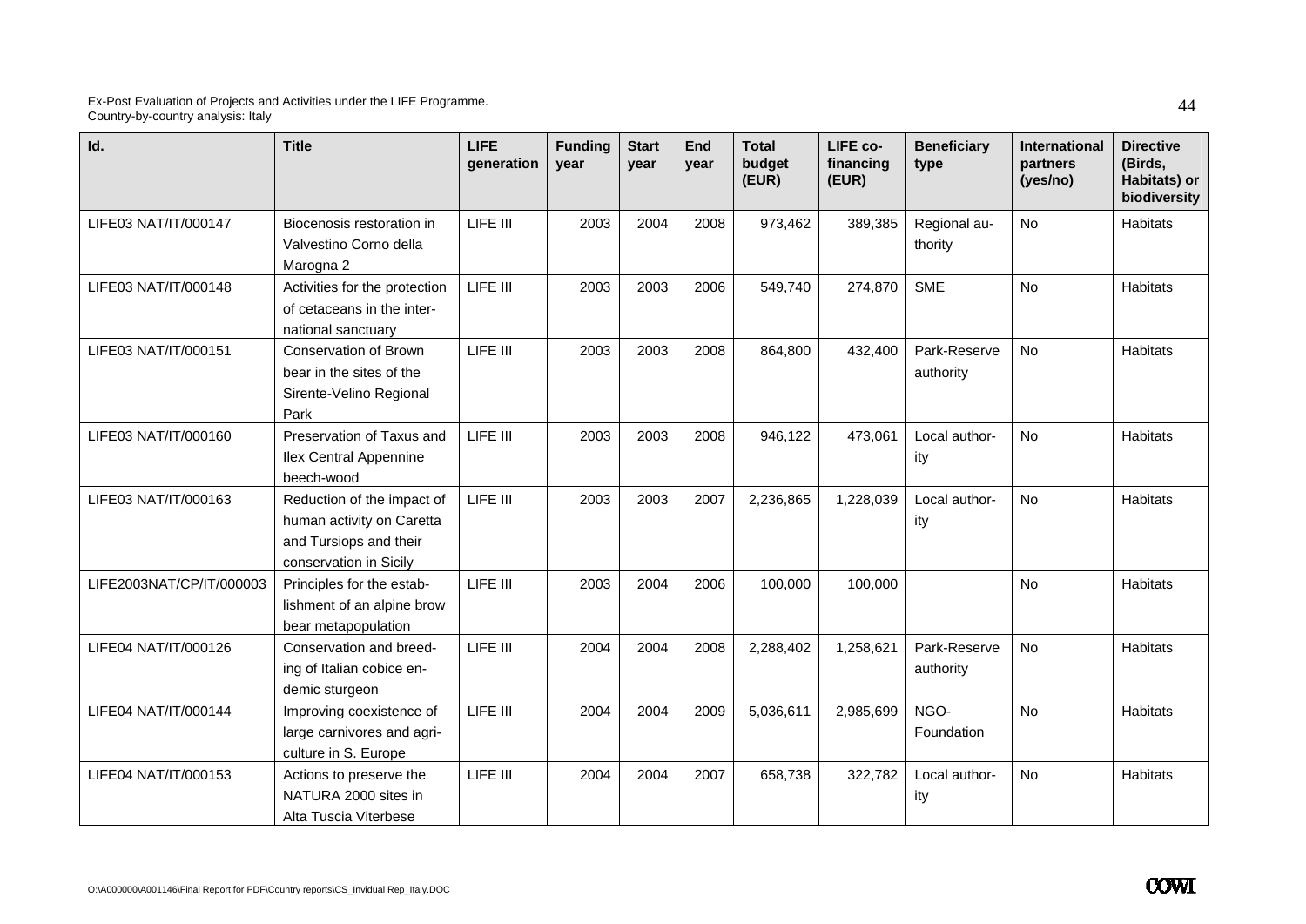| Id. | Title | LIFE generation | Funding year | Start year | End year | Total budget (EUR) | LIFE co-financing (EUR) | Beneficiary type | International partners (yes/no) | Directive (Birds, Habitats) or biodiversity |
|---|---|---|---|---|---|---|---|---|---|---|
| LIFE03 NAT/IT/000147 | Biocenosis restoration in Valvestino Corno della Marogna 2 | LIFE III | 2003 | 2004 | 2008 | 973,462 | 389,385 | Regional authority | No | Habitats |
| LIFE03 NAT/IT/000148 | Activities for the protection of cetaceans in the international sanctuary | LIFE III | 2003 | 2003 | 2006 | 549,740 | 274,870 | SME | No | Habitats |
| LIFE03 NAT/IT/000151 | Conservation of Brown bear in the sites of the Sirente-Velino Regional Park | LIFE III | 2003 | 2003 | 2008 | 864,800 | 432,400 | Park-Reserve authority | No | Habitats |
| LIFE03 NAT/IT/000160 | Preservation of Taxus and Ilex Central Appennine beech-wood | LIFE III | 2003 | 2003 | 2008 | 946,122 | 473,061 | Local authority | No | Habitats |
| LIFE03 NAT/IT/000163 | Reduction of the impact of human activity on Caretta and Tursiops and their conservation in Sicily | LIFE III | 2003 | 2003 | 2007 | 2,236,865 | 1,228,039 | Local authority | No | Habitats |
| LIFE2003NAT/CP/IT/000003 | Principles for the establishment of an alpine brow bear metapopulation | LIFE III | 2003 | 2004 | 2006 | 100,000 | 100,000 | | No | Habitats |
| LIFE04 NAT/IT/000126 | Conservation and breeding of Italian cobice endemic sturgeon | LIFE III | 2004 | 2004 | 2008 | 2,288,402 | 1,258,621 | Park-Reserve authority | No | Habitats |
| LIFE04 NAT/IT/000144 | Improving coexistence of large carnivores and agriculture in S. Europe | LIFE III | 2004 | 2004 | 2009 | 5,036,611 | 2,985,699 | NGO-Foundation | No | Habitats |
| LIFE04 NAT/IT/000153 | Actions to preserve the NATURA 2000 sites in Alta Tuscia Viterbese | LIFE III | 2004 | 2004 | 2007 | 658,738 | 322,782 | Local authority | No | Habitats |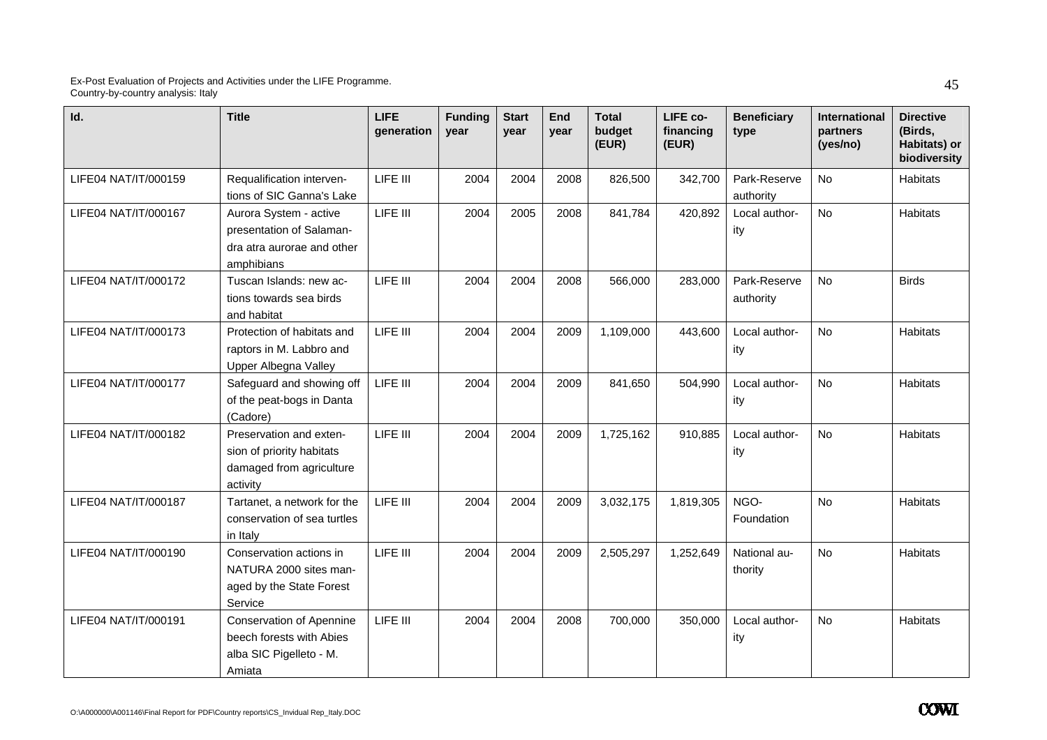| Id. | Title | LIFE generation | Funding year | Start year | End year | Total budget (EUR) | LIFE co-financing (EUR) | Beneficiary type | International partners (yes/no) | Directive (Birds, Habitats) or biodiversity |
|---|---|---|---|---|---|---|---|---|---|---|
| LIFE04 NAT/IT/000159 | Requalification interventions of SIC Ganna's Lake | LIFE III | 2004 | 2004 | 2008 | 826,500 | 342,700 | Park-Reserve authority | No | Habitats |
| LIFE04 NAT/IT/000167 | Aurora System - active presentation of Salamandra atra aurorae and other amphibians | LIFE III | 2004 | 2005 | 2008 | 841,784 | 420,892 | Local authority | No | Habitats |
| LIFE04 NAT/IT/000172 | Tuscan Islands: new actions towards sea birds and habitat | LIFE III | 2004 | 2004 | 2008 | 566,000 | 283,000 | Park-Reserve authority | No | Birds |
| LIFE04 NAT/IT/000173 | Protection of habitats and raptors in M. Labbro and Upper Albegna Valley | LIFE III | 2004 | 2004 | 2009 | 1,109,000 | 443,600 | Local authority | No | Habitats |
| LIFE04 NAT/IT/000177 | Safeguard and showing off of the peat-bogs in Danta (Cadore) | LIFE III | 2004 | 2004 | 2009 | 841,650 | 504,990 | Local authority | No | Habitats |
| LIFE04 NAT/IT/000182 | Preservation and extension of priority habitats damaged from agriculture activity | LIFE III | 2004 | 2004 | 2009 | 1,725,162 | 910,885 | Local authority | No | Habitats |
| LIFE04 NAT/IT/000187 | Tartanet, a network for the conservation of sea turtles in Italy | LIFE III | 2004 | 2004 | 2009 | 3,032,175 | 1,819,305 | NGO-Foundation | No | Habitats |
| LIFE04 NAT/IT/000190 | Conservation actions in NATURA 2000 sites managed by the State Forest Service | LIFE III | 2004 | 2004 | 2009 | 2,505,297 | 1,252,649 | National authority | No | Habitats |
| LIFE04 NAT/IT/000191 | Conservation of Apennine beech forests with Abies alba SIC Pigelleto - M. Amiata | LIFE III | 2004 | 2004 | 2008 | 700,000 | 350,000 | Local authority | No | Habitats |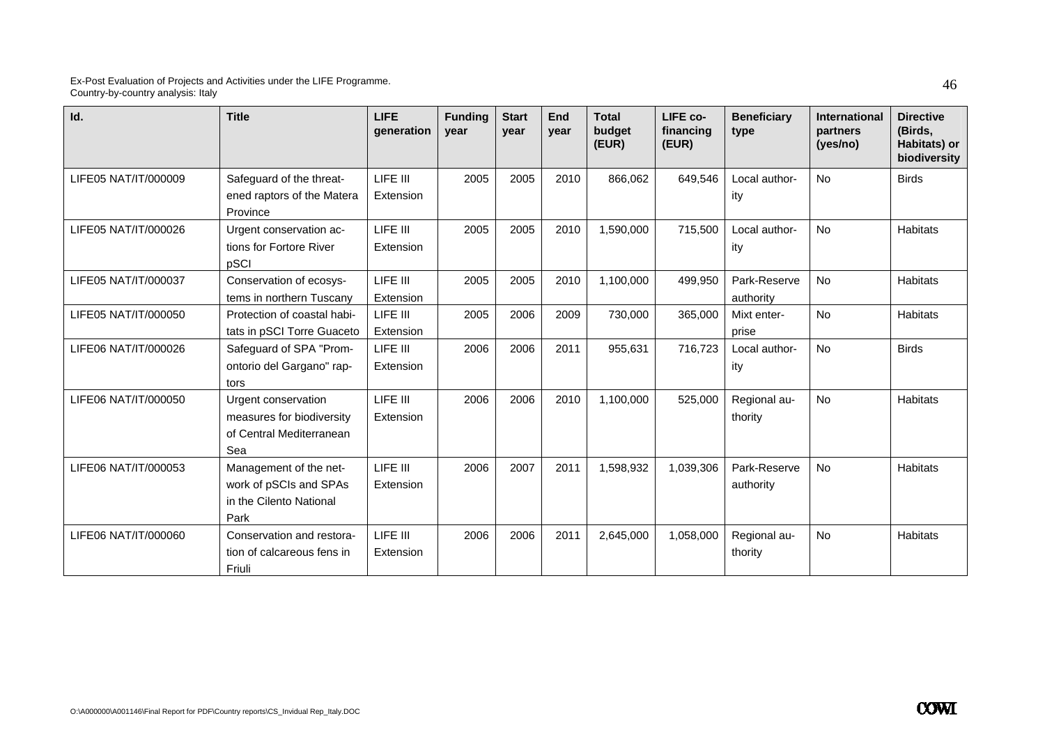| Id. | Title | LIFE generation | Funding year | Start year | End year | Total budget (EUR) | LIFE co-financing (EUR) | Beneficiary type | International partners (yes/no) | Directive (Birds, Habitats) or biodiversity |
|---|---|---|---|---|---|---|---|---|---|---|
| LIFE05 NAT/IT/000009 | Safeguard of the threatened raptors of the Matera Province | LIFE III Extension | 2005 | 2005 | 2010 | 866,062 | 649,546 | Local authority | No | Birds |
| LIFE05 NAT/IT/000026 | Urgent conservation actions for Fortore River pSCI | LIFE III Extension | 2005 | 2005 | 2010 | 1,590,000 | 715,500 | Local authority | No | Habitats |
| LIFE05 NAT/IT/000037 | Conservation of ecosystems in northern Tuscany | LIFE III Extension | 2005 | 2005 | 2010 | 1,100,000 | 499,950 | Park-Reserve authority | No | Habitats |
| LIFE05 NAT/IT/000050 | Protection of coastal habitats in pSCI Torre Guaceto | LIFE III Extension | 2005 | 2006 | 2009 | 730,000 | 365,000 | Mixt enterprise | No | Habitats |
| LIFE06 NAT/IT/000026 | Safeguard of SPA "Promontorio del Gargano" raptors | LIFE III Extension | 2006 | 2006 | 2011 | 955,631 | 716,723 | Local authority | No | Birds |
| LIFE06 NAT/IT/000050 | Urgent conservation measures for biodiversity of Central Mediterranean Sea | LIFE III Extension | 2006 | 2006 | 2010 | 1,100,000 | 525,000 | Regional authority | No | Habitats |
| LIFE06 NAT/IT/000053 | Management of the network of pSCIs and SPAs in the Cilento National Park | LIFE III Extension | 2006 | 2007 | 2011 | 1,598,932 | 1,039,306 | Park-Reserve authority | No | Habitats |
| LIFE06 NAT/IT/000060 | Conservation and restoration of calcareous fens in Friuli | LIFE III Extension | 2006 | 2006 | 2011 | 2,645,000 | 1,058,000 | Regional authority | No | Habitats |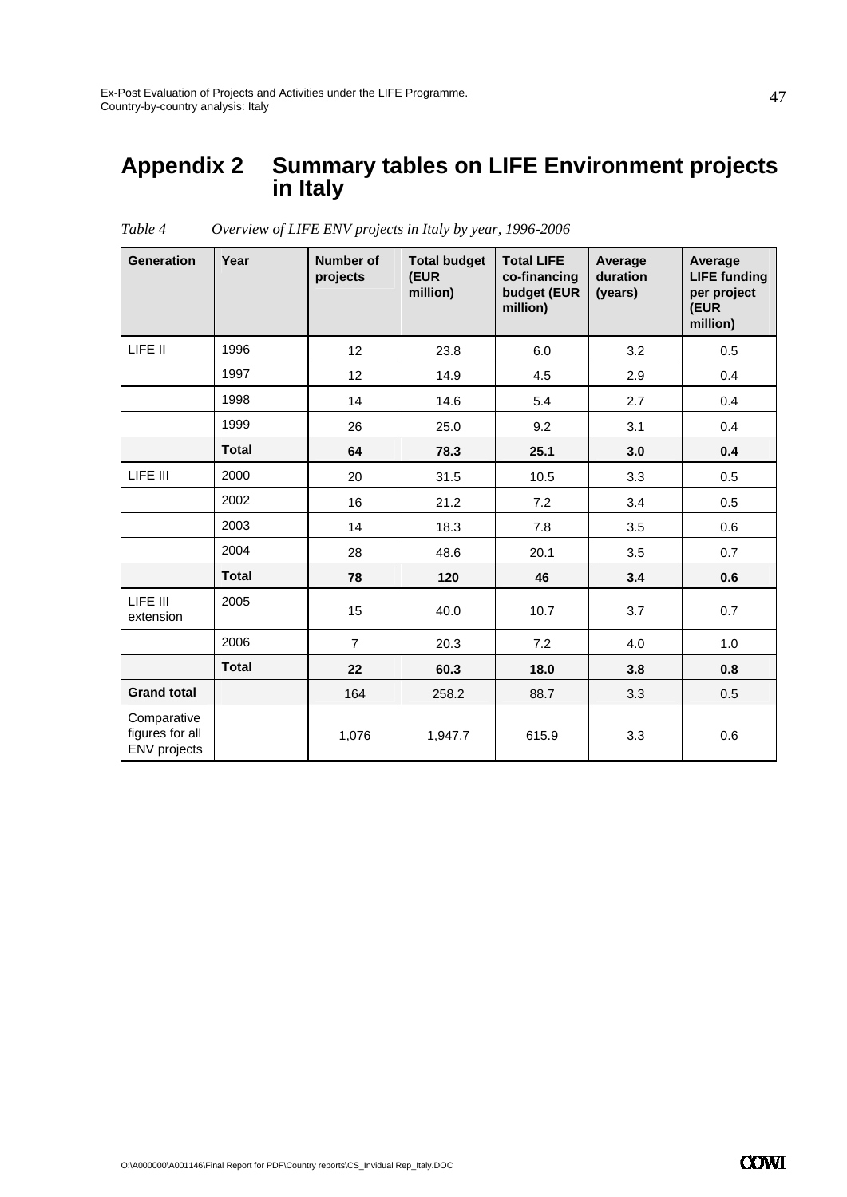# Appendix 2 Summary tables on LIFE Environment projects in Italy

*Table 4 Overview of LIFE ENV projects in Italy by year, 1996-2006*

| Generation | Year | Number of projects | Total budget (EUR million) | Total LIFE co-financing budget (EUR million) | Average duration (years) | Average LIFE funding per project (EUR million) |
|---|---|---|---|---|---|---|
| LIFE II | 1996 | 12 | 23.8 | 6.0 | 3.2 | 0.5 |
| | 1997 | 12 | 14.9 | 4.5 | 2.9 | 0.4 |
| | 1998 | 14 | 14.6 | 5.4 | 2.7 | 0.4 |
| | 1999 | 26 | 25.0 | 9.2 | 3.1 | 0.4 |
| | **Total** | **64** | **78.3** | **25.1** | **3.0** | **0.4** |
| LIFE III | 2000 | 20 | 31.5 | 10.5 | 3.3 | 0.5 |
| | 2002 | 16 | 21.2 | 7.2 | 3.4 | 0.5 |
| | 2003 | 14 | 18.3 | 7.8 | 3.5 | 0.6 |
| | 2004 | 28 | 48.6 | 20.1 | 3.5 | 0.7 |
| | **Total** | **78** | **120** | **46** | **3.4** | **0.6** |
| LIFE III extension | 2005 | 15 | 40.0 | 10.7 | 3.7 | 0.7 |
| | 2006 | 7 | 20.3 | 7.2 | 4.0 | 1.0 |
| | **Total** | **22** | **60.3** | **18.0** | **3.8** | **0.8** |
| **Grand total** | | 164 | 258.2 | 88.7 | 3.3 | 0.5 |
| Comparative figures for all ENV projects | | 1,076 | 1,947.7 | 615.9 | 3.3 | 0.6 |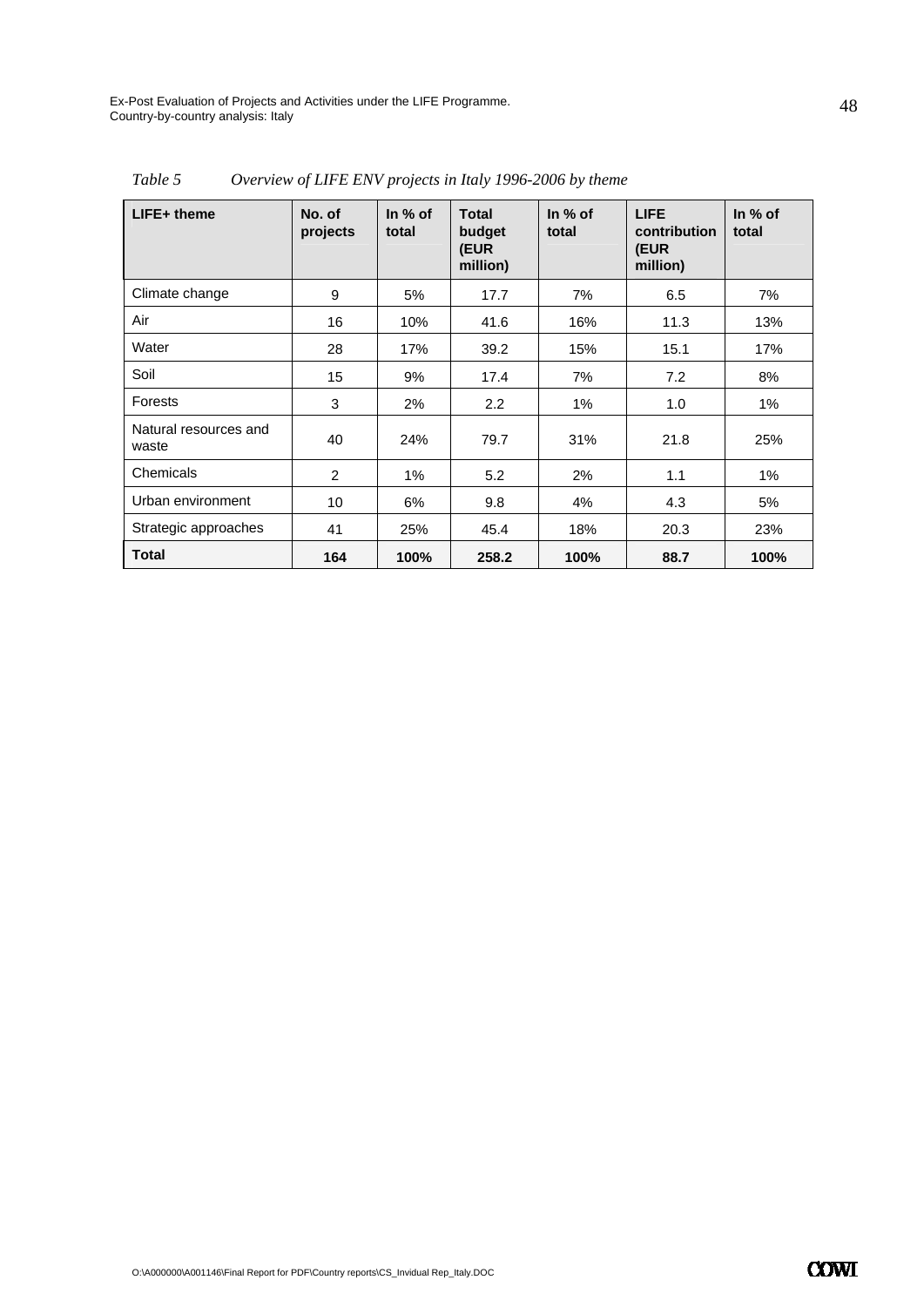*Table 5 Overview of LIFE ENV projects in Italy 1996-2006 by theme*

| LIFE+ theme | No. of projects | In % of total | Total budget (EUR million) | In % of total | LIFE contribution (EUR million) | In % of total |
|---|---|---|---|---|---|---|
| Climate change | 9 | 5% | 17.7 | 7% | 6.5 | 7% |
| Air | 16 | 10% | 41.6 | 16% | 11.3 | 13% |
| Water | 28 | 17% | 39.2 | 15% | 15.1 | 17% |
| Soil | 15 | 9% | 17.4 | 7% | 7.2 | 8% |
| Forests | 3 | 2% | 2.2 | 1% | 1.0 | 1% |
| Natural resources and waste | 40 | 24% | 79.7 | 31% | 21.8 | 25% |
| Chemicals | 2 | 1% | 5.2 | 2% | 1.1 | 1% |
| Urban environment | 10 | 6% | 9.8 | 4% | 4.3 | 5% |
| Strategic approaches | 41 | 25% | 45.4 | 18% | 20.3 | 23% |
| **Total** | **164** | **100%** | **258.2** | **100%** | **88.7** | **100%** |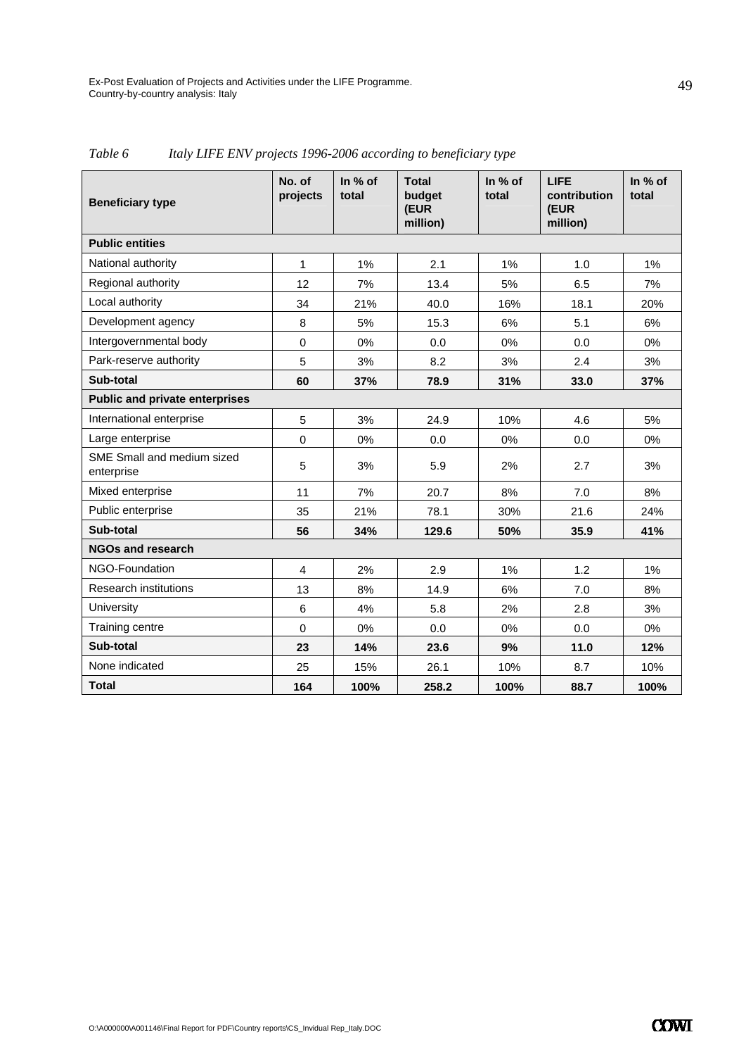*Table 6 Italy LIFE ENV projects 1996-2006 according to beneficiary type*

| Beneficiary type | No. of projects | In % of total | Total budget (EUR million) | In % of total | LIFE contribution (EUR million) | In % of total |
|---|---|---|---|---|---|---|
| **Public entities** | | | | | | |
| National authority | 1 | 1% | 2.1 | 1% | 1.0 | 1% |
| Regional authority | 12 | 7% | 13.4 | 5% | 6.5 | 7% |
| Local authority | 34 | 21% | 40.0 | 16% | 18.1 | 20% |
| Development agency | 8 | 5% | 15.3 | 6% | 5.1 | 6% |
| Intergovernmental body | 0 | 0% | 0.0 | 0% | 0.0 | 0% |
| Park-reserve authority | 5 | 3% | 8.2 | 3% | 2.4 | 3% |
| **Sub-total** | **60** | **37%** | **78.9** | **31%** | **33.0** | **37%** |
| **Public and private enterprises** | | | | | | |
| International enterprise | 5 | 3% | 24.9 | 10% | 4.6 | 5% |
| Large enterprise | 0 | 0% | 0.0 | 0% | 0.0 | 0% |
| SME Small and medium sized enterprise | 5 | 3% | 5.9 | 2% | 2.7 | 3% |
| Mixed enterprise | 11 | 7% | 20.7 | 8% | 7.0 | 8% |
| Public enterprise | 35 | 21% | 78.1 | 30% | 21.6 | 24% |
| **Sub-total** | **56** | **34%** | **129.6** | **50%** | **35.9** | **41%** |
| **NGOs and research** | | | | | | |
| NGO-Foundation | 4 | 2% | 2.9 | 1% | 1.2 | 1% |
| Research institutions | 13 | 8% | 14.9 | 6% | 7.0 | 8% |
| University | 6 | 4% | 5.8 | 2% | 2.8 | 3% |
| Training centre | 0 | 0% | 0.0 | 0% | 0.0 | 0% |
| **Sub-total** | **23** | **14%** | **23.6** | **9%** | **11.0** | **12%** |
| None indicated | 25 | 15% | 26.1 | 10% | 8.7 | 10% |
| **Total** | **164** | **100%** | **258.2** | **100%** | **88.7** | **100%** |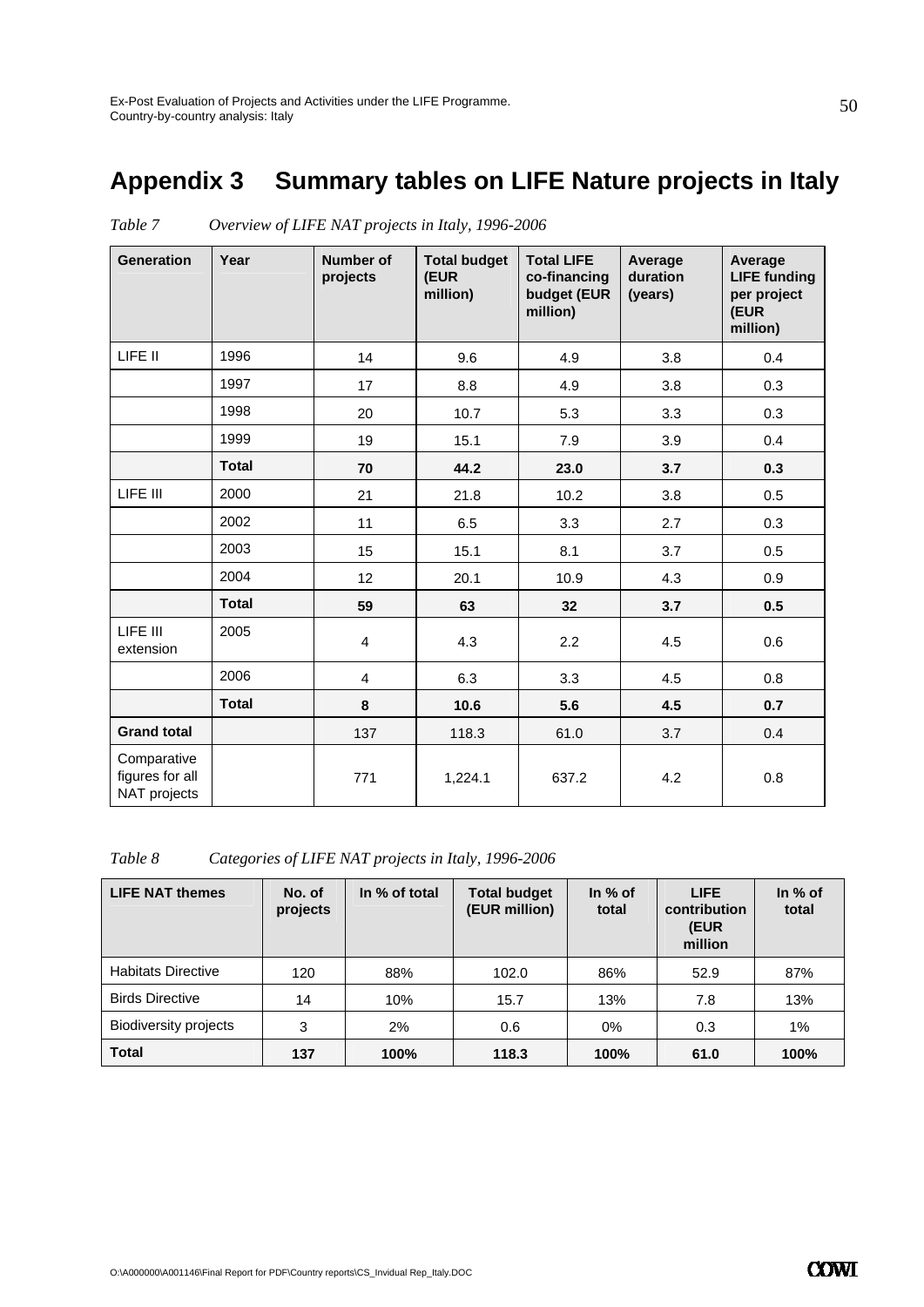# Appendix 3 Summary tables on LIFE Nature projects in Italy

*Table 7 Overview of LIFE NAT projects in Italy, 1996-2006*

| Generation | Year | Number of projects | Total budget (EUR million) | Total LIFE co-financing budget (EUR million) | Average duration (years) | Average LIFE funding per project (EUR million) |
|---|---|---|---|---|---|---|
| LIFE II | 1996 | 14 | 9.6 | 4.9 | 3.8 | 0.4 |
| | 1997 | 17 | 8.8 | 4.9 | 3.8 | 0.3 |
| | 1998 | 20 | 10.7 | 5.3 | 3.3 | 0.3 |
| | 1999 | 19 | 15.1 | 7.9 | 3.9 | 0.4 |
| | **Total** | **70** | **44.2** | **23.0** | **3.7** | **0.3** |
| LIFE III | 2000 | 21 | 21.8 | 10.2 | 3.8 | 0.5 |
| | 2002 | 11 | 6.5 | 3.3 | 2.7 | 0.3 |
| | 2003 | 15 | 15.1 | 8.1 | 3.7 | 0.5 |
| | 2004 | 12 | 20.1 | 10.9 | 4.3 | 0.9 |
| | **Total** | **59** | **63** | **32** | **3.7** | **0.5** |
| LIFE III extension | 2005 | 4 | 4.3 | 2.2 | 4.5 | 0.6 |
| | 2006 | 4 | 6.3 | 3.3 | 4.5 | 0.8 |
| | **Total** | **8** | **10.6** | **5.6** | **4.5** | **0.7** |
| **Grand total** | | 137 | 118.3 | 61.0 | 3.7 | 0.4 |
| Comparative figures for all NAT projects | | 771 | 1,224.1 | 637.2 | 4.2 | 0.8 |

*Table 8 Categories of LIFE NAT projects in Italy, 1996-2006*

| LIFE NAT themes | No. of projects | In % of total | Total budget (EUR million) | In % of total | LIFE contribution (EUR million | In % of total |
|---|---|---|---|---|---|---|
| Habitats Directive | 120 | 88% | 102.0 | 86% | 52.9 | 87% |
| Birds Directive | 14 | 10% | 15.7 | 13% | 7.8 | 13% |
| Biodiversity projects | 3 | 2% | 0.6 | 0% | 0.3 | 1% |
| **Total** | **137** | **100%** | **118.3** | **100%** | **61.0** | **100%** |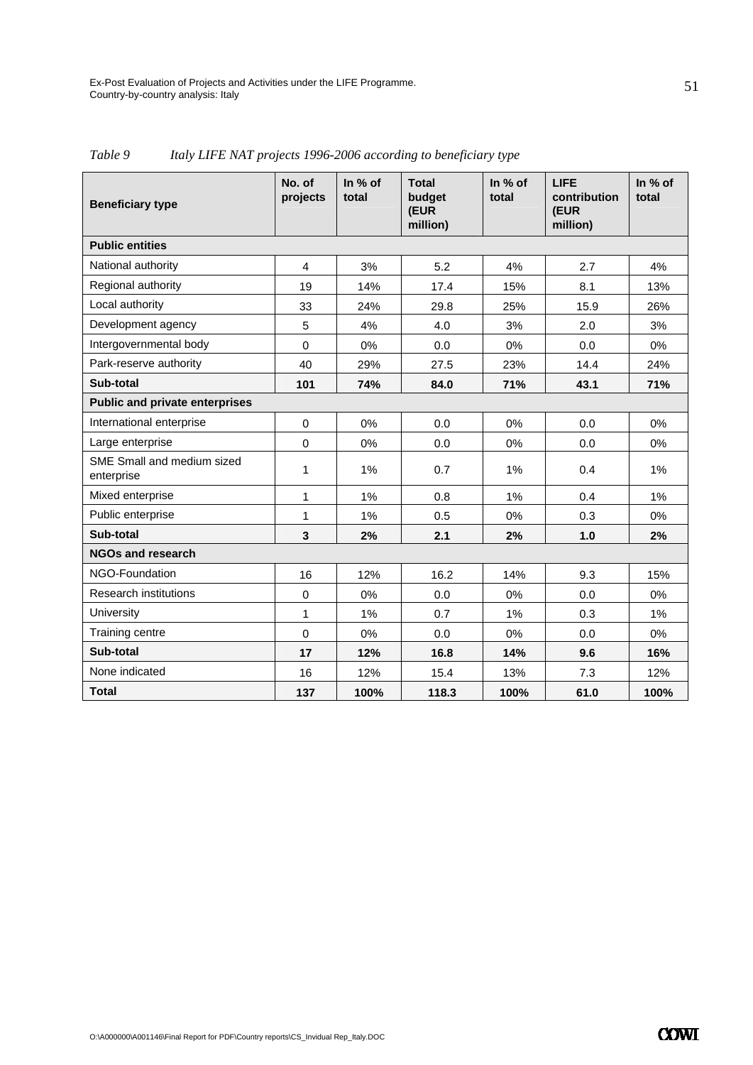*Table 9 Italy LIFE NAT projects 1996-2006 according to beneficiary type*

| Beneficiary type | No. of projects | In % of total | Total budget (EUR million) | In % of total | LIFE contribution (EUR million) | In % of total |
|---|---|---|---|---|---|---|
| **Public entities** | | | | | | |
| National authority | 4 | 3% | 5.2 | 4% | 2.7 | 4% |
| Regional authority | 19 | 14% | 17.4 | 15% | 8.1 | 13% |
| Local authority | 33 | 24% | 29.8 | 25% | 15.9 | 26% |
| Development agency | 5 | 4% | 4.0 | 3% | 2.0 | 3% |
| Intergovernmental body | 0 | 0% | 0.0 | 0% | 0.0 | 0% |
| Park-reserve authority | 40 | 29% | 27.5 | 23% | 14.4 | 24% |
| **Sub-total** | **101** | **74%** | **84.0** | **71%** | **43.1** | **71%** |
| **Public and private enterprises** | | | | | | |
| International enterprise | 0 | 0% | 0.0 | 0% | 0.0 | 0% |
| Large enterprise | 0 | 0% | 0.0 | 0% | 0.0 | 0% |
| SME Small and medium sized enterprise | 1 | 1% | 0.7 | 1% | 0.4 | 1% |
| Mixed enterprise | 1 | 1% | 0.8 | 1% | 0.4 | 1% |
| Public enterprise | 1 | 1% | 0.5 | 0% | 0.3 | 0% |
| **Sub-total** | **3** | **2%** | **2.1** | **2%** | **1.0** | **2%** |
| **NGOs and research** | | | | | | |
| NGO-Foundation | 16 | 12% | 16.2 | 14% | 9.3 | 15% |
| Research institutions | 0 | 0% | 0.0 | 0% | 0.0 | 0% |
| University | 1 | 1% | 0.7 | 1% | 0.3 | 1% |
| Training centre | 0 | 0% | 0.0 | 0% | 0.0 | 0% |
| **Sub-total** | **17** | **12%** | **16.8** | **14%** | **9.6** | **16%** |
| None indicated | 16 | 12% | 15.4 | 13% | 7.3 | 12% |
| **Total** | **137** | **100%** | **118.3** | **100%** | **61.0** | **100%** |